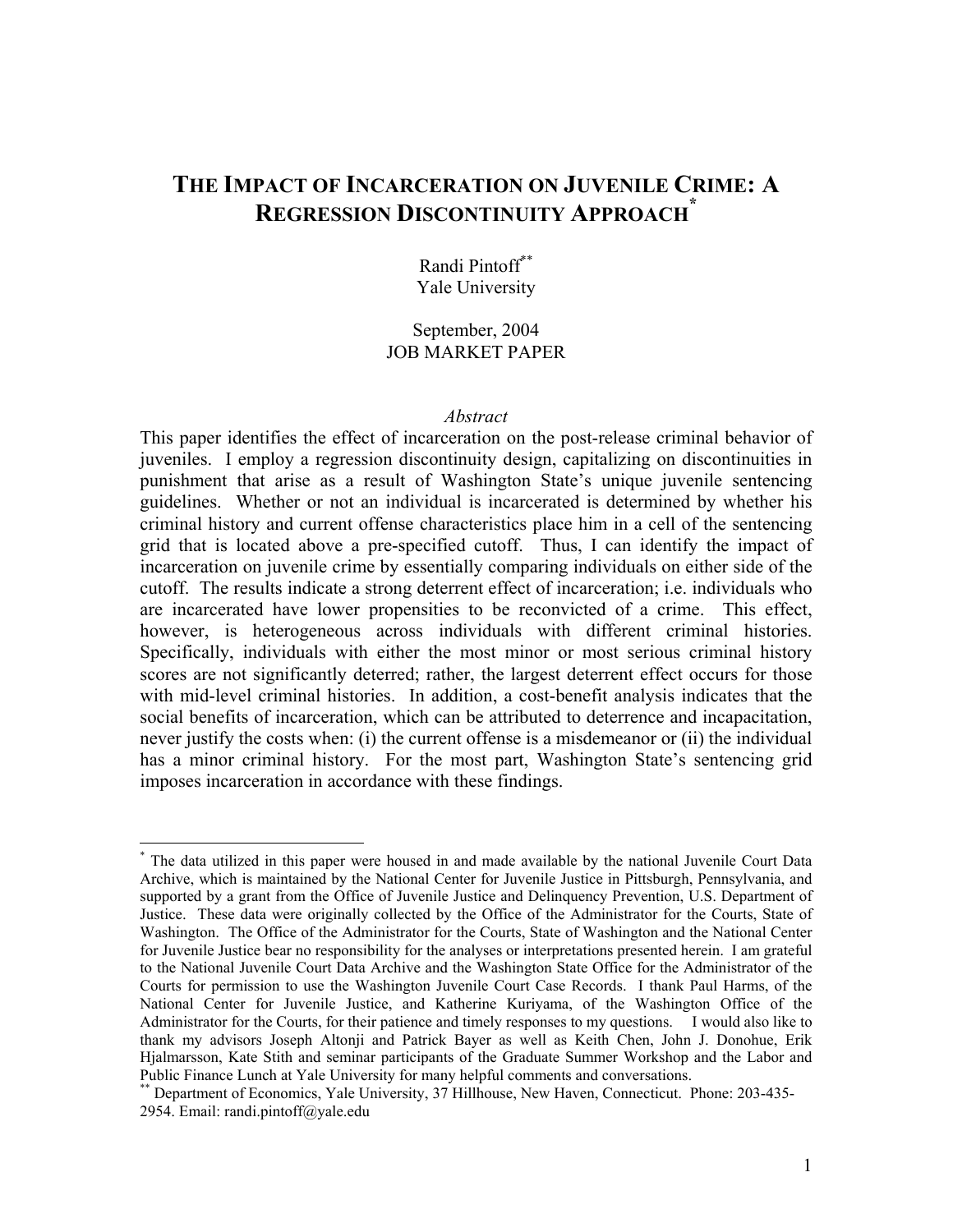# THE IMPACT OF INCARCERATION ON JUVENILE CRIME: A REGRESSION DISCONTINUITY APPROACH[*]

Randi Pintoff[**]
Yale University

September, 2004
JOB MARKET PAPER

*Abstract*

This paper identifies the effect of incarceration on the post-release criminal behavior of juveniles. I employ a regression discontinuity design, capitalizing on discontinuities in punishment that arise as a result of Washington State's unique juvenile sentencing guidelines. Whether or not an individual is incarcerated is determined by whether his criminal history and current offense characteristics place him in a cell of the sentencing grid that is located above a pre-specified cutoff. Thus, I can identify the impact of incarceration on juvenile crime by essentially comparing individuals on either side of the cutoff. The results indicate a strong deterrent effect of incarceration; i.e. individuals who are incarcerated have lower propensities to be reconvicted of a crime. This effect, however, is heterogeneous across individuals with different criminal histories. Specifically, individuals with either the most minor or most serious criminal history scores are not significantly deterred; rather, the largest deterrent effect occurs for those with mid-level criminal histories. In addition, a cost-benefit analysis indicates that the social benefits of incarceration, which can be attributed to deterrence and incapacitation, never justify the costs when: (i) the current offense is a misdemeanor or (ii) the individual has a minor criminal history. For the most part, Washington State's sentencing grid imposes incarceration in accordance with these findings.

---

[*] The data utilized in this paper were housed in and made available by the national Juvenile Court Data Archive, which is maintained by the National Center for Juvenile Justice in Pittsburgh, Pennsylvania, and supported by a grant from the Office of Juvenile Justice and Delinquency Prevention, U.S. Department of Justice. These data were originally collected by the Office of the Administrator for the Courts, State of Washington. The Office of the Administrator for the Courts, State of Washington and the National Center for Juvenile Justice bear no responsibility for the analyses or interpretations presented herein. I am grateful to the National Juvenile Court Data Archive and the Washington State Office for the Administrator of the Courts for permission to use the Washington Juvenile Court Case Records. I thank Paul Harms, of the National Center for Juvenile Justice, and Katherine Kuriyama, of the Washington Office of the Administrator for the Courts, for their patience and timely responses to my questions. I would also like to thank my advisors Joseph Altonji and Patrick Bayer as well as Keith Chen, John J. Donohue, Erik Hjalmarsson, Kate Stith and seminar participants of the Graduate Summer Workshop and the Labor and Public Finance Lunch at Yale University for many helpful comments and conversations.

[**] Department of Economics, Yale University, 37 Hillhouse, New Haven, Connecticut. Phone: 203-435-2954. Email: randi.pintoff@yale.edu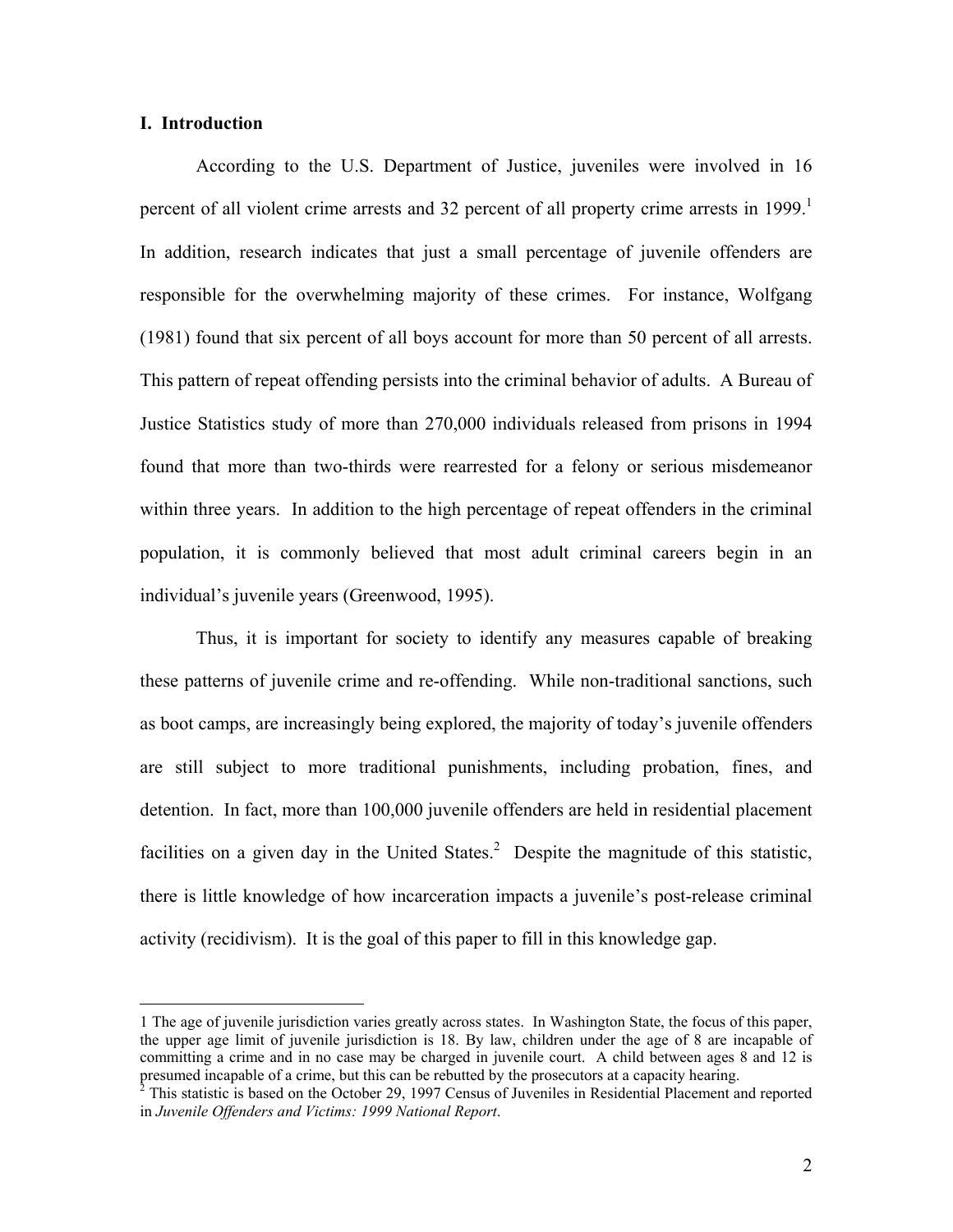## I. Introduction

According to the U.S. Department of Justice, juveniles were involved in 16 percent of all violent crime arrests and 32 percent of all property crime arrests in 1999.[1] In addition, research indicates that just a small percentage of juvenile offenders are responsible for the overwhelming majority of these crimes. For instance, Wolfgang (1981) found that six percent of all boys account for more than 50 percent of all arrests. This pattern of repeat offending persists into the criminal behavior of adults. A Bureau of Justice Statistics study of more than 270,000 individuals released from prisons in 1994 found that more than two-thirds were rearrested for a felony or serious misdemeanor within three years. In addition to the high percentage of repeat offenders in the criminal population, it is commonly believed that most adult criminal careers begin in an individual's juvenile years (Greenwood, 1995).

Thus, it is important for society to identify any measures capable of breaking these patterns of juvenile crime and re-offending. While non-traditional sanctions, such as boot camps, are increasingly being explored, the majority of today's juvenile offenders are still subject to more traditional punishments, including probation, fines, and detention. In fact, more than 100,000 juvenile offenders are held in residential placement facilities on a given day in the United States.[2] Despite the magnitude of this statistic, there is little knowledge of how incarceration impacts a juvenile's post-release criminal activity (recidivism). It is the goal of this paper to fill in this knowledge gap.

---

1 The age of juvenile jurisdiction varies greatly across states. In Washington State, the focus of this paper, the upper age limit of juvenile jurisdiction is 18. By law, children under the age of 8 are incapable of committing a crime and in no case may be charged in juvenile court. A child between ages 8 and 12 is presumed incapable of a crime, but this can be rebutted by the prosecutors at a capacity hearing.

2 This statistic is based on the October 29, 1997 Census of Juveniles in Residential Placement and reported in *Juvenile Offenders and Victims: 1999 National Report*.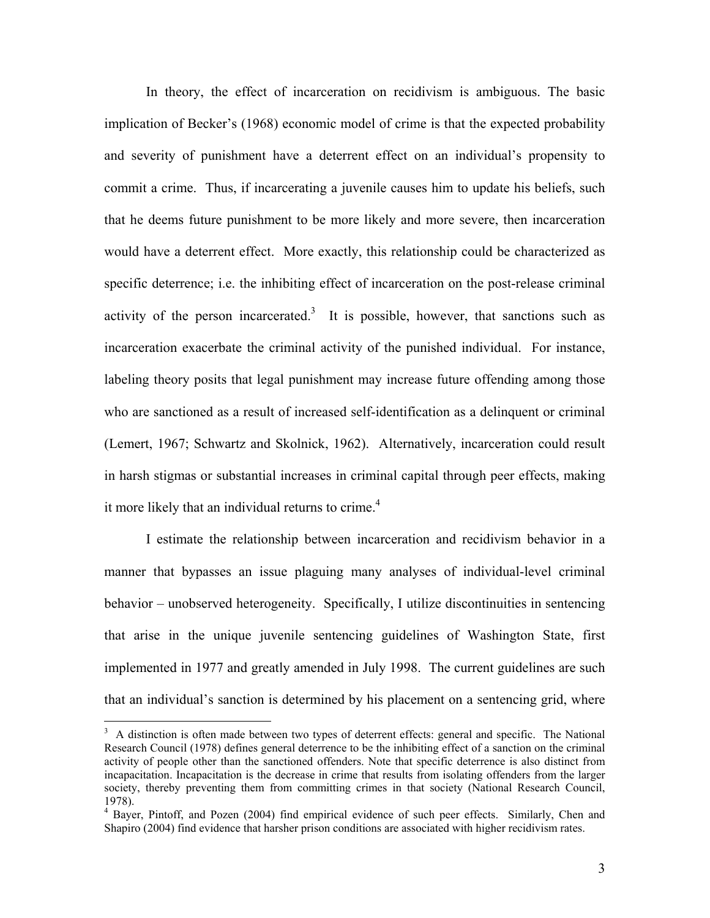In theory, the effect of incarceration on recidivism is ambiguous. The basic implication of Becker's (1968) economic model of crime is that the expected probability and severity of punishment have a deterrent effect on an individual's propensity to commit a crime. Thus, if incarcerating a juvenile causes him to update his beliefs, such that he deems future punishment to be more likely and more severe, then incarceration would have a deterrent effect. More exactly, this relationship could be characterized as specific deterrence; i.e. the inhibiting effect of incarceration on the post-release criminal activity of the person incarcerated.[3] It is possible, however, that sanctions such as incarceration exacerbate the criminal activity of the punished individual. For instance, labeling theory posits that legal punishment may increase future offending among those who are sanctioned as a result of increased self-identification as a delinquent or criminal (Lemert, 1967; Schwartz and Skolnick, 1962). Alternatively, incarceration could result in harsh stigmas or substantial increases in criminal capital through peer effects, making it more likely that an individual returns to crime.[4]

I estimate the relationship between incarceration and recidivism behavior in a manner that bypasses an issue plaguing many analyses of individual-level criminal behavior – unobserved heterogeneity. Specifically, I utilize discontinuities in sentencing that arise in the unique juvenile sentencing guidelines of Washington State, first implemented in 1977 and greatly amended in July 1998. The current guidelines are such that an individual's sanction is determined by his placement on a sentencing grid, where

---

[3] A distinction is often made between two types of deterrent effects: general and specific. The National Research Council (1978) defines general deterrence to be the inhibiting effect of a sanction on the criminal activity of people other than the sanctioned offenders. Note that specific deterrence is also distinct from incapacitation. Incapacitation is the decrease in crime that results from isolating offenders from the larger society, thereby preventing them from committing crimes in that society (National Research Council, 1978).

[4] Bayer, Pintoff, and Pozen (2004) find empirical evidence of such peer effects. Similarly, Chen and Shapiro (2004) find evidence that harsher prison conditions are associated with higher recidivism rates.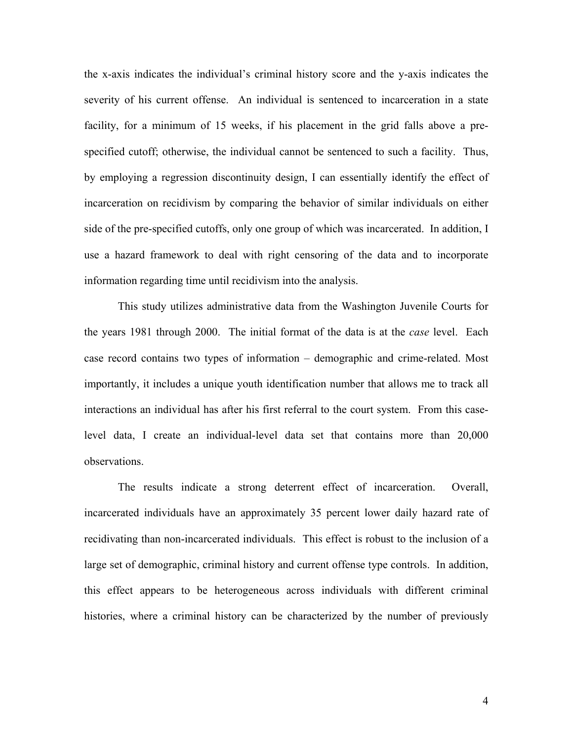the x-axis indicates the individual's criminal history score and the y-axis indicates the severity of his current offense. An individual is sentenced to incarceration in a state facility, for a minimum of 15 weeks, if his placement in the grid falls above a pre-specified cutoff; otherwise, the individual cannot be sentenced to such a facility. Thus, by employing a regression discontinuity design, I can essentially identify the effect of incarceration on recidivism by comparing the behavior of similar individuals on either side of the pre-specified cutoffs, only one group of which was incarcerated. In addition, I use a hazard framework to deal with right censoring of the data and to incorporate information regarding time until recidivism into the analysis.

This study utilizes administrative data from the Washington Juvenile Courts for the years 1981 through 2000. The initial format of the data is at the *case* level. Each case record contains two types of information – demographic and crime-related. Most importantly, it includes a unique youth identification number that allows me to track all interactions an individual has after his first referral to the court system. From this case-level data, I create an individual-level data set that contains more than 20,000 observations.

The results indicate a strong deterrent effect of incarceration. Overall, incarcerated individuals have an approximately 35 percent lower daily hazard rate of recidivating than non-incarcerated individuals. This effect is robust to the inclusion of a large set of demographic, criminal history and current offense type controls. In addition, this effect appears to be heterogeneous across individuals with different criminal histories, where a criminal history can be characterized by the number of previously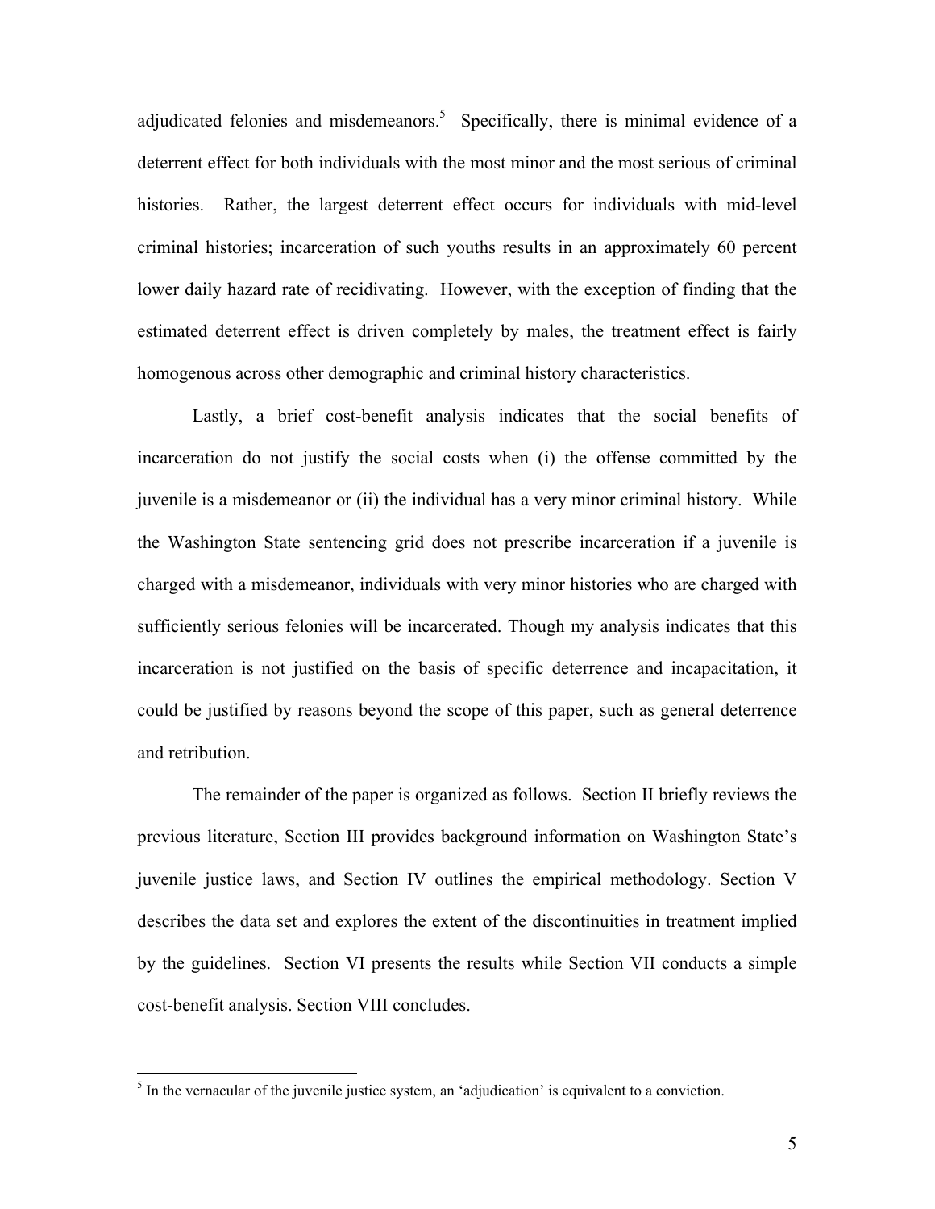adjudicated felonies and misdemeanors.[5] Specifically, there is minimal evidence of a deterrent effect for both individuals with the most minor and the most serious of criminal histories. Rather, the largest deterrent effect occurs for individuals with mid-level criminal histories; incarceration of such youths results in an approximately 60 percent lower daily hazard rate of recidivating. However, with the exception of finding that the estimated deterrent effect is driven completely by males, the treatment effect is fairly homogenous across other demographic and criminal history characteristics.

Lastly, a brief cost-benefit analysis indicates that the social benefits of incarceration do not justify the social costs when (i) the offense committed by the juvenile is a misdemeanor or (ii) the individual has a very minor criminal history. While the Washington State sentencing grid does not prescribe incarceration if a juvenile is charged with a misdemeanor, individuals with very minor histories who are charged with sufficiently serious felonies will be incarcerated. Though my analysis indicates that this incarceration is not justified on the basis of specific deterrence and incapacitation, it could be justified by reasons beyond the scope of this paper, such as general deterrence and retribution.

The remainder of the paper is organized as follows. Section II briefly reviews the previous literature, Section III provides background information on Washington State's juvenile justice laws, and Section IV outlines the empirical methodology. Section V describes the data set and explores the extent of the discontinuities in treatment implied by the guidelines. Section VI presents the results while Section VII conducts a simple cost-benefit analysis. Section VIII concludes.

[5] In the vernacular of the juvenile justice system, an 'adjudication' is equivalent to a conviction.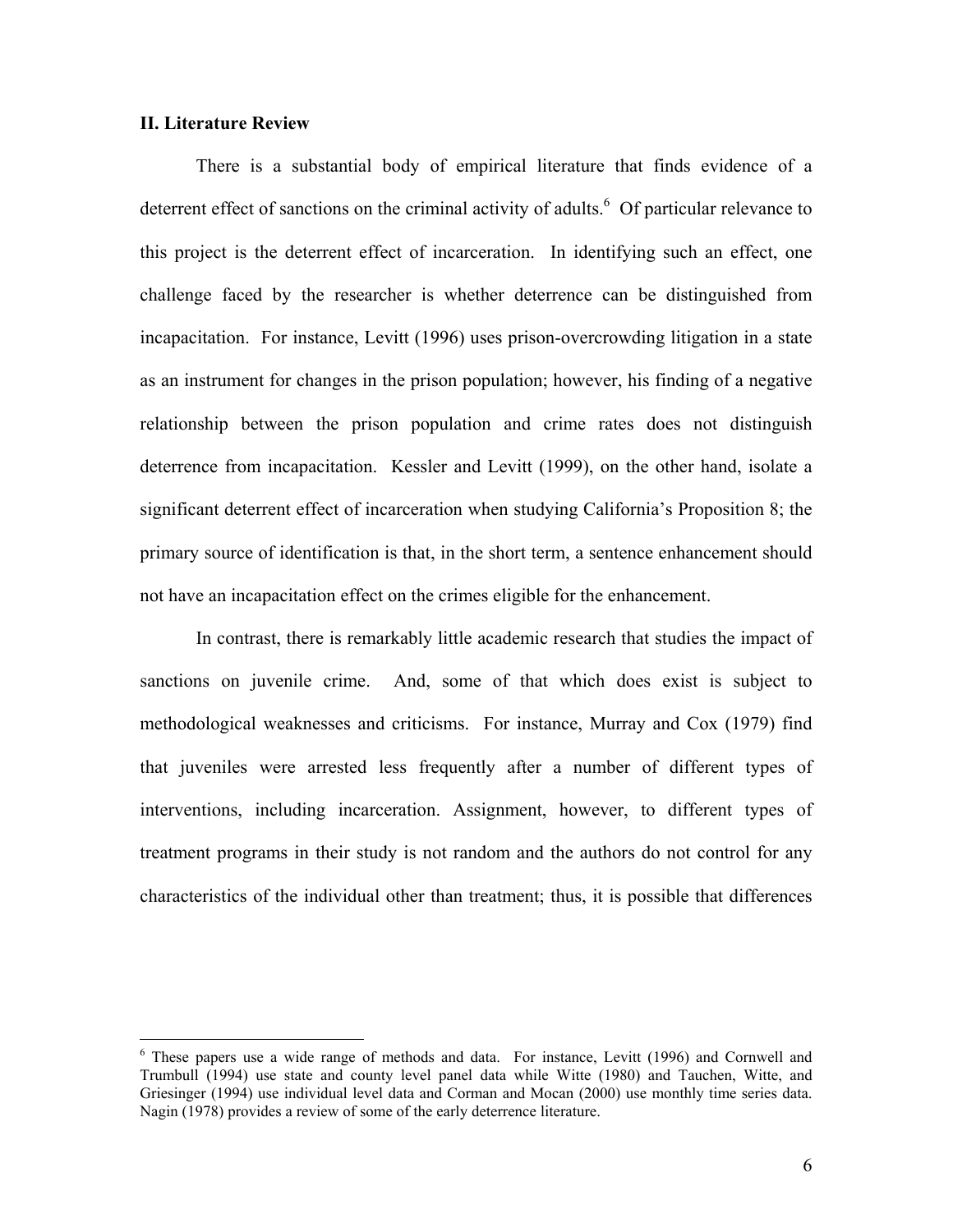## II. Literature Review

There is a substantial body of empirical literature that finds evidence of a deterrent effect of sanctions on the criminal activity of adults.[6] Of particular relevance to this project is the deterrent effect of incarceration. In identifying such an effect, one challenge faced by the researcher is whether deterrence can be distinguished from incapacitation. For instance, Levitt (1996) uses prison-overcrowding litigation in a state as an instrument for changes in the prison population; however, his finding of a negative relationship between the prison population and crime rates does not distinguish deterrence from incapacitation. Kessler and Levitt (1999), on the other hand, isolate a significant deterrent effect of incarceration when studying California's Proposition 8; the primary source of identification is that, in the short term, a sentence enhancement should not have an incapacitation effect on the crimes eligible for the enhancement.

In contrast, there is remarkably little academic research that studies the impact of sanctions on juvenile crime. And, some of that which does exist is subject to methodological weaknesses and criticisms. For instance, Murray and Cox (1979) find that juveniles were arrested less frequently after a number of different types of interventions, including incarceration. Assignment, however, to different types of treatment programs in their study is not random and the authors do not control for any characteristics of the individual other than treatment; thus, it is possible that differences

---

[6] These papers use a wide range of methods and data. For instance, Levitt (1996) and Cornwell and Trumbull (1994) use state and county level panel data while Witte (1980) and Tauchen, Witte, and Griesinger (1994) use individual level data and Corman and Mocan (2000) use monthly time series data. Nagin (1978) provides a review of some of the early deterrence literature.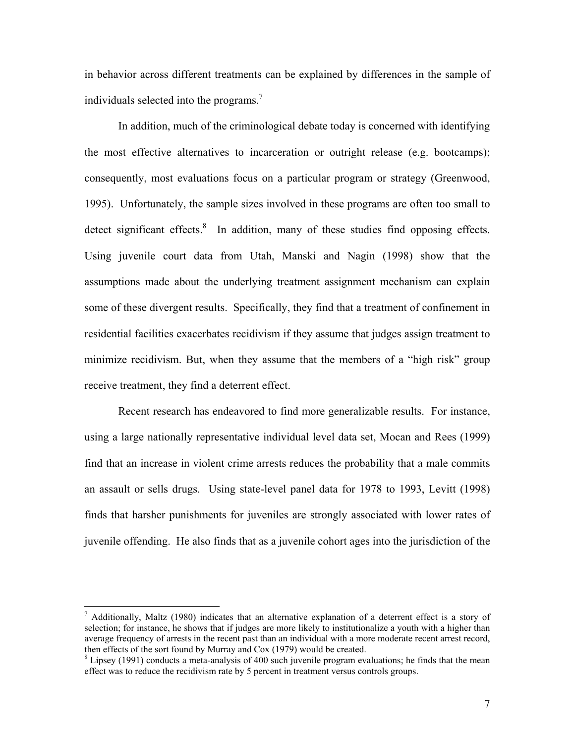in behavior across different treatments can be explained by differences in the sample of individuals selected into the programs.[7]

In addition, much of the criminological debate today is concerned with identifying the most effective alternatives to incarceration or outright release (e.g. bootcamps); consequently, most evaluations focus on a particular program or strategy (Greenwood, 1995). Unfortunately, the sample sizes involved in these programs are often too small to detect significant effects.[8] In addition, many of these studies find opposing effects. Using juvenile court data from Utah, Manski and Nagin (1998) show that the assumptions made about the underlying treatment assignment mechanism can explain some of these divergent results. Specifically, they find that a treatment of confinement in residential facilities exacerbates recidivism if they assume that judges assign treatment to minimize recidivism. But, when they assume that the members of a "high risk" group receive treatment, they find a deterrent effect.

Recent research has endeavored to find more generalizable results. For instance, using a large nationally representative individual level data set, Mocan and Rees (1999) find that an increase in violent crime arrests reduces the probability that a male commits an assault or sells drugs. Using state-level panel data for 1978 to 1993, Levitt (1998) finds that harsher punishments for juveniles are strongly associated with lower rates of juvenile offending. He also finds that as a juvenile cohort ages into the jurisdiction of the

[7] Additionally, Maltz (1980) indicates that an alternative explanation of a deterrent effect is a story of selection; for instance, he shows that if judges are more likely to institutionalize a youth with a higher than average frequency of arrests in the recent past than an individual with a more moderate recent arrest record, then effects of the sort found by Murray and Cox (1979) would be created.

[8] Lipsey (1991) conducts a meta-analysis of 400 such juvenile program evaluations; he finds that the mean effect was to reduce the recidivism rate by 5 percent in treatment versus controls groups.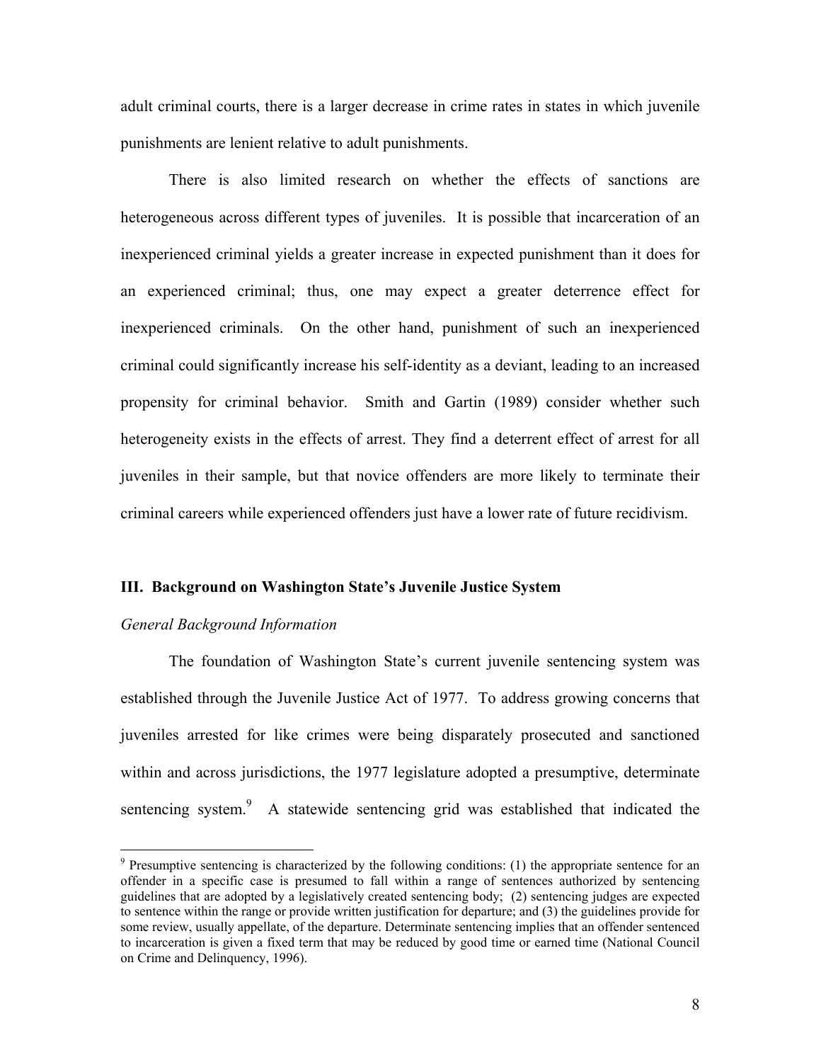adult criminal courts, there is a larger decrease in crime rates in states in which juvenile punishments are lenient relative to adult punishments.

There is also limited research on whether the effects of sanctions are heterogeneous across different types of juveniles. It is possible that incarceration of an inexperienced criminal yields a greater increase in expected punishment than it does for an experienced criminal; thus, one may expect a greater deterrence effect for inexperienced criminals. On the other hand, punishment of such an inexperienced criminal could significantly increase his self-identity as a deviant, leading to an increased propensity for criminal behavior. Smith and Gartin (1989) consider whether such heterogeneity exists in the effects of arrest. They find a deterrent effect of arrest for all juveniles in their sample, but that novice offenders are more likely to terminate their criminal careers while experienced offenders just have a lower rate of future recidivism.

## III. Background on Washington State's Juvenile Justice System

*General Background Information*

The foundation of Washington State's current juvenile sentencing system was established through the Juvenile Justice Act of 1977. To address growing concerns that juveniles arrested for like crimes were being disparately prosecuted and sanctioned within and across jurisdictions, the 1977 legislature adopted a presumptive, determinate sentencing system.[9] A statewide sentencing grid was established that indicated the

[9] Presumptive sentencing is characterized by the following conditions: (1) the appropriate sentence for an offender in a specific case is presumed to fall within a range of sentences authorized by sentencing guidelines that are adopted by a legislatively created sentencing body; (2) sentencing judges are expected to sentence within the range or provide written justification for departure; and (3) the guidelines provide for some review, usually appellate, of the departure. Determinate sentencing implies that an offender sentenced to incarceration is given a fixed term that may be reduced by good time or earned time (National Council on Crime and Delinquency, 1996).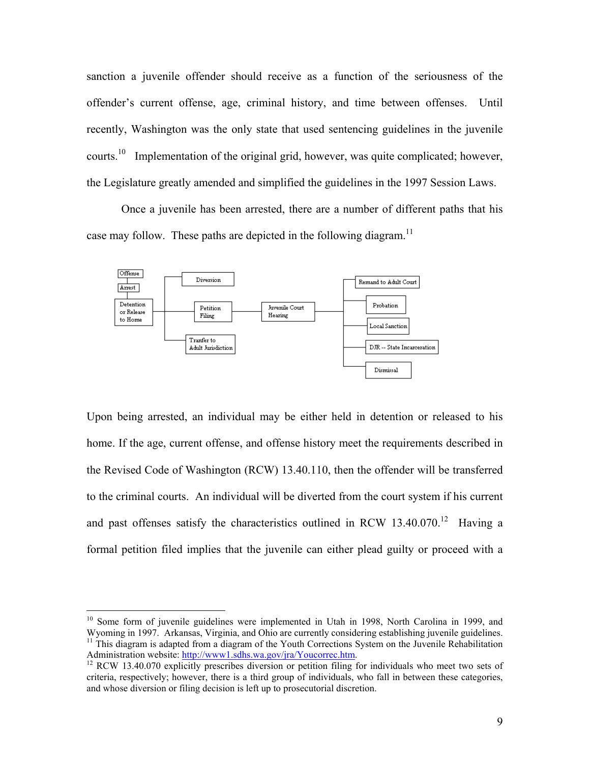sanction a juvenile offender should receive as a function of the seriousness of the offender's current offense, age, criminal history, and time between offenses. Until recently, Washington was the only state that used sentencing guidelines in the juvenile courts.[10] Implementation of the original grid, however, was quite complicated; however, the Legislature greatly amended and simplified the guidelines in the 1997 Session Laws.

Once a juvenile has been arrested, there are a number of different paths that his case may follow. These paths are depicted in the following diagram.[11]

- Offense
- Arrest
- Detention or Release to Home
  - Diversion
  - Petition Filing
    - Juvenile Court Hearing
      - Remand to Adult Court
      - Probation
      - Local Sanction
      - DJR -- State Incarceration
      - Dismissal
  - Tranfer to Adult Jurisdiction

Upon being arrested, an individual may be either held in detention or released to his home. If the age, current offense, and offense history meet the requirements described in the Revised Code of Washington (RCW) 13.40.110, then the offender will be transferred to the criminal courts. An individual will be diverted from the court system if his current and past offenses satisfy the characteristics outlined in RCW 13.40.070.[12] Having a formal petition filed implies that the juvenile can either plead guilty or proceed with a

---

[10] Some form of juvenile guidelines were implemented in Utah in 1998, North Carolina in 1999, and Wyoming in 1997. Arkansas, Virginia, and Ohio are currently considering establishing juvenile guidelines.

[11] This diagram is adapted from a diagram of the Youth Corrections System on the Juvenile Rehabilitation Administration website: http://www1.sdhs.wa.gov/jra/Youcorrec.htm.

[12] RCW 13.40.070 explicitly prescribes diversion or petition filing for individuals who meet two sets of criteria, respectively; however, there is a third group of individuals, who fall in between these categories, and whose diversion or filing decision is left up to prosecutorial discretion.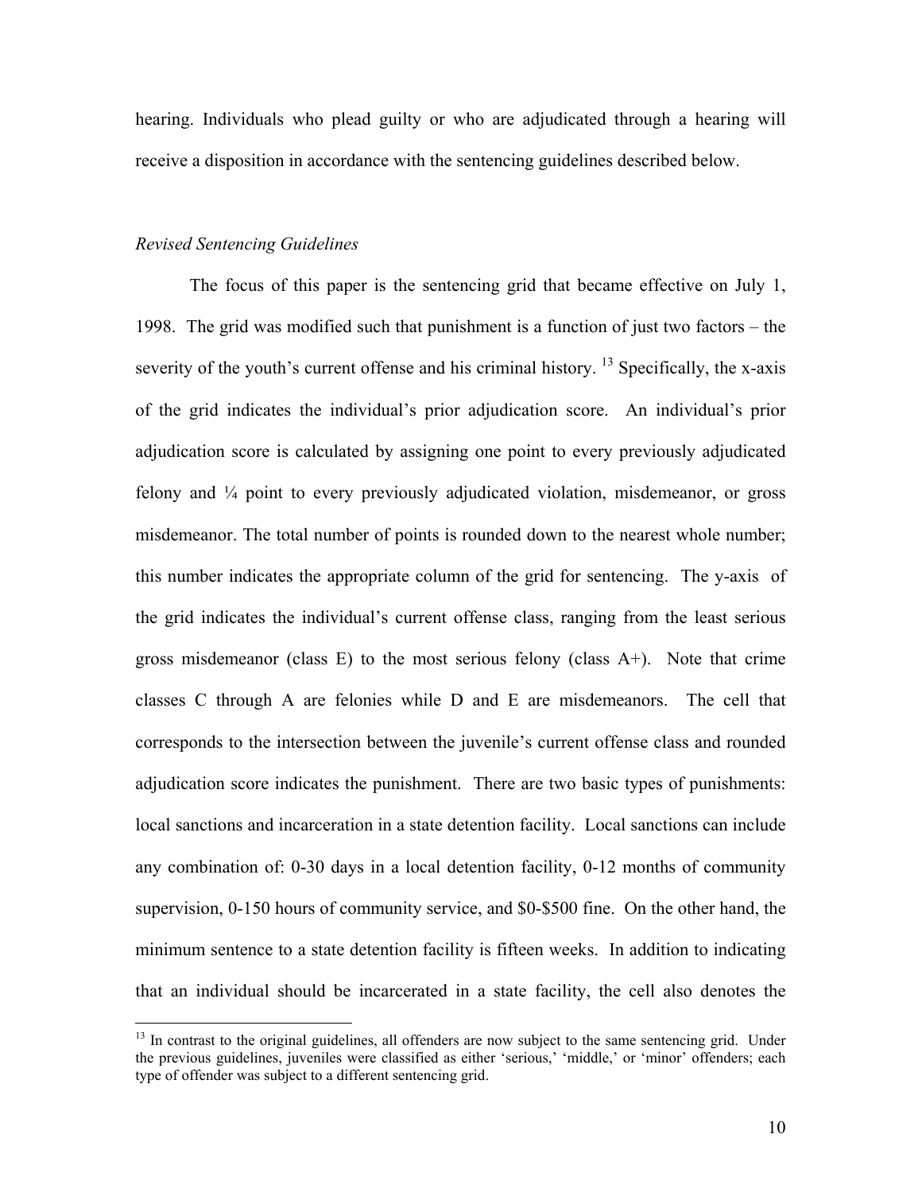hearing. Individuals who plead guilty or who are adjudicated through a hearing will receive a disposition in accordance with the sentencing guidelines described below.

*Revised Sentencing Guidelines*

The focus of this paper is the sentencing grid that became effective on July 1, 1998. The grid was modified such that punishment is a function of just two factors – the severity of the youth's current offense and his criminal history. [13] Specifically, the x-axis of the grid indicates the individual's prior adjudication score. An individual's prior adjudication score is calculated by assigning one point to every previously adjudicated felony and ¼ point to every previously adjudicated violation, misdemeanor, or gross misdemeanor. The total number of points is rounded down to the nearest whole number; this number indicates the appropriate column of the grid for sentencing. The y-axis of the grid indicates the individual's current offense class, ranging from the least serious gross misdemeanor (class E) to the most serious felony (class A+). Note that crime classes C through A are felonies while D and E are misdemeanors. The cell that corresponds to the intersection between the juvenile's current offense class and rounded adjudication score indicates the punishment. There are two basic types of punishments: local sanctions and incarceration in a state detention facility. Local sanctions can include any combination of: 0-30 days in a local detention facility, 0-12 months of community supervision, 0-150 hours of community service, and $0-$500 fine. On the other hand, the minimum sentence to a state detention facility is fifteen weeks. In addition to indicating that an individual should be incarcerated in a state facility, the cell also denotes the

[13] In contrast to the original guidelines, all offenders are now subject to the same sentencing grid. Under the previous guidelines, juveniles were classified as either 'serious,' 'middle,' or 'minor' offenders; each type of offender was subject to a different sentencing grid.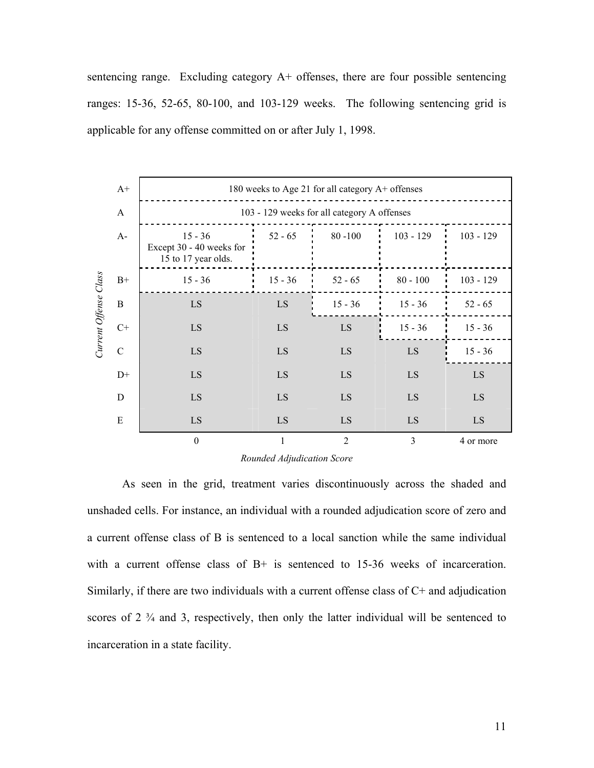sentencing range. Excluding category A+ offenses, there are four possible sentencing ranges: 15-36, 52-65, 80-100, and 103-129 weeks. The following sentencing grid is applicable for any offense committed on or after July 1, 1998.

| *Current Offense Class* | 0 | 1 | 2 | 3 | 4 or more |
|---|---|---|---|---|---|
| A+ | 180 weeks to Age 21 for all category A+ offenses | | | | |
| A | 103 - 129 weeks for all category A offenses | | | | |
| A- | 15 - 36 Except 30 - 40 weeks for 15 to 17 year olds. | 52 - 65 | 80 -100 | 103 - 129 | 103 - 129 |
| B+ | 15 - 36 | 15 - 36 | 52 - 65 | 80 - 100 | 103 - 129 |
| B | LS | LS | 15 - 36 | 15 - 36 | 52 - 65 |
| C+ | LS | LS | LS | 15 - 36 | 15 - 36 |
| C | LS | LS | LS | LS | 15 - 36 |
| D+ | LS | LS | LS | LS | LS |
| D | LS | LS | LS | LS | LS |
| E | LS | LS | LS | LS | LS |

*Rounded Adjudication Score*

As seen in the grid, treatment varies discontinuously across the shaded and unshaded cells. For instance, an individual with a rounded adjudication score of zero and a current offense class of B is sentenced to a local sanction while the same individual with a current offense class of B+ is sentenced to 15-36 weeks of incarceration. Similarly, if there are two individuals with a current offense class of C+ and adjudication scores of 2 ¾ and 3, respectively, then only the latter individual will be sentenced to incarceration in a state facility.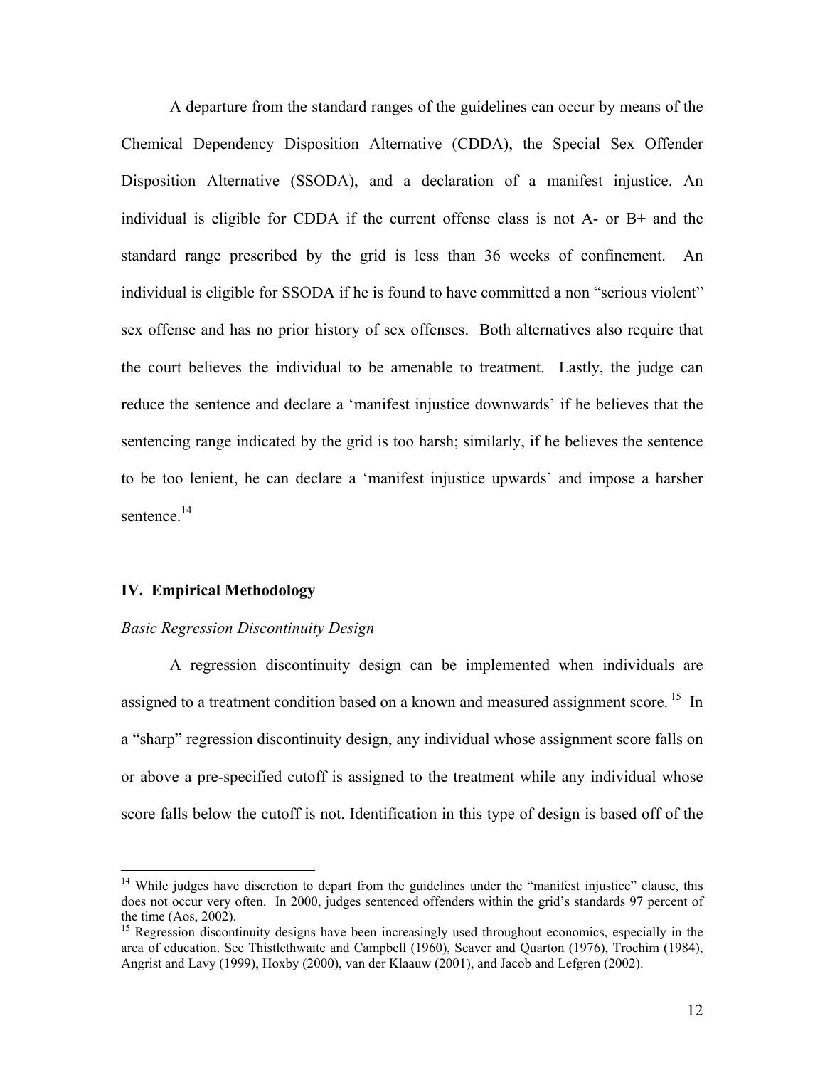A departure from the standard ranges of the guidelines can occur by means of the Chemical Dependency Disposition Alternative (CDDA), the Special Sex Offender Disposition Alternative (SSODA), and a declaration of a manifest injustice. An individual is eligible for CDDA if the current offense class is not A- or B+ and the standard range prescribed by the grid is less than 36 weeks of confinement. An individual is eligible for SSODA if he is found to have committed a non "serious violent" sex offense and has no prior history of sex offenses. Both alternatives also require that the court believes the individual to be amenable to treatment. Lastly, the judge can reduce the sentence and declare a 'manifest injustice downwards' if he believes that the sentencing range indicated by the grid is too harsh; similarly, if he believes the sentence to be too lenient, he can declare a 'manifest injustice upwards' and impose a harsher sentence.[14]

## IV. Empirical Methodology

*Basic Regression Discontinuity Design*

A regression discontinuity design can be implemented when individuals are assigned to a treatment condition based on a known and measured assignment score.[15] In a "sharp" regression discontinuity design, any individual whose assignment score falls on or above a pre-specified cutoff is assigned to the treatment while any individual whose score falls below the cutoff is not. Identification in this type of design is based off of the

---

[14] While judges have discretion to depart from the guidelines under the "manifest injustice" clause, this does not occur very often. In 2000, judges sentenced offenders within the grid's standards 97 percent of the time (Aos, 2002).

[15] Regression discontinuity designs have been increasingly used throughout economics, especially in the area of education. See Thistlethwaite and Campbell (1960), Seaver and Quarton (1976), Trochim (1984), Angrist and Lavy (1999), Hoxby (2000), van der Klaauw (2001), and Jacob and Lefgren (2002).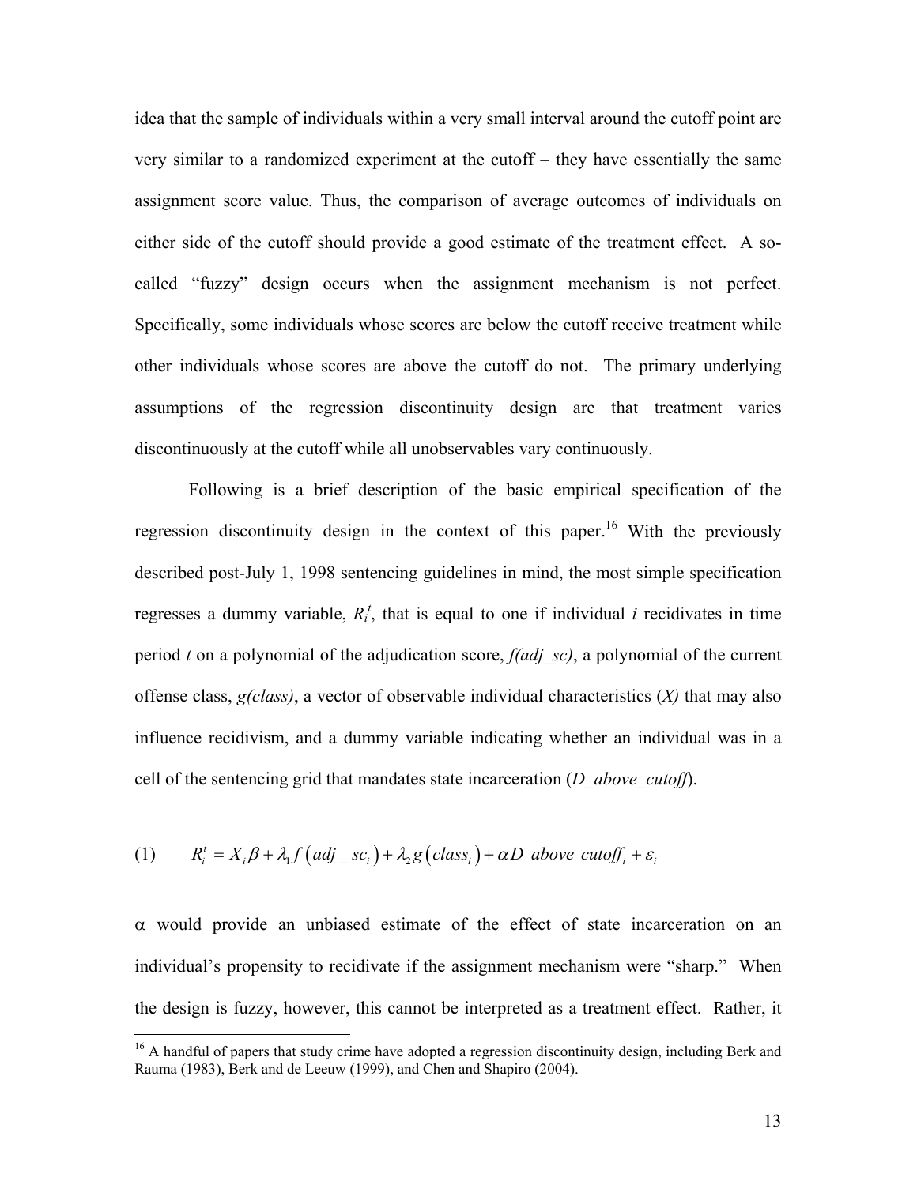idea that the sample of individuals within a very small interval around the cutoff point are very similar to a randomized experiment at the cutoff – they have essentially the same assignment score value. Thus, the comparison of average outcomes of individuals on either side of the cutoff should provide a good estimate of the treatment effect. A so-called "fuzzy" design occurs when the assignment mechanism is not perfect. Specifically, some individuals whose scores are below the cutoff receive treatment while other individuals whose scores are above the cutoff do not. The primary underlying assumptions of the regression discontinuity design are that treatment varies discontinuously at the cutoff while all unobservables vary continuously.

Following is a brief description of the basic empirical specification of the regression discontinuity design in the context of this paper.[16] With the previously described post-July 1, 1998 sentencing guidelines in mind, the most simple specification regresses a dummy variable, $R_i^t$, that is equal to one if individual *i* recidivates in time period *t* on a polynomial of the adjudication score, *f(adj_sc)*, a polynomial of the current offense class, *g(class)*, a vector of observable individual characteristics (*X*) that may also influence recidivism, and a dummy variable indicating whether an individual was in a cell of the sentencing grid that mandates state incarceration (*D_above_cutoff*).

$$(1) \qquad R_i^t = X_i\beta + \lambda_1 f\left(adj\_sc_i\right) + \lambda_2 g\left(class_i\right) + \alpha D\_above\_cutoff_i + \varepsilon_i$$

$\alpha$ would provide an unbiased estimate of the effect of state incarceration on an individual's propensity to recidivate if the assignment mechanism were "sharp." When the design is fuzzy, however, this cannot be interpreted as a treatment effect. Rather, it

[16] A handful of papers that study crime have adopted a regression discontinuity design, including Berk and Rauma (1983), Berk and de Leeuw (1999), and Chen and Shapiro (2004).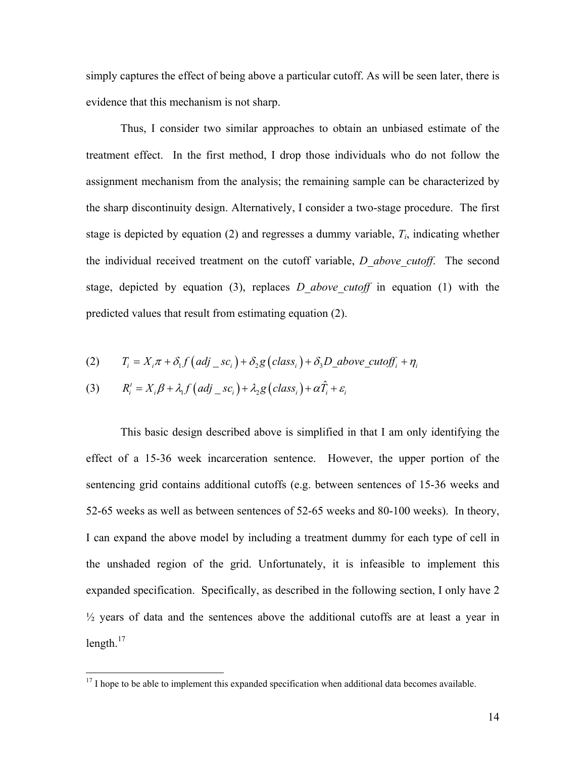simply captures the effect of being above a particular cutoff. As will be seen later, there is evidence that this mechanism is not sharp.

Thus, I consider two similar approaches to obtain an unbiased estimate of the treatment effect. In the first method, I drop those individuals who do not follow the assignment mechanism from the analysis; the remaining sample can be characterized by the sharp discontinuity design. Alternatively, I consider a two-stage procedure. The first stage is depicted by equation (2) and regresses a dummy variable, $T_i$, indicating whether the individual received treatment on the cutoff variable, *D_above_cutoff*. The second stage, depicted by equation (3), replaces *D_above_cutoff* in equation (1) with the predicted values that result from estimating equation (2).

$$(2) \qquad T_i = X_i\pi + \delta_1 f\left(adj\_sc_i\right) + \delta_2 g\left(class_i\right) + \delta_3 D\_above\_cutoff_i + \eta_i$$

$$(3) \qquad R_i^t = X_i\beta + \lambda_1 f\left(adj\_sc_i\right) + \lambda_2 g\left(class_i\right) + \alpha\hat{T}_i + \varepsilon_i$$

This basic design described above is simplified in that I am only identifying the effect of a 15-36 week incarceration sentence. However, the upper portion of the sentencing grid contains additional cutoffs (e.g. between sentences of 15-36 weeks and 52-65 weeks as well as between sentences of 52-65 weeks and 80-100 weeks). In theory, I can expand the above model by including a treatment dummy for each type of cell in the unshaded region of the grid. Unfortunately, it is infeasible to implement this expanded specification. Specifically, as described in the following section, I only have 2 ½ years of data and the sentences above the additional cutoffs are at least a year in length.[17]

[17] I hope to be able to implement this expanded specification when additional data becomes available.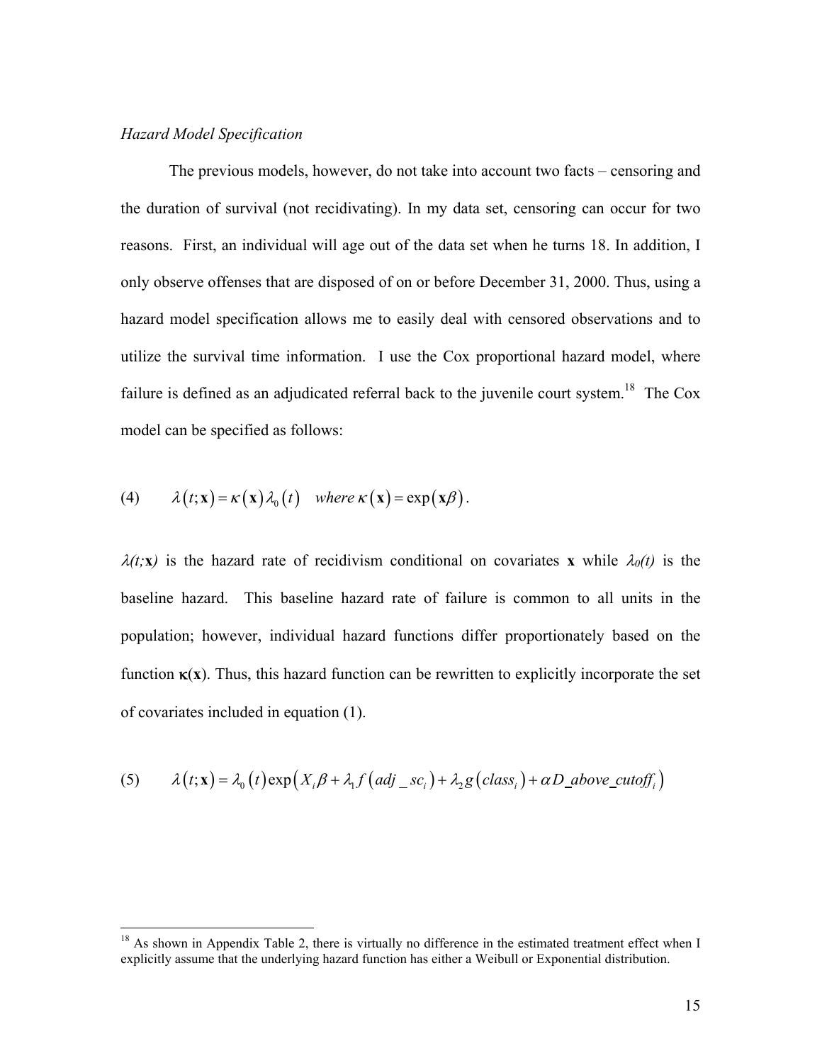*Hazard Model Specification*

The previous models, however, do not take into account two facts – censoring and the duration of survival (not recidivating). In my data set, censoring can occur for two reasons. First, an individual will age out of the data set when he turns 18. In addition, I only observe offenses that are disposed of on or before December 31, 2000. Thus, using a hazard model specification allows me to easily deal with censored observations and to utilize the survival time information. I use the Cox proportional hazard model, where failure is defined as an adjudicated referral back to the juvenile court system.[18] The Cox model can be specified as follows:

$$\lambda(t;\mathbf{x}) = \kappa(\mathbf{x})\lambda_0(t) \quad \text{where } \kappa(\mathbf{x}) = \exp(\mathbf{x}\beta). \tag{4}$$

$\lambda(t;\mathbf{x})$ is the hazard rate of recidivism conditional on covariates $\mathbf{x}$ while $\lambda_0(t)$ is the baseline hazard. This baseline hazard rate of failure is common to all units in the population; however, individual hazard functions differ proportionately based on the function $\boldsymbol{\kappa}(\mathbf{x})$. Thus, this hazard function can be rewritten to explicitly incorporate the set of covariates included in equation (1).

$$\lambda(t;\mathbf{x}) = \lambda_0(t)\exp\left(X_i\beta + \lambda_1 f(adj\_sc_i) + \lambda_2 g(class_i) + \alpha D\_above\_cutoff_i\right) \tag{5}$$

[18] As shown in Appendix Table 2, there is virtually no difference in the estimated treatment effect when I explicitly assume that the underlying hazard function has either a Weibull or Exponential distribution.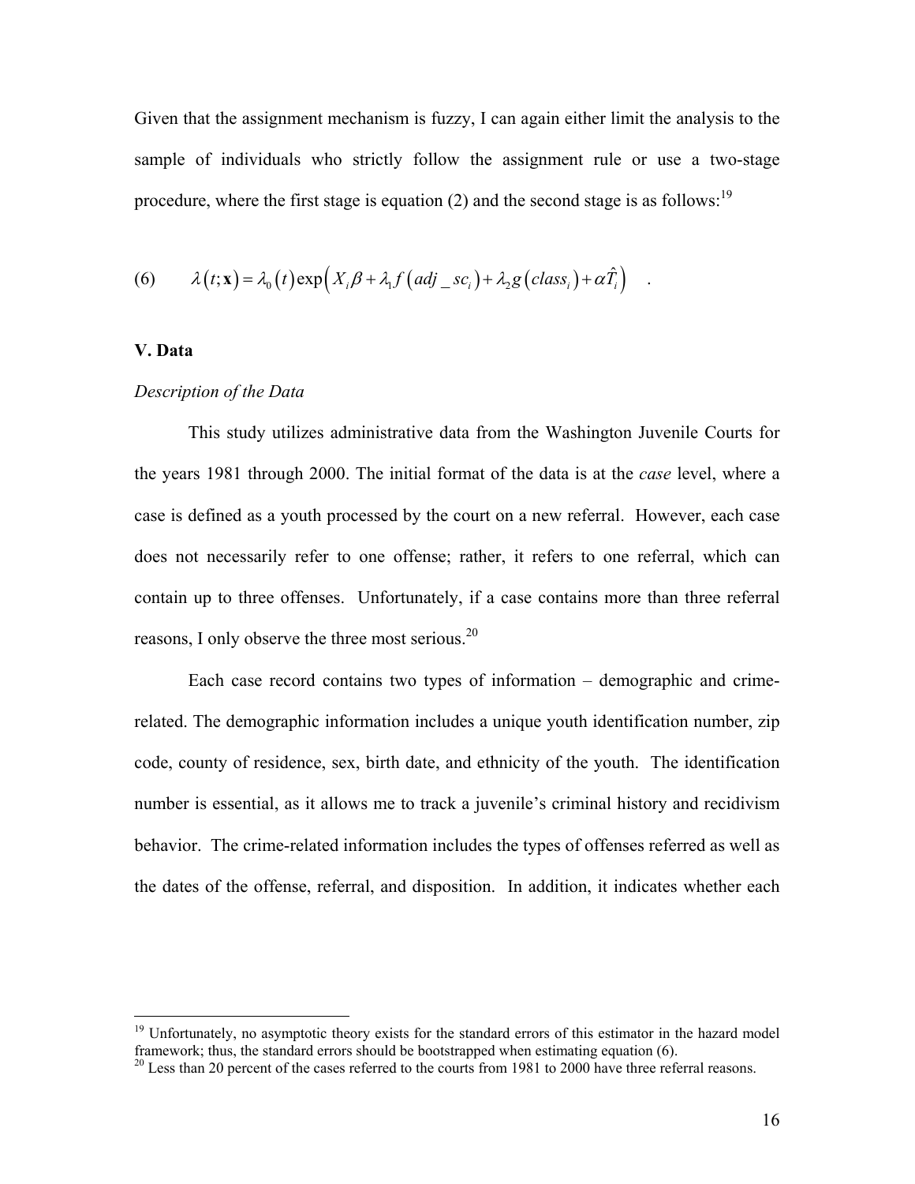Given that the assignment mechanism is fuzzy, I can again either limit the analysis to the sample of individuals who strictly follow the assignment rule or use a two-stage procedure, where the first stage is equation (2) and the second stage is as follows:[19]

$$(6) \qquad \lambda(t;\mathbf{x}) = \lambda_0(t)\exp\left(X_i\beta + \lambda_1 f(adj\_sc_i) + \lambda_2 g(class_i) + \alpha\hat{T}_i\right) \quad .$$

**V. Data**

*Description of the Data*

This study utilizes administrative data from the Washington Juvenile Courts for the years 1981 through 2000. The initial format of the data is at the *case* level, where a case is defined as a youth processed by the court on a new referral. However, each case does not necessarily refer to one offense; rather, it refers to one referral, which can contain up to three offenses. Unfortunately, if a case contains more than three referral reasons, I only observe the three most serious.[20]

Each case record contains two types of information – demographic and crime-related. The demographic information includes a unique youth identification number, zip code, county of residence, sex, birth date, and ethnicity of the youth. The identification number is essential, as it allows me to track a juvenile's criminal history and recidivism behavior. The crime-related information includes the types of offenses referred as well as the dates of the offense, referral, and disposition. In addition, it indicates whether each

---

[19] Unfortunately, no asymptotic theory exists for the standard errors of this estimator in the hazard model framework; thus, the standard errors should be bootstrapped when estimating equation (6).

[20] Less than 20 percent of the cases referred to the courts from 1981 to 2000 have three referral reasons.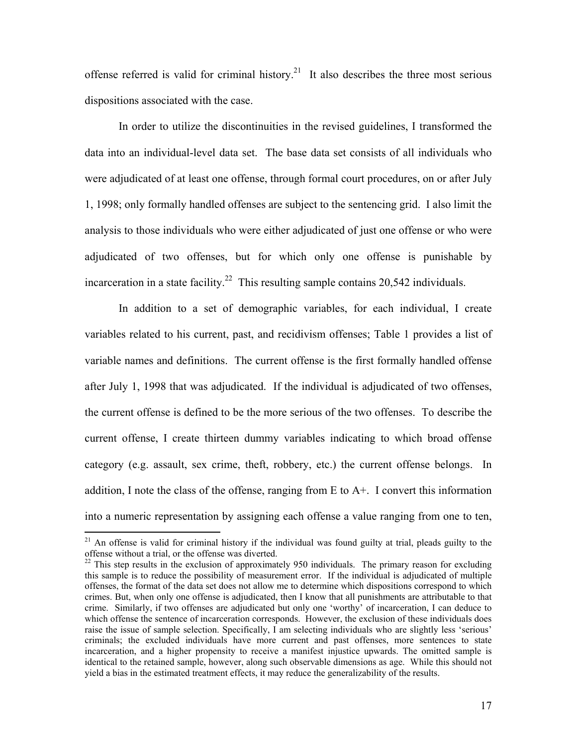offense referred is valid for criminal history.[21] It also describes the three most serious dispositions associated with the case.

In order to utilize the discontinuities in the revised guidelines, I transformed the data into an individual-level data set. The base data set consists of all individuals who were adjudicated of at least one offense, through formal court procedures, on or after July 1, 1998; only formally handled offenses are subject to the sentencing grid. I also limit the analysis to those individuals who were either adjudicated of just one offense or who were adjudicated of two offenses, but for which only one offense is punishable by incarceration in a state facility.[22] This resulting sample contains 20,542 individuals.

In addition to a set of demographic variables, for each individual, I create variables related to his current, past, and recidivism offenses; Table 1 provides a list of variable names and definitions. The current offense is the first formally handled offense after July 1, 1998 that was adjudicated. If the individual is adjudicated of two offenses, the current offense is defined to be the more serious of the two offenses. To describe the current offense, I create thirteen dummy variables indicating to which broad offense category (e.g. assault, sex crime, theft, robbery, etc.) the current offense belongs. In addition, I note the class of the offense, ranging from E to A+. I convert this information into a numeric representation by assigning each offense a value ranging from one to ten,

---

[21] An offense is valid for criminal history if the individual was found guilty at trial, pleads guilty to the offense without a trial, or the offense was diverted.

[22] This step results in the exclusion of approximately 950 individuals. The primary reason for excluding this sample is to reduce the possibility of measurement error. If the individual is adjudicated of multiple offenses, the format of the data set does not allow me to determine which dispositions correspond to which crimes. But, when only one offense is adjudicated, then I know that all punishments are attributable to that crime. Similarly, if two offenses are adjudicated but only one 'worthy' of incarceration, I can deduce to which offense the sentence of incarceration corresponds. However, the exclusion of these individuals does raise the issue of sample selection. Specifically, I am selecting individuals who are slightly less 'serious' criminals; the excluded individuals have more current and past offenses, more sentences to state incarceration, and a higher propensity to receive a manifest injustice upwards. The omitted sample is identical to the retained sample, however, along such observable dimensions as age. While this should not yield a bias in the estimated treatment effects, it may reduce the generalizability of the results.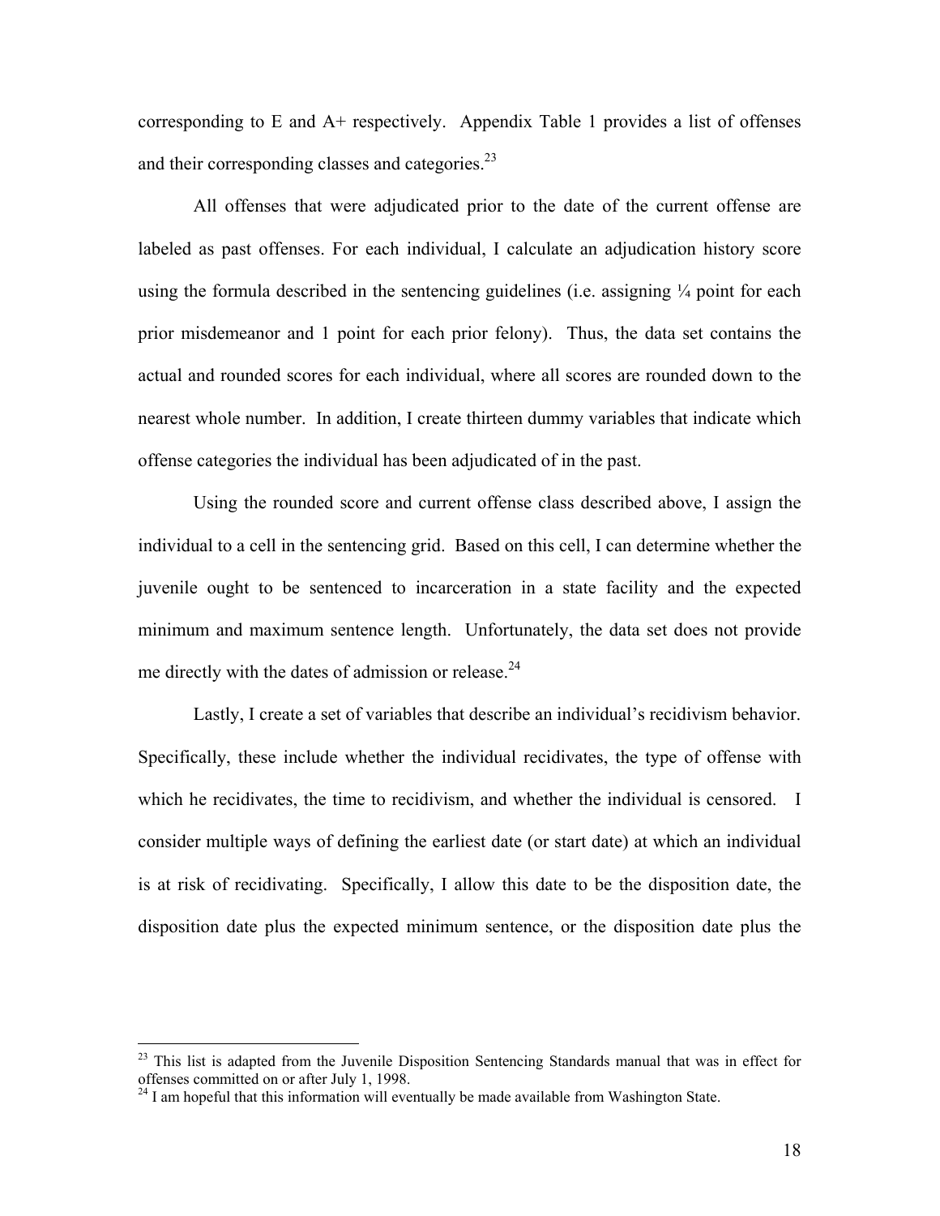corresponding to E and A+ respectively. Appendix Table 1 provides a list of offenses and their corresponding classes and categories.[23]

All offenses that were adjudicated prior to the date of the current offense are labeled as past offenses. For each individual, I calculate an adjudication history score using the formula described in the sentencing guidelines (i.e. assigning ¼ point for each prior misdemeanor and 1 point for each prior felony). Thus, the data set contains the actual and rounded scores for each individual, where all scores are rounded down to the nearest whole number. In addition, I create thirteen dummy variables that indicate which offense categories the individual has been adjudicated of in the past.

Using the rounded score and current offense class described above, I assign the individual to a cell in the sentencing grid. Based on this cell, I can determine whether the juvenile ought to be sentenced to incarceration in a state facility and the expected minimum and maximum sentence length. Unfortunately, the data set does not provide me directly with the dates of admission or release.[24]

Lastly, I create a set of variables that describe an individual's recidivism behavior. Specifically, these include whether the individual recidivates, the type of offense with which he recidivates, the time to recidivism, and whether the individual is censored. I consider multiple ways of defining the earliest date (or start date) at which an individual is at risk of recidivating. Specifically, I allow this date to be the disposition date, the disposition date plus the expected minimum sentence, or the disposition date plus the

[23] This list is adapted from the Juvenile Disposition Sentencing Standards manual that was in effect for offenses committed on or after July 1, 1998.

[24] I am hopeful that this information will eventually be made available from Washington State.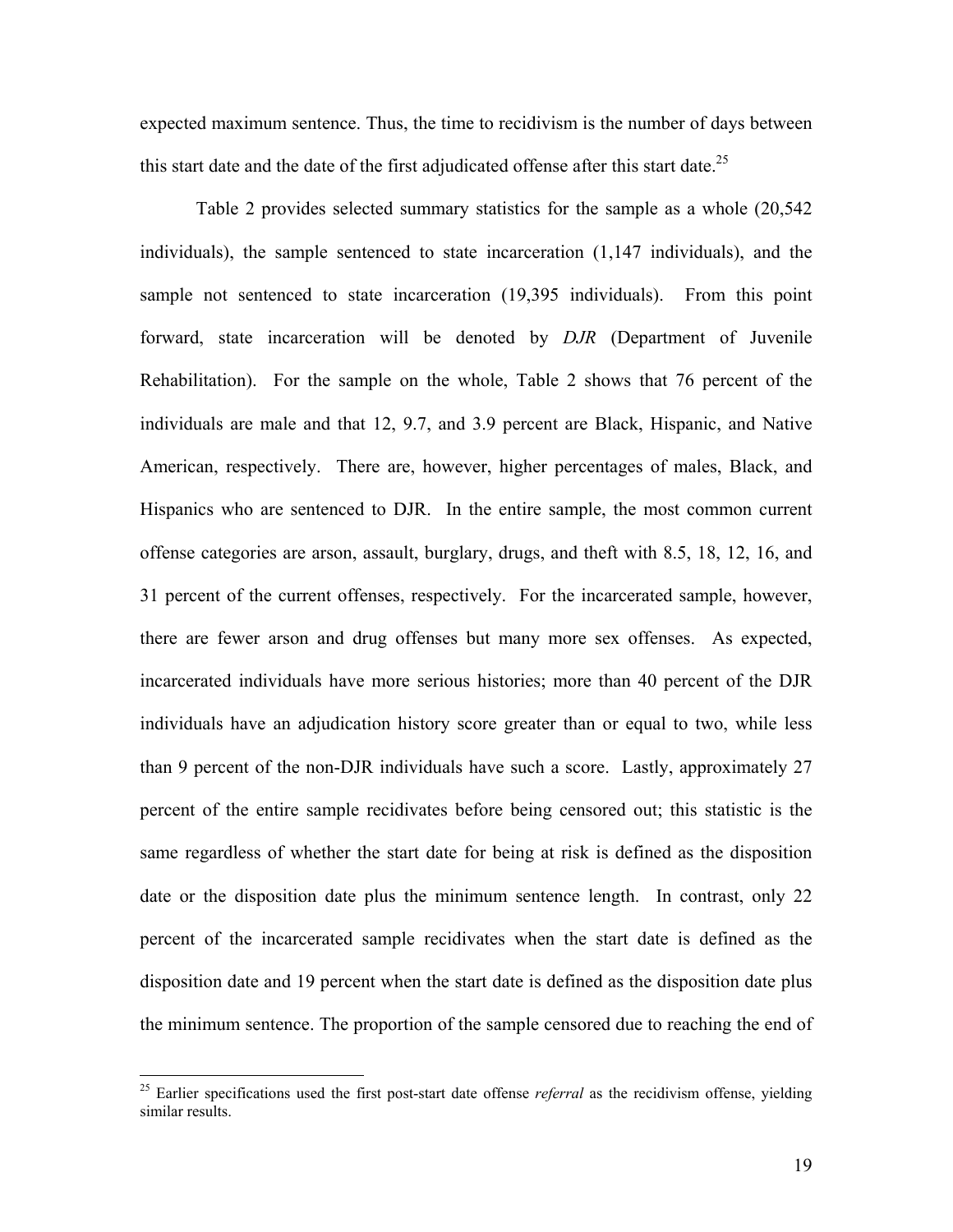expected maximum sentence. Thus, the time to recidivism is the number of days between this start date and the date of the first adjudicated offense after this start date.[25]

Table 2 provides selected summary statistics for the sample as a whole (20,542 individuals), the sample sentenced to state incarceration (1,147 individuals), and the sample not sentenced to state incarceration (19,395 individuals). From this point forward, state incarceration will be denoted by *DJR* (Department of Juvenile Rehabilitation). For the sample on the whole, Table 2 shows that 76 percent of the individuals are male and that 12, 9.7, and 3.9 percent are Black, Hispanic, and Native American, respectively. There are, however, higher percentages of males, Black, and Hispanics who are sentenced to DJR. In the entire sample, the most common current offense categories are arson, assault, burglary, drugs, and theft with 8.5, 18, 12, 16, and 31 percent of the current offenses, respectively. For the incarcerated sample, however, there are fewer arson and drug offenses but many more sex offenses. As expected, incarcerated individuals have more serious histories; more than 40 percent of the DJR individuals have an adjudication history score greater than or equal to two, while less than 9 percent of the non-DJR individuals have such a score. Lastly, approximately 27 percent of the entire sample recidivates before being censored out; this statistic is the same regardless of whether the start date for being at risk is defined as the disposition date or the disposition date plus the minimum sentence length. In contrast, only 22 percent of the incarcerated sample recidivates when the start date is defined as the disposition date and 19 percent when the start date is defined as the disposition date plus the minimum sentence. The proportion of the sample censored due to reaching the end of

[25] Earlier specifications used the first post-start date offense *referral* as the recidivism offense, yielding similar results.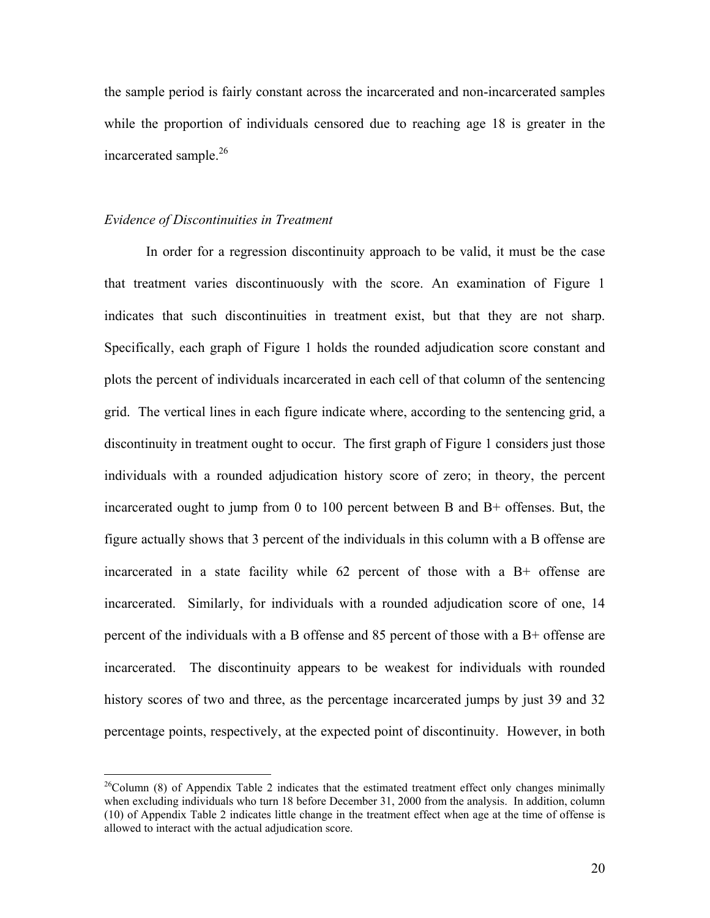the sample period is fairly constant across the incarcerated and non-incarcerated samples while the proportion of individuals censored due to reaching age 18 is greater in the incarcerated sample.[26]

*Evidence of Discontinuities in Treatment*

In order for a regression discontinuity approach to be valid, it must be the case that treatment varies discontinuously with the score. An examination of Figure 1 indicates that such discontinuities in treatment exist, but that they are not sharp. Specifically, each graph of Figure 1 holds the rounded adjudication score constant and plots the percent of individuals incarcerated in each cell of that column of the sentencing grid. The vertical lines in each figure indicate where, according to the sentencing grid, a discontinuity in treatment ought to occur. The first graph of Figure 1 considers just those individuals with a rounded adjudication history score of zero; in theory, the percent incarcerated ought to jump from 0 to 100 percent between B and B+ offenses. But, the figure actually shows that 3 percent of the individuals in this column with a B offense are incarcerated in a state facility while 62 percent of those with a B+ offense are incarcerated. Similarly, for individuals with a rounded adjudication score of one, 14 percent of the individuals with a B offense and 85 percent of those with a B+ offense are incarcerated. The discontinuity appears to be weakest for individuals with rounded history scores of two and three, as the percentage incarcerated jumps by just 39 and 32 percentage points, respectively, at the expected point of discontinuity. However, in both

[26]Column (8) of Appendix Table 2 indicates that the estimated treatment effect only changes minimally when excluding individuals who turn 18 before December 31, 2000 from the analysis. In addition, column (10) of Appendix Table 2 indicates little change in the treatment effect when age at the time of offense is allowed to interact with the actual adjudication score.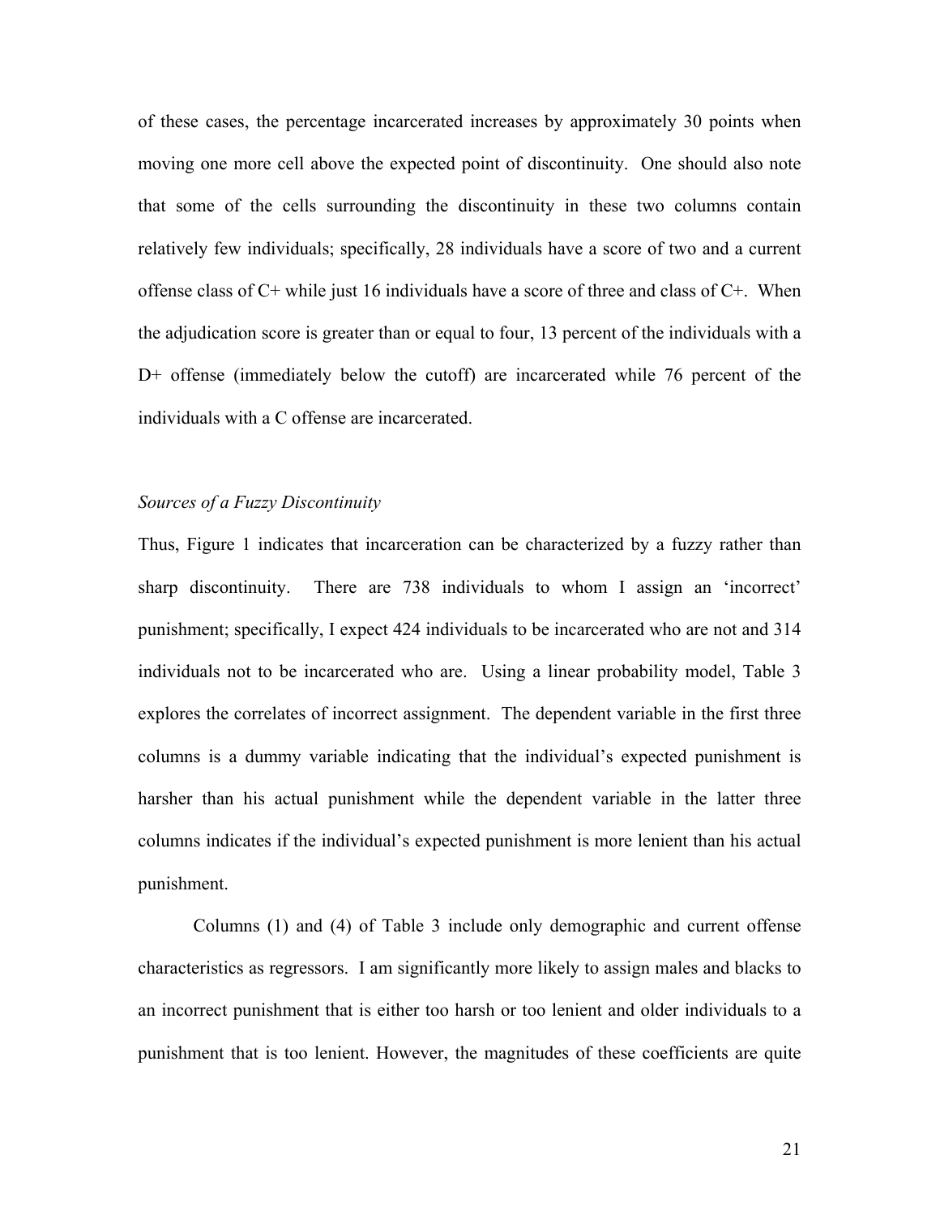of these cases, the percentage incarcerated increases by approximately 30 points when moving one more cell above the expected point of discontinuity. One should also note that some of the cells surrounding the discontinuity in these two columns contain relatively few individuals; specifically, 28 individuals have a score of two and a current offense class of C+ while just 16 individuals have a score of three and class of C+. When the adjudication score is greater than or equal to four, 13 percent of the individuals with a D+ offense (immediately below the cutoff) are incarcerated while 76 percent of the individuals with a C offense are incarcerated.

### *Sources of a Fuzzy Discontinuity*

Thus, Figure 1 indicates that incarceration can be characterized by a fuzzy rather than sharp discontinuity. There are 738 individuals to whom I assign an 'incorrect' punishment; specifically, I expect 424 individuals to be incarcerated who are not and 314 individuals not to be incarcerated who are. Using a linear probability model, Table 3 explores the correlates of incorrect assignment. The dependent variable in the first three columns is a dummy variable indicating that the individual's expected punishment is harsher than his actual punishment while the dependent variable in the latter three columns indicates if the individual's expected punishment is more lenient than his actual punishment.

Columns (1) and (4) of Table 3 include only demographic and current offense characteristics as regressors. I am significantly more likely to assign males and blacks to an incorrect punishment that is either too harsh or too lenient and older individuals to a punishment that is too lenient. However, the magnitudes of these coefficients are quite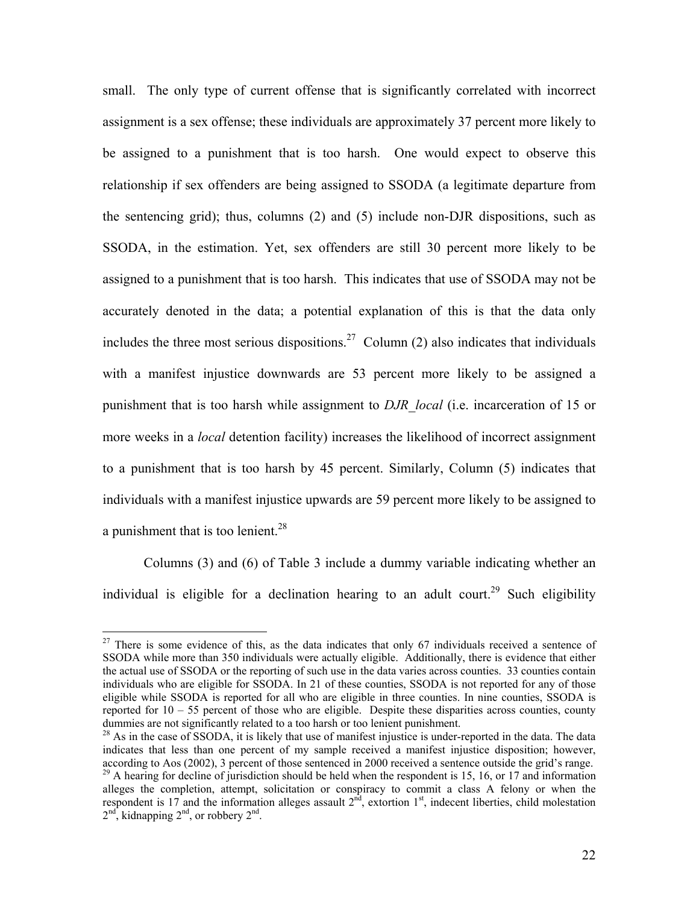small. The only type of current offense that is significantly correlated with incorrect assignment is a sex offense; these individuals are approximately 37 percent more likely to be assigned to a punishment that is too harsh. One would expect to observe this relationship if sex offenders are being assigned to SSODA (a legitimate departure from the sentencing grid); thus, columns (2) and (5) include non-DJR dispositions, such as SSODA, in the estimation. Yet, sex offenders are still 30 percent more likely to be assigned to a punishment that is too harsh. This indicates that use of SSODA may not be accurately denoted in the data; a potential explanation of this is that the data only includes the three most serious dispositions.[27] Column (2) also indicates that individuals with a manifest injustice downwards are 53 percent more likely to be assigned a punishment that is too harsh while assignment to *DJR_local* (i.e. incarceration of 15 or more weeks in a *local* detention facility) increases the likelihood of incorrect assignment to a punishment that is too harsh by 45 percent. Similarly, Column (5) indicates that individuals with a manifest injustice upwards are 59 percent more likely to be assigned to a punishment that is too lenient.[28]

Columns (3) and (6) of Table 3 include a dummy variable indicating whether an individual is eligible for a declination hearing to an adult court.[29] Such eligibility

---

[27] There is some evidence of this, as the data indicates that only 67 individuals received a sentence of SSODA while more than 350 individuals were actually eligible. Additionally, there is evidence that either the actual use of SSODA or the reporting of such use in the data varies across counties. 33 counties contain individuals who are eligible for SSODA. In 21 of these counties, SSODA is not reported for any of those eligible while SSODA is reported for all who are eligible in three counties. In nine counties, SSODA is reported for 10 – 55 percent of those who are eligible. Despite these disparities across counties, county dummies are not significantly related to a too harsh or too lenient punishment.

[28] As in the case of SSODA, it is likely that use of manifest injustice is under-reported in the data. The data indicates that less than one percent of my sample received a manifest injustice disposition; however, according to Aos (2002), 3 percent of those sentenced in 2000 received a sentence outside the grid's range.

[29] A hearing for decline of jurisdiction should be held when the respondent is 15, 16, or 17 and information alleges the completion, attempt, solicitation or conspiracy to commit a class A felony or when the respondent is 17 and the information alleges assault 2nd, extortion 1st, indecent liberties, child molestation 2nd, kidnapping 2nd, or robbery 2nd.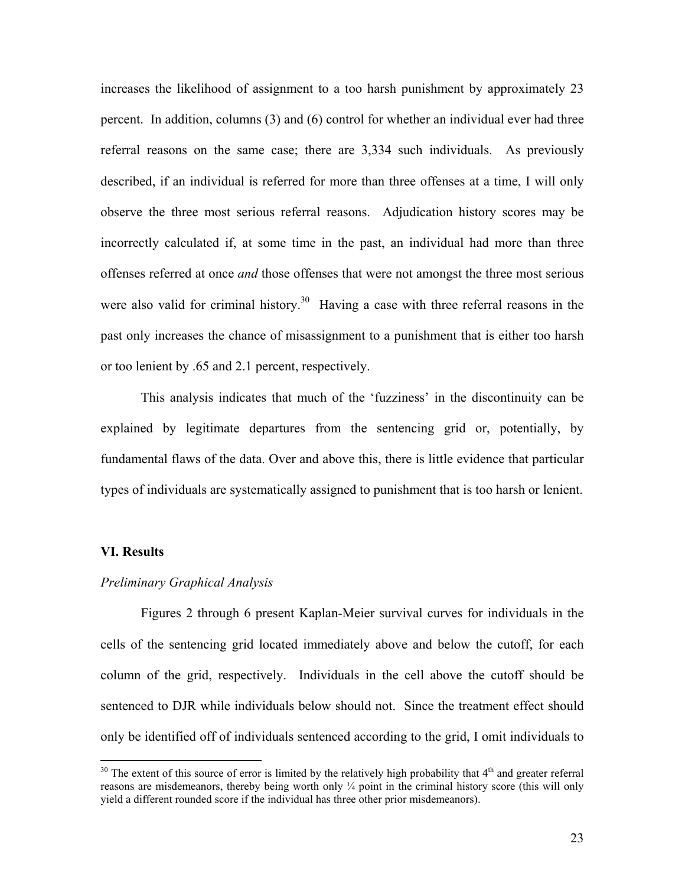increases the likelihood of assignment to a too harsh punishment by approximately 23 percent. In addition, columns (3) and (6) control for whether an individual ever had three referral reasons on the same case; there are 3,334 such individuals. As previously described, if an individual is referred for more than three offenses at a time, I will only observe the three most serious referral reasons. Adjudication history scores may be incorrectly calculated if, at some time in the past, an individual had more than three offenses referred at once *and* those offenses that were not amongst the three most serious were also valid for criminal history.[30] Having a case with three referral reasons in the past only increases the chance of misassignment to a punishment that is either too harsh or too lenient by .65 and 2.1 percent, respectively.

This analysis indicates that much of the 'fuzziness' in the discontinuity can be explained by legitimate departures from the sentencing grid or, potentially, by fundamental flaws of the data. Over and above this, there is little evidence that particular types of individuals are systematically assigned to punishment that is too harsh or lenient.

## VI. Results

### *Preliminary Graphical Analysis*

Figures 2 through 6 present Kaplan-Meier survival curves for individuals in the cells of the sentencing grid located immediately above and below the cutoff, for each column of the grid, respectively. Individuals in the cell above the cutoff should be sentenced to DJR while individuals below should not. Since the treatment effect should only be identified off of individuals sentenced according to the grid, I omit individuals to

[30] The extent of this source of error is limited by the relatively high probability that 4th and greater referral reasons are misdemeanors, thereby being worth only ¼ point in the criminal history score (this will only yield a different rounded score if the individual has three other prior misdemeanors).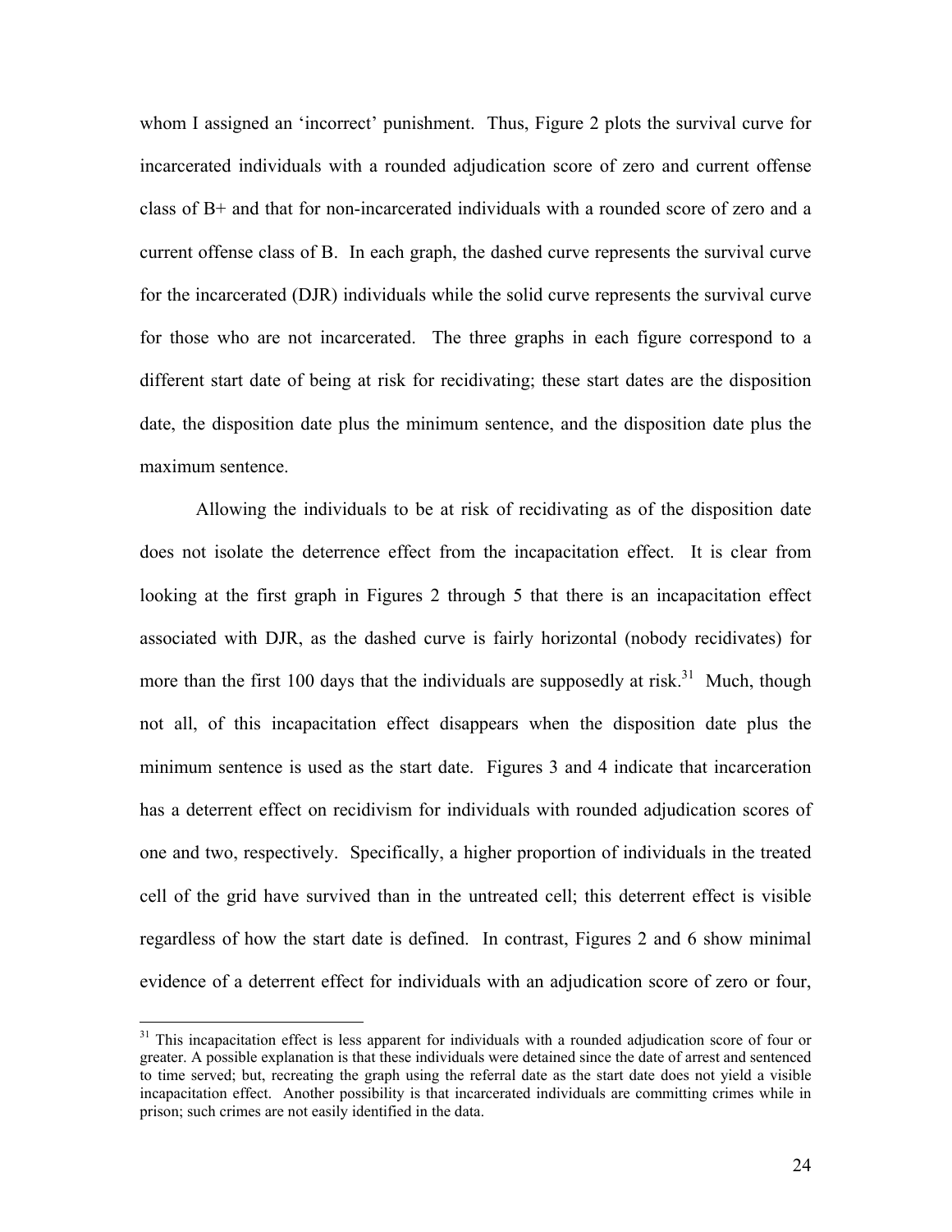whom I assigned an 'incorrect' punishment. Thus, Figure 2 plots the survival curve for incarcerated individuals with a rounded adjudication score of zero and current offense class of B+ and that for non-incarcerated individuals with a rounded score of zero and a current offense class of B. In each graph, the dashed curve represents the survival curve for the incarcerated (DJR) individuals while the solid curve represents the survival curve for those who are not incarcerated. The three graphs in each figure correspond to a different start date of being at risk for recidivating; these start dates are the disposition date, the disposition date plus the minimum sentence, and the disposition date plus the maximum sentence.

Allowing the individuals to be at risk of recidivating as of the disposition date does not isolate the deterrence effect from the incapacitation effect. It is clear from looking at the first graph in Figures 2 through 5 that there is an incapacitation effect associated with DJR, as the dashed curve is fairly horizontal (nobody recidivates) for more than the first 100 days that the individuals are supposedly at risk.[31] Much, though not all, of this incapacitation effect disappears when the disposition date plus the minimum sentence is used as the start date. Figures 3 and 4 indicate that incarceration has a deterrent effect on recidivism for individuals with rounded adjudication scores of one and two, respectively. Specifically, a higher proportion of individuals in the treated cell of the grid have survived than in the untreated cell; this deterrent effect is visible regardless of how the start date is defined. In contrast, Figures 2 and 6 show minimal evidence of a deterrent effect for individuals with an adjudication score of zero or four,

[31] This incapacitation effect is less apparent for individuals with a rounded adjudication score of four or greater. A possible explanation is that these individuals were detained since the date of arrest and sentenced to time served; but, recreating the graph using the referral date as the start date does not yield a visible incapacitation effect. Another possibility is that incarcerated individuals are committing crimes while in prison; such crimes are not easily identified in the data.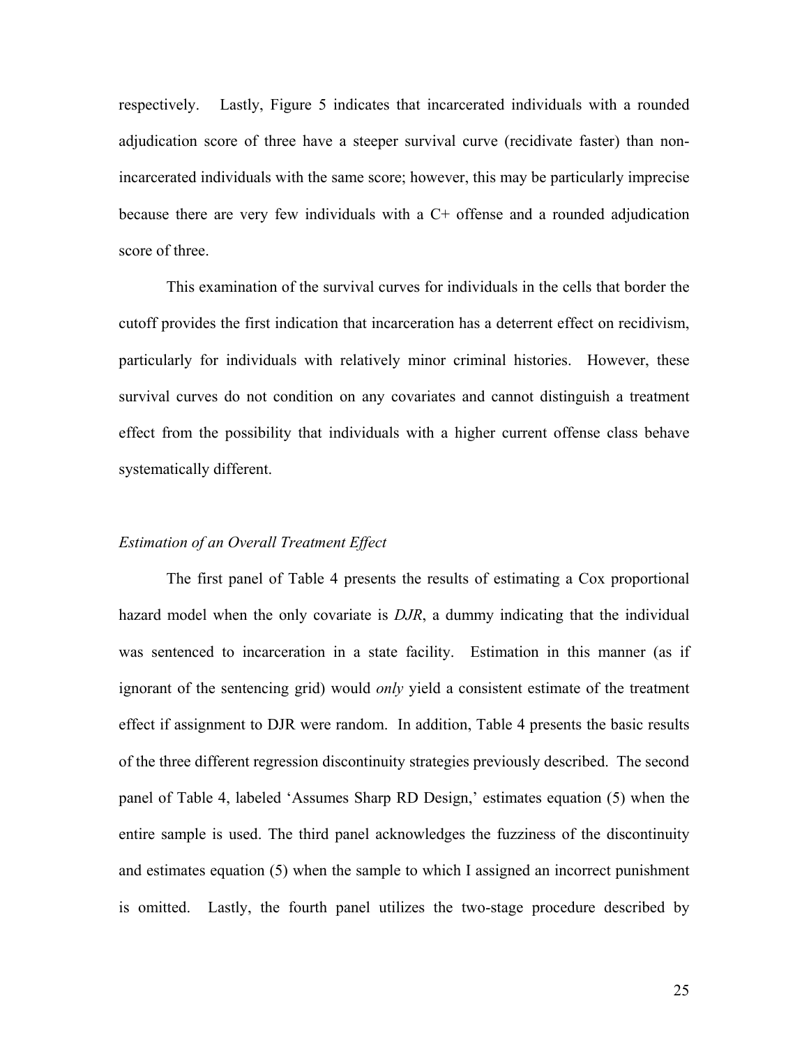respectively. Lastly, Figure 5 indicates that incarcerated individuals with a rounded adjudication score of three have a steeper survival curve (recidivate faster) than non-incarcerated individuals with the same score; however, this may be particularly imprecise because there are very few individuals with a C+ offense and a rounded adjudication score of three.

This examination of the survival curves for individuals in the cells that border the cutoff provides the first indication that incarceration has a deterrent effect on recidivism, particularly for individuals with relatively minor criminal histories. However, these survival curves do not condition on any covariates and cannot distinguish a treatment effect from the possibility that individuals with a higher current offense class behave systematically different.

*Estimation of an Overall Treatment Effect*

The first panel of Table 4 presents the results of estimating a Cox proportional hazard model when the only covariate is *DJR*, a dummy indicating that the individual was sentenced to incarceration in a state facility. Estimation in this manner (as if ignorant of the sentencing grid) would *only* yield a consistent estimate of the treatment effect if assignment to DJR were random. In addition, Table 4 presents the basic results of the three different regression discontinuity strategies previously described. The second panel of Table 4, labeled 'Assumes Sharp RD Design,' estimates equation (5) when the entire sample is used. The third panel acknowledges the fuzziness of the discontinuity and estimates equation (5) when the sample to which I assigned an incorrect punishment is omitted. Lastly, the fourth panel utilizes the two-stage procedure described by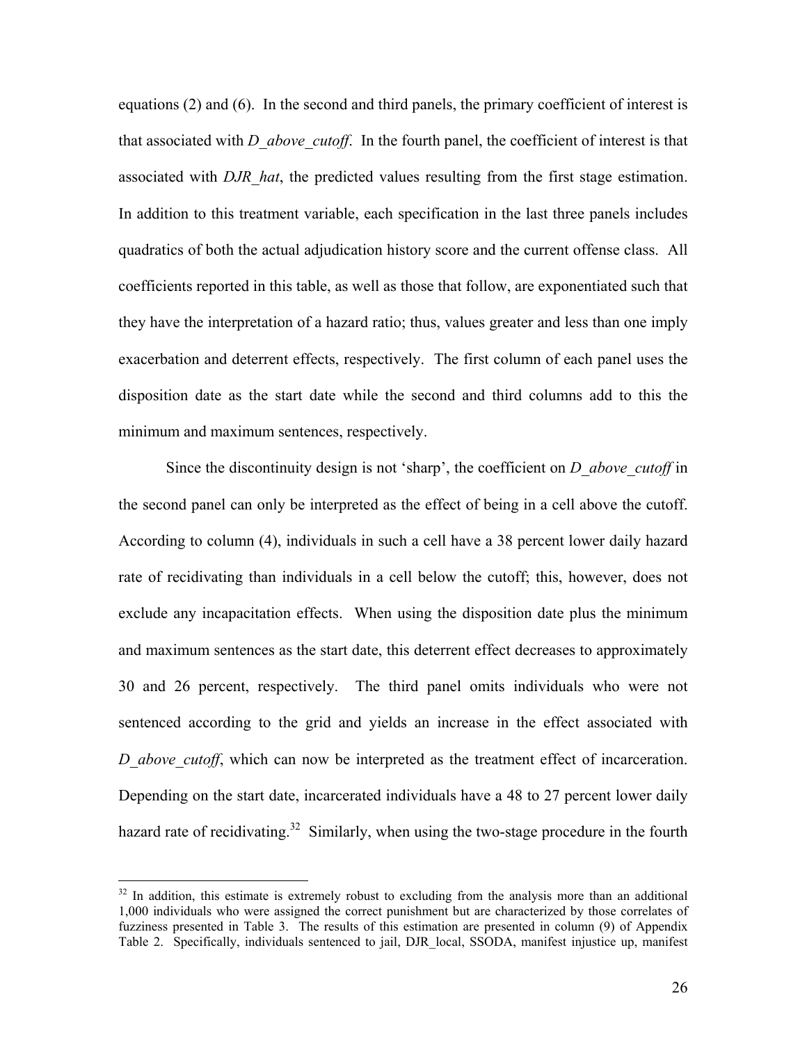equations (2) and (6). In the second and third panels, the primary coefficient of interest is that associated with *D_above_cutoff*. In the fourth panel, the coefficient of interest is that associated with *DJR_hat*, the predicted values resulting from the first stage estimation. In addition to this treatment variable, each specification in the last three panels includes quadratics of both the actual adjudication history score and the current offense class. All coefficients reported in this table, as well as those that follow, are exponentiated such that they have the interpretation of a hazard ratio; thus, values greater and less than one imply exacerbation and deterrent effects, respectively. The first column of each panel uses the disposition date as the start date while the second and third columns add to this the minimum and maximum sentences, respectively.

Since the discontinuity design is not 'sharp', the coefficient on *D_above_cutoff* in the second panel can only be interpreted as the effect of being in a cell above the cutoff. According to column (4), individuals in such a cell have a 38 percent lower daily hazard rate of recidivating than individuals in a cell below the cutoff; this, however, does not exclude any incapacitation effects. When using the disposition date plus the minimum and maximum sentences as the start date, this deterrent effect decreases to approximately 30 and 26 percent, respectively. The third panel omits individuals who were not sentenced according to the grid and yields an increase in the effect associated with *D_above_cutoff*, which can now be interpreted as the treatment effect of incarceration. Depending on the start date, incarcerated individuals have a 48 to 27 percent lower daily hazard rate of recidivating.[32] Similarly, when using the two-stage procedure in the fourth

---

[32] In addition, this estimate is extremely robust to excluding from the analysis more than an additional 1,000 individuals who were assigned the correct punishment but are characterized by those correlates of fuzziness presented in Table 3. The results of this estimation are presented in column (9) of Appendix Table 2. Specifically, individuals sentenced to jail, DJR_local, SSODA, manifest injustice up, manifest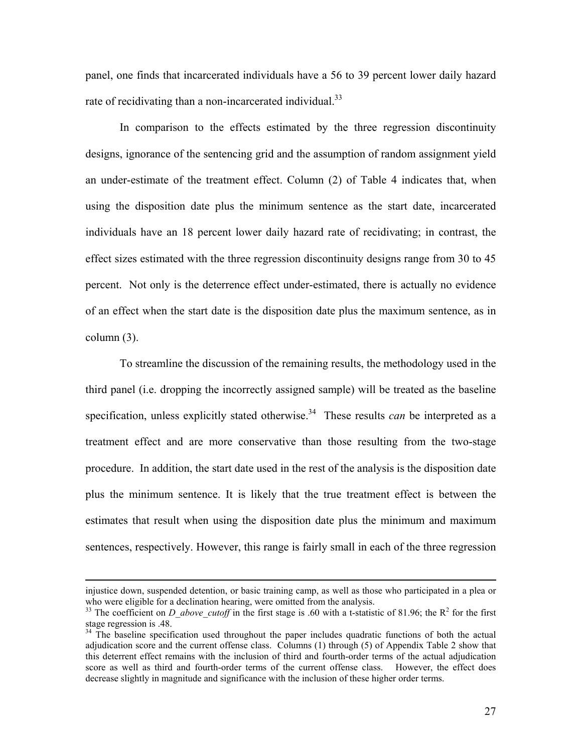panel, one finds that incarcerated individuals have a 56 to 39 percent lower daily hazard rate of recidivating than a non-incarcerated individual.[33]

In comparison to the effects estimated by the three regression discontinuity designs, ignorance of the sentencing grid and the assumption of random assignment yield an under-estimate of the treatment effect. Column (2) of Table 4 indicates that, when using the disposition date plus the minimum sentence as the start date, incarcerated individuals have an 18 percent lower daily hazard rate of recidivating; in contrast, the effect sizes estimated with the three regression discontinuity designs range from 30 to 45 percent. Not only is the deterrence effect under-estimated, there is actually no evidence of an effect when the start date is the disposition date plus the maximum sentence, as in column (3).

To streamline the discussion of the remaining results, the methodology used in the third panel (i.e. dropping the incorrectly assigned sample) will be treated as the baseline specification, unless explicitly stated otherwise.[34] These results *can* be interpreted as a treatment effect and are more conservative than those resulting from the two-stage procedure. In addition, the start date used in the rest of the analysis is the disposition date plus the minimum sentence. It is likely that the true treatment effect is between the estimates that result when using the disposition date plus the minimum and maximum sentences, respectively. However, this range is fairly small in each of the three regression

---

injustice down, suspended detention, or basic training camp, as well as those who participated in a plea or who were eligible for a declination hearing, were omitted from the analysis.

[33] The coefficient on *D_above_cutoff* in the first stage is .60 with a t-statistic of 81.96; the $R^2$ for the first stage regression is .48.

[34] The baseline specification used throughout the paper includes quadratic functions of both the actual adjudication score and the current offense class. Columns (1) through (5) of Appendix Table 2 show that this deterrent effect remains with the inclusion of third and fourth-order terms of the actual adjudication score as well as third and fourth-order terms of the current offense class. However, the effect does decrease slightly in magnitude and significance with the inclusion of these higher order terms.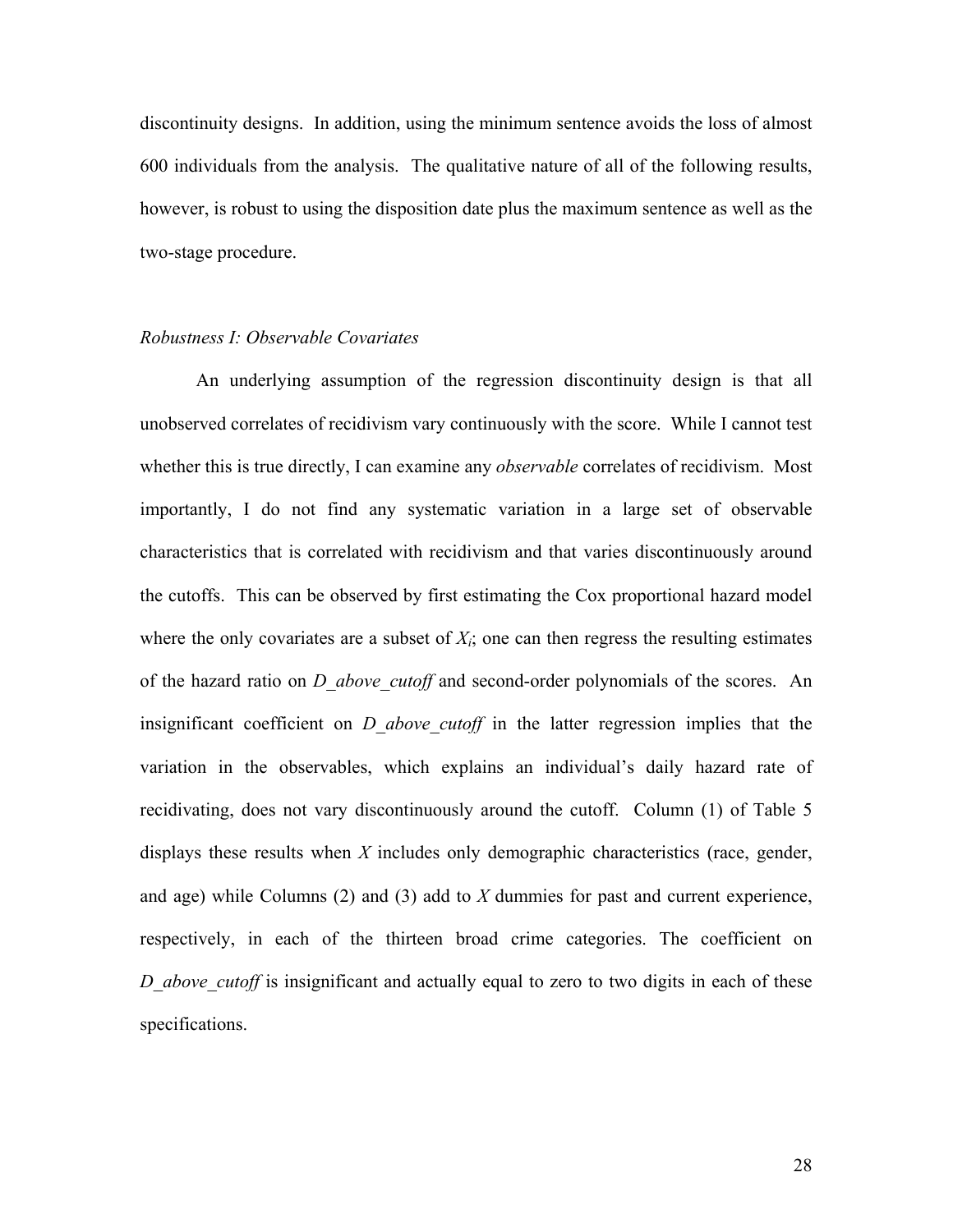discontinuity designs. In addition, using the minimum sentence avoids the loss of almost 600 individuals from the analysis. The qualitative nature of all of the following results, however, is robust to using the disposition date plus the maximum sentence as well as the two-stage procedure.

*Robustness I: Observable Covariates*

An underlying assumption of the regression discontinuity design is that all unobserved correlates of recidivism vary continuously with the score. While I cannot test whether this is true directly, I can examine any *observable* correlates of recidivism. Most importantly, I do not find any systematic variation in a large set of observable characteristics that is correlated with recidivism and that varies discontinuously around the cutoffs. This can be observed by first estimating the Cox proportional hazard model where the only covariates are a subset of $X_i$; one can then regress the resulting estimates of the hazard ratio on *D_above_cutoff* and second-order polynomials of the scores. An insignificant coefficient on *D_above_cutoff* in the latter regression implies that the variation in the observables, which explains an individual's daily hazard rate of recidivating, does not vary discontinuously around the cutoff. Column (1) of Table 5 displays these results when $X$ includes only demographic characteristics (race, gender, and age) while Columns (2) and (3) add to $X$ dummies for past and current experience, respectively, in each of the thirteen broad crime categories. The coefficient on *D_above_cutoff* is insignificant and actually equal to zero to two digits in each of these specifications.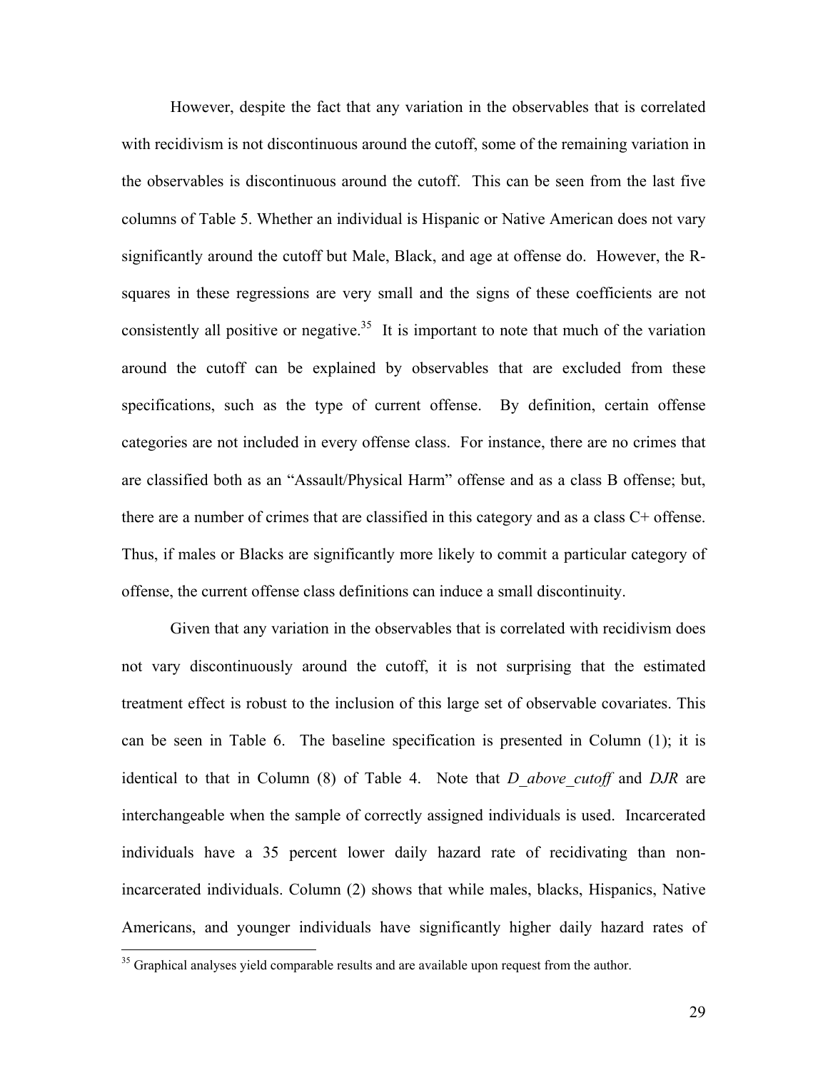However, despite the fact that any variation in the observables that is correlated with recidivism is not discontinuous around the cutoff, some of the remaining variation in the observables is discontinuous around the cutoff. This can be seen from the last five columns of Table 5. Whether an individual is Hispanic or Native American does not vary significantly around the cutoff but Male, Black, and age at offense do. However, the R-squares in these regressions are very small and the signs of these coefficients are not consistently all positive or negative.[35] It is important to note that much of the variation around the cutoff can be explained by observables that are excluded from these specifications, such as the type of current offense. By definition, certain offense categories are not included in every offense class. For instance, there are no crimes that are classified both as an "Assault/Physical Harm" offense and as a class B offense; but, there are a number of crimes that are classified in this category and as a class C+ offense. Thus, if males or Blacks are significantly more likely to commit a particular category of offense, the current offense class definitions can induce a small discontinuity.

Given that any variation in the observables that is correlated with recidivism does not vary discontinuously around the cutoff, it is not surprising that the estimated treatment effect is robust to the inclusion of this large set of observable covariates. This can be seen in Table 6. The baseline specification is presented in Column (1); it is identical to that in Column (8) of Table 4. Note that *D_above_cutoff* and *DJR* are interchangeable when the sample of correctly assigned individuals is used. Incarcerated individuals have a 35 percent lower daily hazard rate of recidivating than non-incarcerated individuals. Column (2) shows that while males, blacks, Hispanics, Native Americans, and younger individuals have significantly higher daily hazard rates of

[35] Graphical analyses yield comparable results and are available upon request from the author.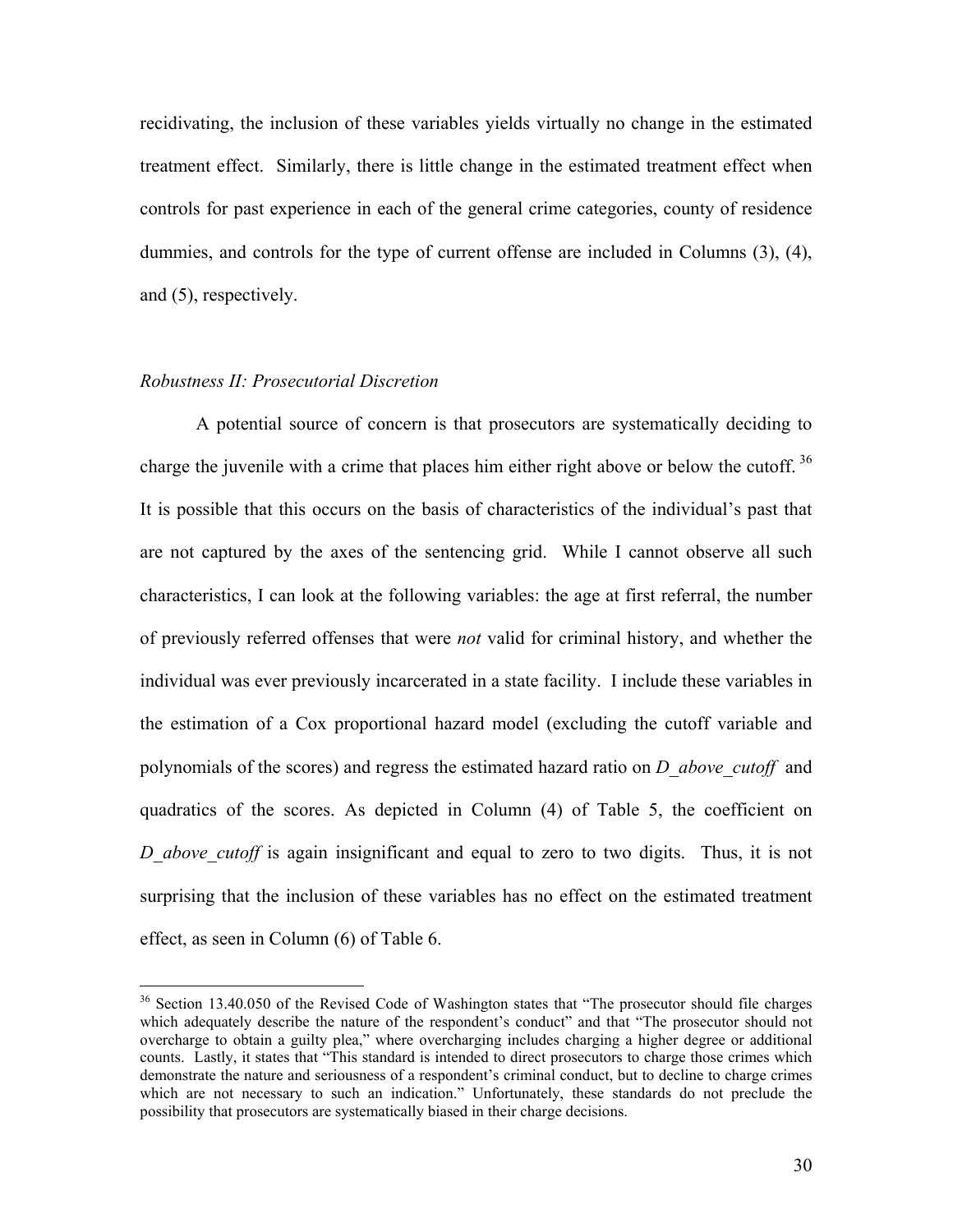recidivating, the inclusion of these variables yields virtually no change in the estimated treatment effect. Similarly, there is little change in the estimated treatment effect when controls for past experience in each of the general crime categories, county of residence dummies, and controls for the type of current offense are included in Columns (3), (4), and (5), respectively.

*Robustness II: Prosecutorial Discretion*

A potential source of concern is that prosecutors are systematically deciding to charge the juvenile with a crime that places him either right above or below the cutoff.[36] It is possible that this occurs on the basis of characteristics of the individual's past that are not captured by the axes of the sentencing grid. While I cannot observe all such characteristics, I can look at the following variables: the age at first referral, the number of previously referred offenses that were *not* valid for criminal history, and whether the individual was ever previously incarcerated in a state facility. I include these variables in the estimation of a Cox proportional hazard model (excluding the cutoff variable and polynomials of the scores) and regress the estimated hazard ratio on *D_above_cutoff* and quadratics of the scores. As depicted in Column (4) of Table 5, the coefficient on *D_above_cutoff* is again insignificant and equal to zero to two digits. Thus, it is not surprising that the inclusion of these variables has no effect on the estimated treatment effect, as seen in Column (6) of Table 6.

[36] Section 13.40.050 of the Revised Code of Washington states that "The prosecutor should file charges which adequately describe the nature of the respondent's conduct" and that "The prosecutor should not overcharge to obtain a guilty plea," where overcharging includes charging a higher degree or additional counts. Lastly, it states that "This standard is intended to direct prosecutors to charge those crimes which demonstrate the nature and seriousness of a respondent's criminal conduct, but to decline to charge crimes which are not necessary to such an indication." Unfortunately, these standards do not preclude the possibility that prosecutors are systematically biased in their charge decisions.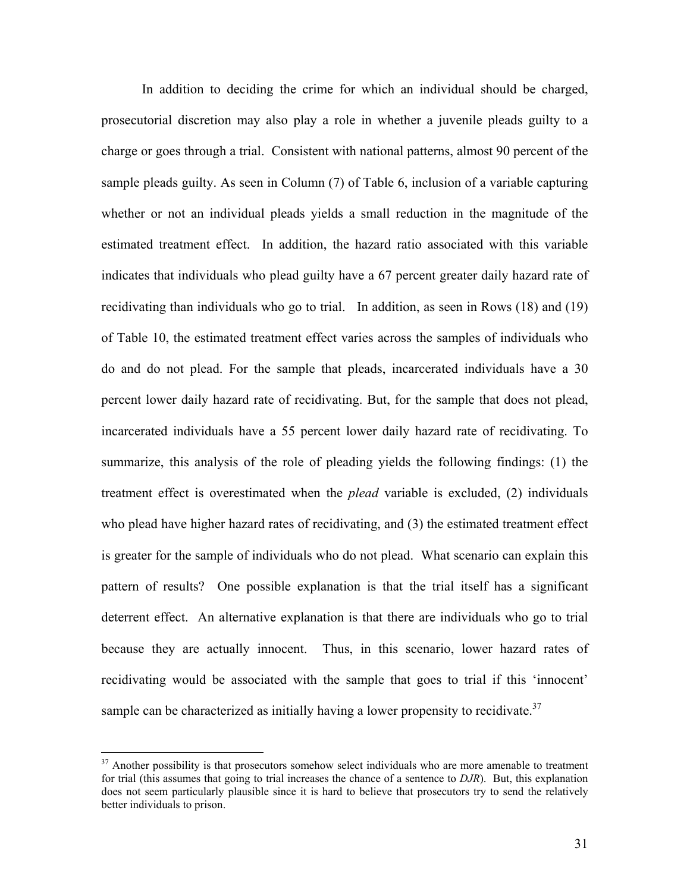In addition to deciding the crime for which an individual should be charged, prosecutorial discretion may also play a role in whether a juvenile pleads guilty to a charge or goes through a trial. Consistent with national patterns, almost 90 percent of the sample pleads guilty. As seen in Column (7) of Table 6, inclusion of a variable capturing whether or not an individual pleads yields a small reduction in the magnitude of the estimated treatment effect. In addition, the hazard ratio associated with this variable indicates that individuals who plead guilty have a 67 percent greater daily hazard rate of recidivating than individuals who go to trial. In addition, as seen in Rows (18) and (19) of Table 10, the estimated treatment effect varies across the samples of individuals who do and do not plead. For the sample that pleads, incarcerated individuals have a 30 percent lower daily hazard rate of recidivating. But, for the sample that does not plead, incarcerated individuals have a 55 percent lower daily hazard rate of recidivating. To summarize, this analysis of the role of pleading yields the following findings: (1) the treatment effect is overestimated when the *plead* variable is excluded, (2) individuals who plead have higher hazard rates of recidivating, and (3) the estimated treatment effect is greater for the sample of individuals who do not plead. What scenario can explain this pattern of results? One possible explanation is that the trial itself has a significant deterrent effect. An alternative explanation is that there are individuals who go to trial because they are actually innocent. Thus, in this scenario, lower hazard rates of recidivating would be associated with the sample that goes to trial if this 'innocent' sample can be characterized as initially having a lower propensity to recidivate.[37]

[37] Another possibility is that prosecutors somehow select individuals who are more amenable to treatment for trial (this assumes that going to trial increases the chance of a sentence to *DJR*). But, this explanation does not seem particularly plausible since it is hard to believe that prosecutors try to send the relatively better individuals to prison.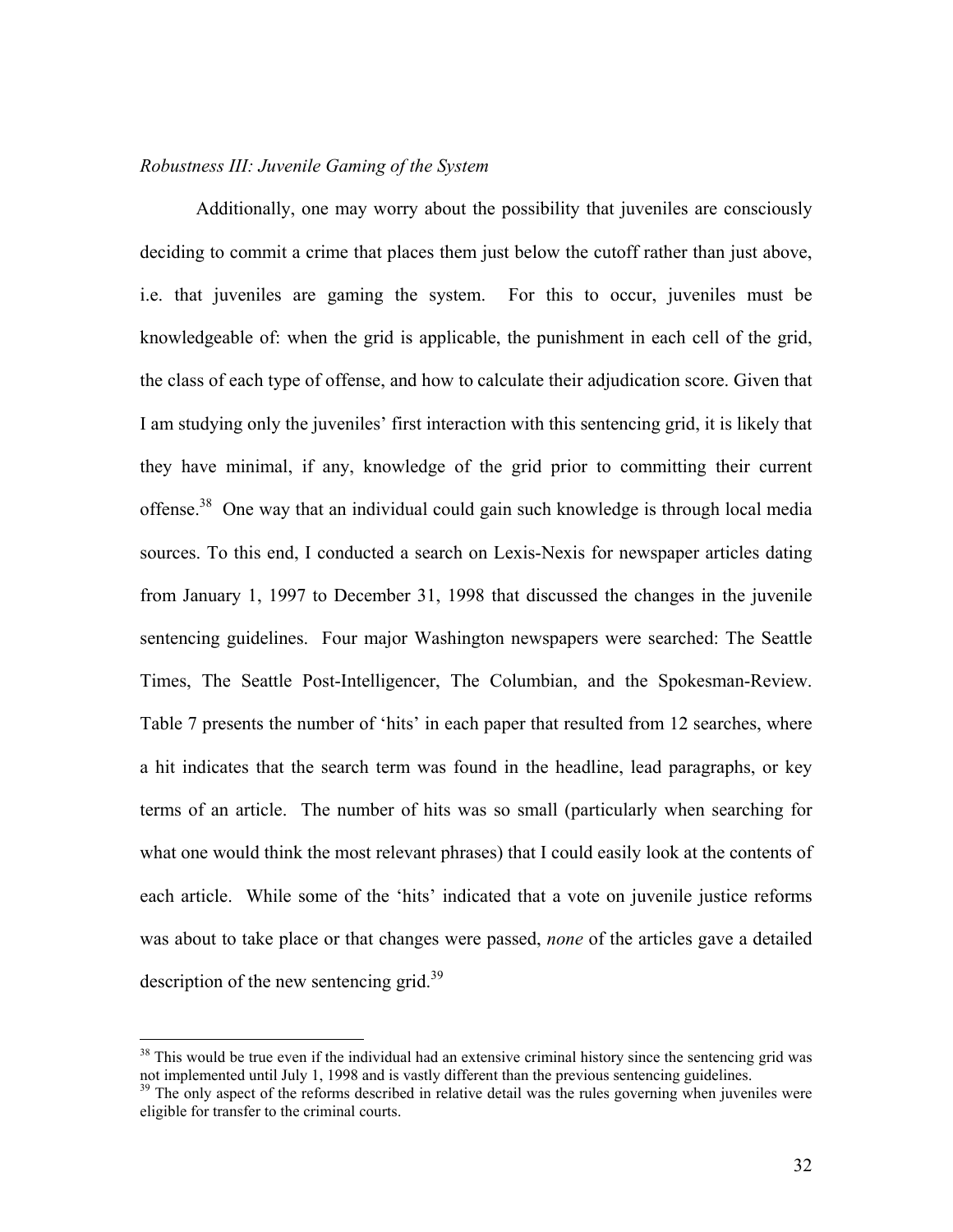*Robustness III: Juvenile Gaming of the System*

Additionally, one may worry about the possibility that juveniles are consciously deciding to commit a crime that places them just below the cutoff rather than just above, i.e. that juveniles are gaming the system. For this to occur, juveniles must be knowledgeable of: when the grid is applicable, the punishment in each cell of the grid, the class of each type of offense, and how to calculate their adjudication score. Given that I am studying only the juveniles' first interaction with this sentencing grid, it is likely that they have minimal, if any, knowledge of the grid prior to committing their current offense.[38] One way that an individual could gain such knowledge is through local media sources. To this end, I conducted a search on Lexis-Nexis for newspaper articles dating from January 1, 1997 to December 31, 1998 that discussed the changes in the juvenile sentencing guidelines. Four major Washington newspapers were searched: The Seattle Times, The Seattle Post-Intelligencer, The Columbian, and the Spokesman-Review. Table 7 presents the number of 'hits' in each paper that resulted from 12 searches, where a hit indicates that the search term was found in the headline, lead paragraphs, or key terms of an article. The number of hits was so small (particularly when searching for what one would think the most relevant phrases) that I could easily look at the contents of each article. While some of the 'hits' indicated that a vote on juvenile justice reforms was about to take place or that changes were passed, *none* of the articles gave a detailed description of the new sentencing grid.[39]

---

[38] This would be true even if the individual had an extensive criminal history since the sentencing grid was not implemented until July 1, 1998 and is vastly different than the previous sentencing guidelines.

[39] The only aspect of the reforms described in relative detail was the rules governing when juveniles were eligible for transfer to the criminal courts.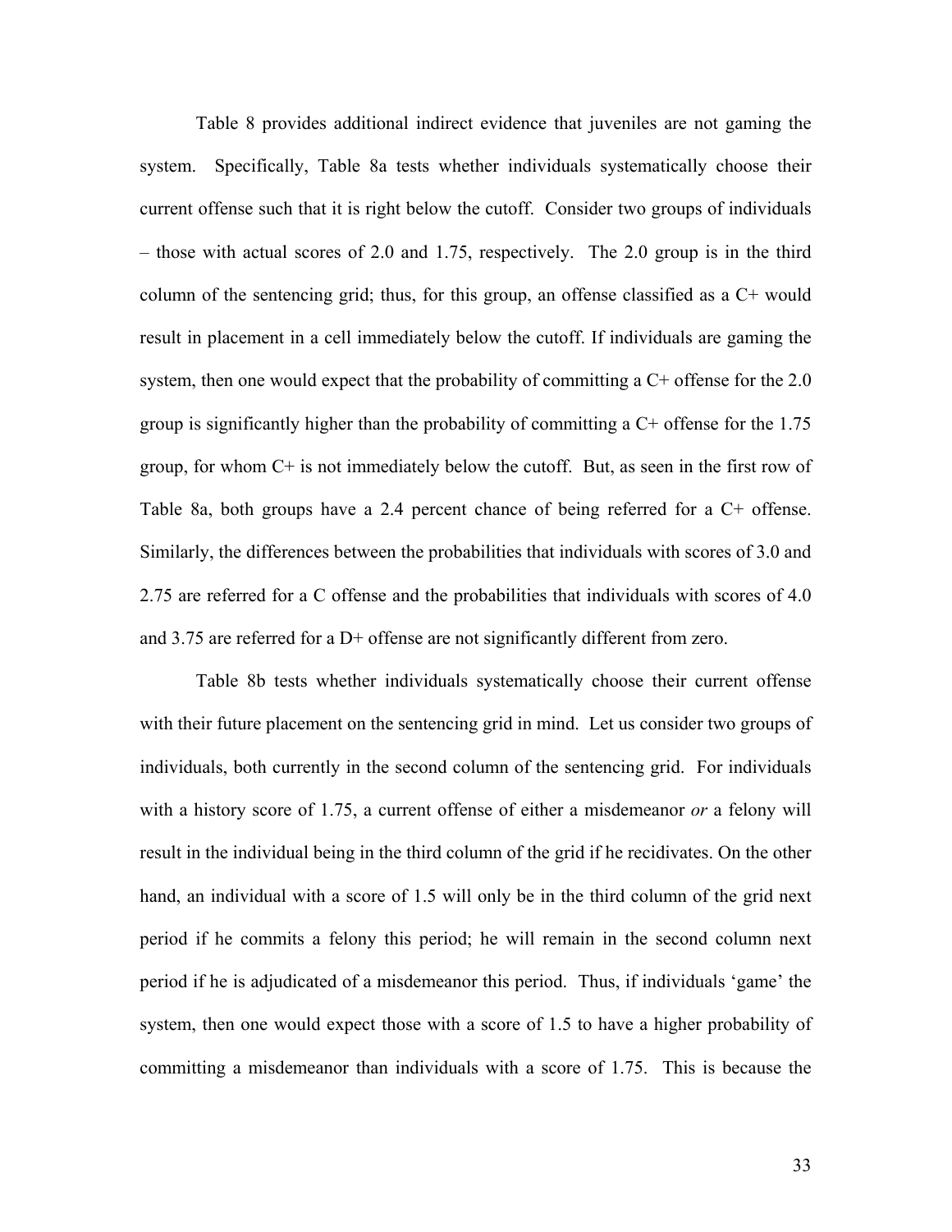Table 8 provides additional indirect evidence that juveniles are not gaming the system. Specifically, Table 8a tests whether individuals systematically choose their current offense such that it is right below the cutoff. Consider two groups of individuals – those with actual scores of 2.0 and 1.75, respectively. The 2.0 group is in the third column of the sentencing grid; thus, for this group, an offense classified as a C+ would result in placement in a cell immediately below the cutoff. If individuals are gaming the system, then one would expect that the probability of committing a C+ offense for the 2.0 group is significantly higher than the probability of committing a C+ offense for the 1.75 group, for whom C+ is not immediately below the cutoff. But, as seen in the first row of Table 8a, both groups have a 2.4 percent chance of being referred for a C+ offense. Similarly, the differences between the probabilities that individuals with scores of 3.0 and 2.75 are referred for a C offense and the probabilities that individuals with scores of 4.0 and 3.75 are referred for a D+ offense are not significantly different from zero.

Table 8b tests whether individuals systematically choose their current offense with their future placement on the sentencing grid in mind. Let us consider two groups of individuals, both currently in the second column of the sentencing grid. For individuals with a history score of 1.75, a current offense of either a misdemeanor *or* a felony will result in the individual being in the third column of the grid if he recidivates. On the other hand, an individual with a score of 1.5 will only be in the third column of the grid next period if he commits a felony this period; he will remain in the second column next period if he is adjudicated of a misdemeanor this period. Thus, if individuals 'game' the system, then one would expect those with a score of 1.5 to have a higher probability of committing a misdemeanor than individuals with a score of 1.75. This is because the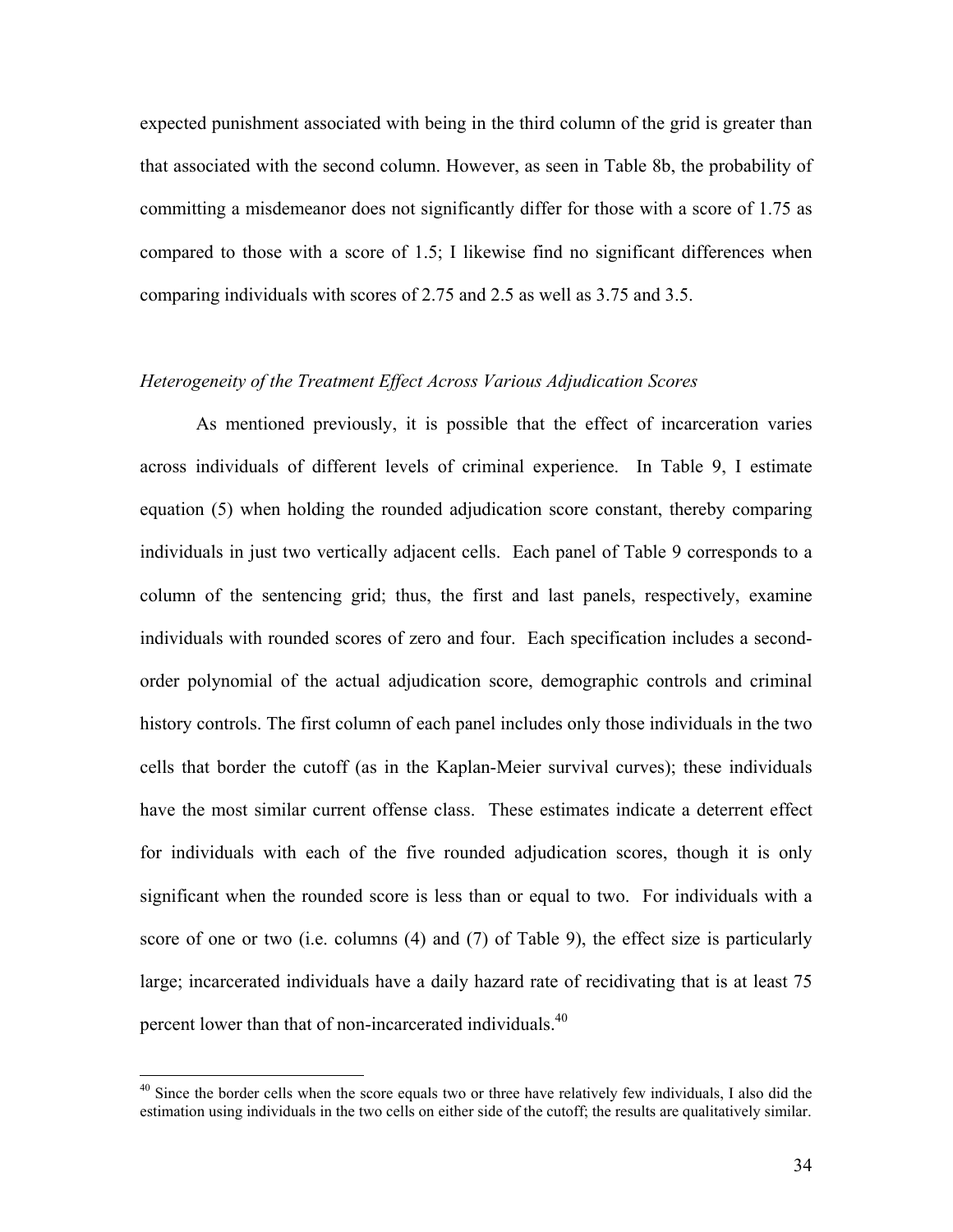expected punishment associated with being in the third column of the grid is greater than that associated with the second column. However, as seen in Table 8b, the probability of committing a misdemeanor does not significantly differ for those with a score of 1.75 as compared to those with a score of 1.5; I likewise find no significant differences when comparing individuals with scores of 2.75 and 2.5 as well as 3.75 and 3.5.

*Heterogeneity of the Treatment Effect Across Various Adjudication Scores*

As mentioned previously, it is possible that the effect of incarceration varies across individuals of different levels of criminal experience. In Table 9, I estimate equation (5) when holding the rounded adjudication score constant, thereby comparing individuals in just two vertically adjacent cells. Each panel of Table 9 corresponds to a column of the sentencing grid; thus, the first and last panels, respectively, examine individuals with rounded scores of zero and four. Each specification includes a second-order polynomial of the actual adjudication score, demographic controls and criminal history controls. The first column of each panel includes only those individuals in the two cells that border the cutoff (as in the Kaplan-Meier survival curves); these individuals have the most similar current offense class. These estimates indicate a deterrent effect for individuals with each of the five rounded adjudication scores, though it is only significant when the rounded score is less than or equal to two. For individuals with a score of one or two (i.e. columns (4) and (7) of Table 9), the effect size is particularly large; incarcerated individuals have a daily hazard rate of recidivating that is at least 75 percent lower than that of non-incarcerated individuals.[40]

[40] Since the border cells when the score equals two or three have relatively few individuals, I also did the estimation using individuals in the two cells on either side of the cutoff; the results are qualitatively similar.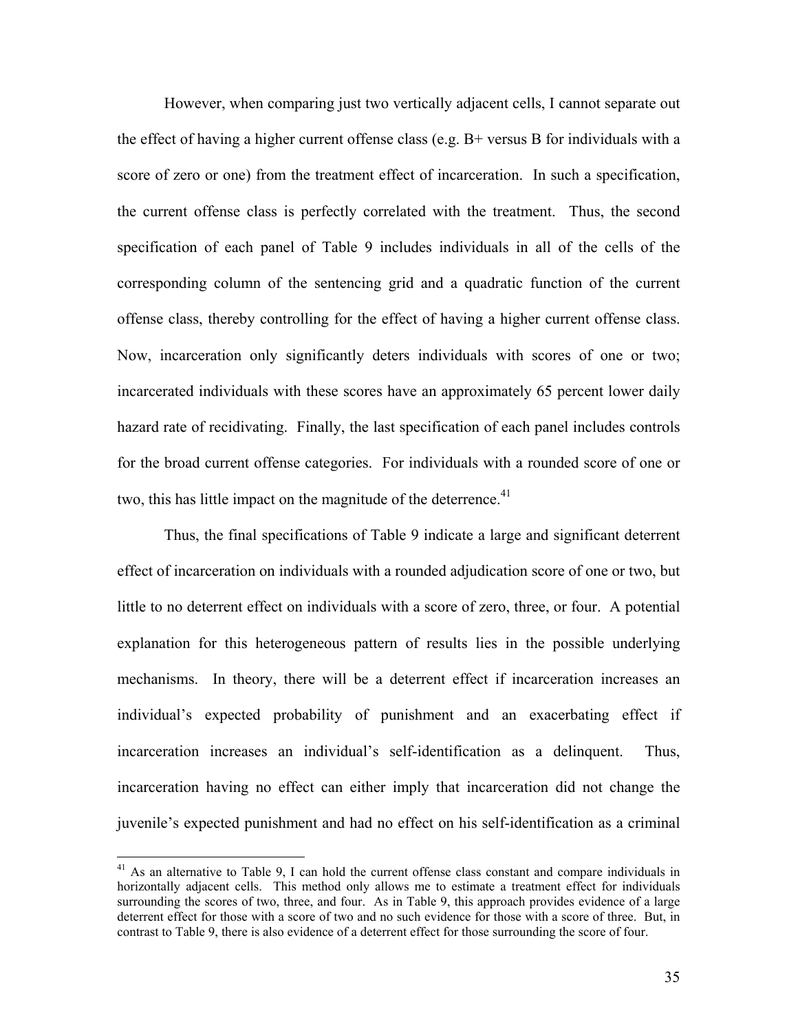However, when comparing just two vertically adjacent cells, I cannot separate out the effect of having a higher current offense class (e.g. B+ versus B for individuals with a score of zero or one) from the treatment effect of incarceration. In such a specification, the current offense class is perfectly correlated with the treatment. Thus, the second specification of each panel of Table 9 includes individuals in all of the cells of the corresponding column of the sentencing grid and a quadratic function of the current offense class, thereby controlling for the effect of having a higher current offense class. Now, incarceration only significantly deters individuals with scores of one or two; incarcerated individuals with these scores have an approximately 65 percent lower daily hazard rate of recidivating. Finally, the last specification of each panel includes controls for the broad current offense categories. For individuals with a rounded score of one or two, this has little impact on the magnitude of the deterrence.[41]

Thus, the final specifications of Table 9 indicate a large and significant deterrent effect of incarceration on individuals with a rounded adjudication score of one or two, but little to no deterrent effect on individuals with a score of zero, three, or four. A potential explanation for this heterogeneous pattern of results lies in the possible underlying mechanisms. In theory, there will be a deterrent effect if incarceration increases an individual's expected probability of punishment and an exacerbating effect if incarceration increases an individual's self-identification as a delinquent. Thus, incarceration having no effect can either imply that incarceration did not change the juvenile's expected punishment and had no effect on his self-identification as a criminal

[41] As an alternative to Table 9, I can hold the current offense class constant and compare individuals in horizontally adjacent cells. This method only allows me to estimate a treatment effect for individuals surrounding the scores of two, three, and four. As in Table 9, this approach provides evidence of a large deterrent effect for those with a score of two and no such evidence for those with a score of three. But, in contrast to Table 9, there is also evidence of a deterrent effect for those surrounding the score of four.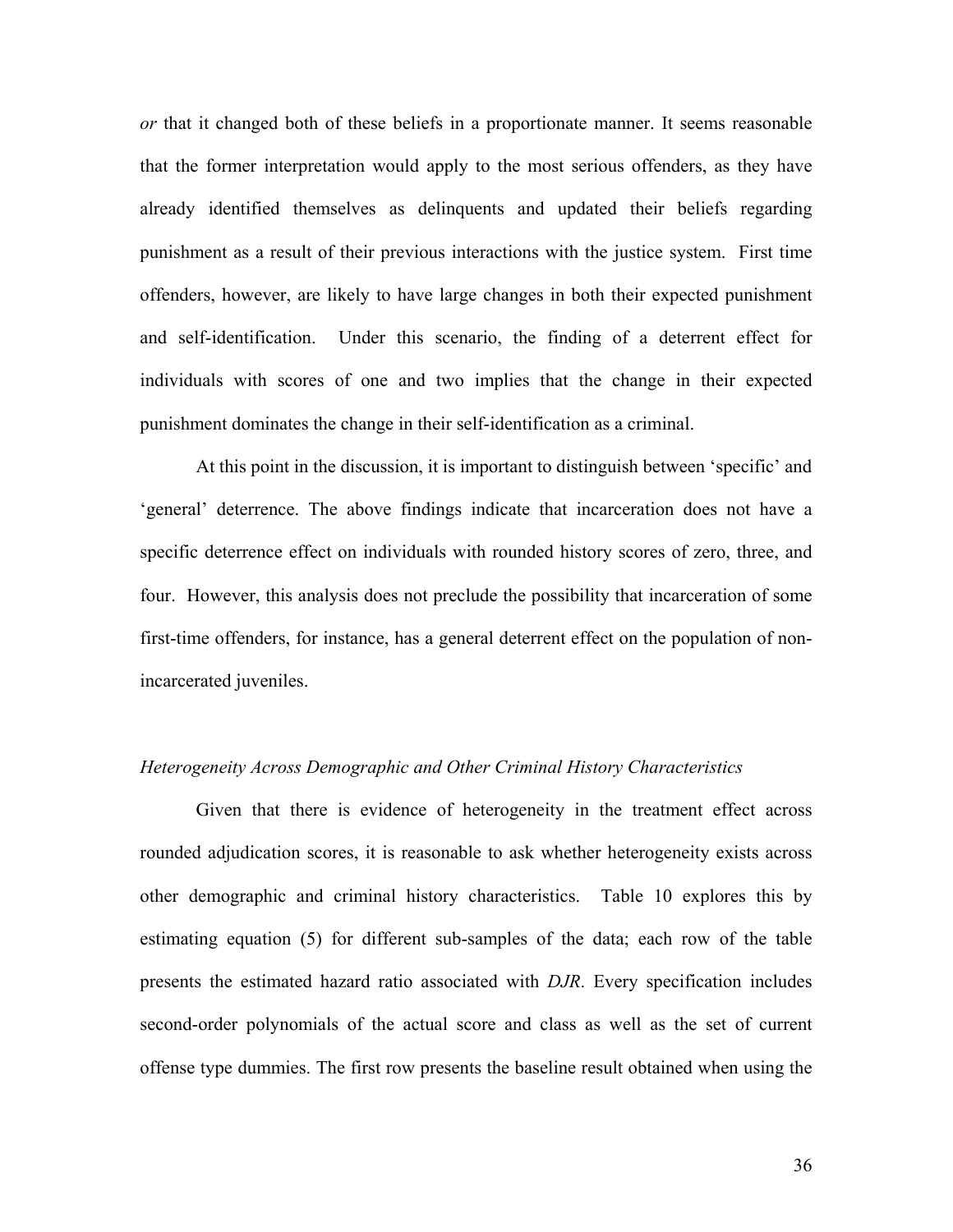*or* that it changed both of these beliefs in a proportionate manner. It seems reasonable that the former interpretation would apply to the most serious offenders, as they have already identified themselves as delinquents and updated their beliefs regarding punishment as a result of their previous interactions with the justice system. First time offenders, however, are likely to have large changes in both their expected punishment and self-identification. Under this scenario, the finding of a deterrent effect for individuals with scores of one and two implies that the change in their expected punishment dominates the change in their self-identification as a criminal.

At this point in the discussion, it is important to distinguish between 'specific' and 'general' deterrence. The above findings indicate that incarceration does not have a specific deterrence effect on individuals with rounded history scores of zero, three, and four. However, this analysis does not preclude the possibility that incarceration of some first-time offenders, for instance, has a general deterrent effect on the population of non-incarcerated juveniles.

*Heterogeneity Across Demographic and Other Criminal History Characteristics*

Given that there is evidence of heterogeneity in the treatment effect across rounded adjudication scores, it is reasonable to ask whether heterogeneity exists across other demographic and criminal history characteristics. Table 10 explores this by estimating equation (5) for different sub-samples of the data; each row of the table presents the estimated hazard ratio associated with *DJR*. Every specification includes second-order polynomials of the actual score and class as well as the set of current offense type dummies. The first row presents the baseline result obtained when using the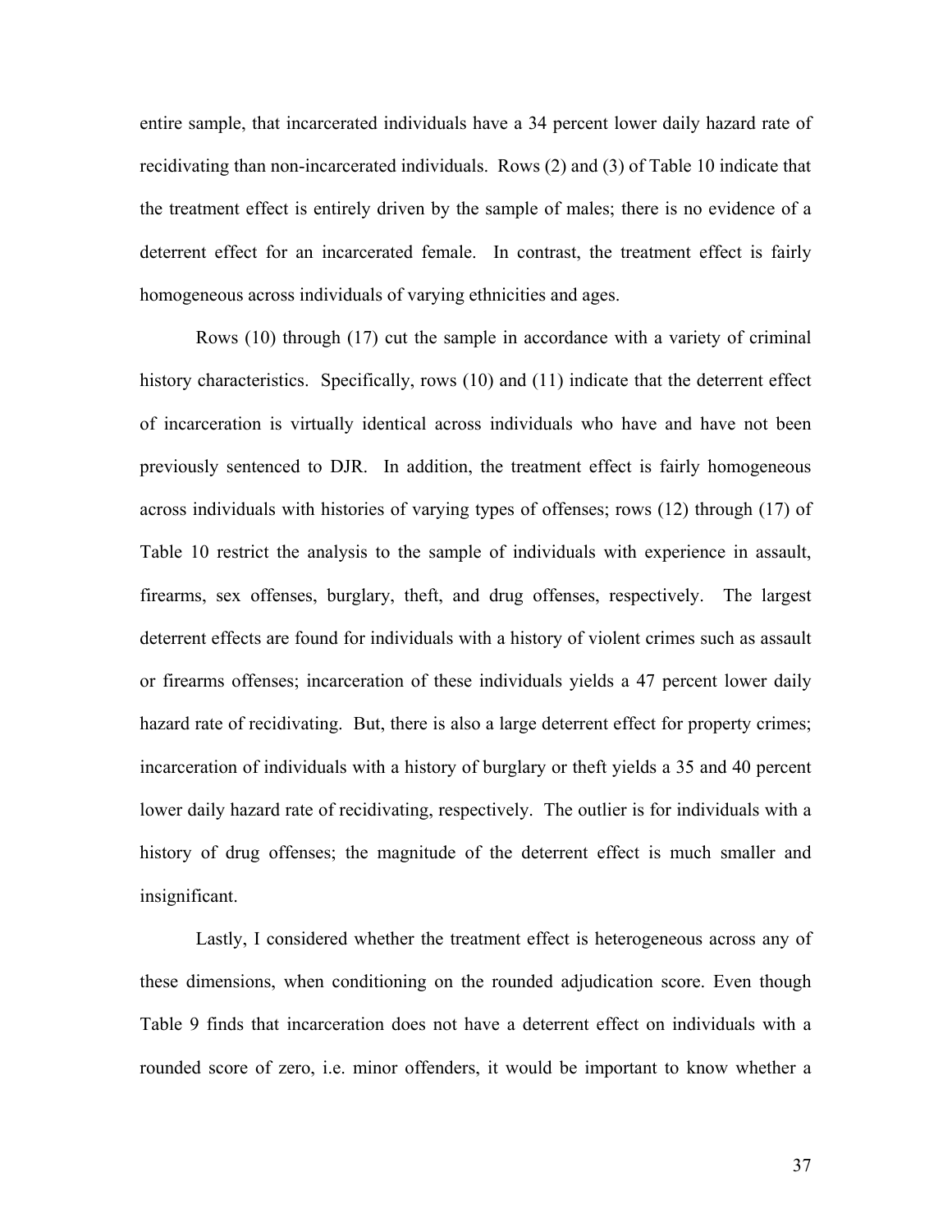entire sample, that incarcerated individuals have a 34 percent lower daily hazard rate of recidivating than non-incarcerated individuals. Rows (2) and (3) of Table 10 indicate that the treatment effect is entirely driven by the sample of males; there is no evidence of a deterrent effect for an incarcerated female. In contrast, the treatment effect is fairly homogeneous across individuals of varying ethnicities and ages.

Rows (10) through (17) cut the sample in accordance with a variety of criminal history characteristics. Specifically, rows (10) and (11) indicate that the deterrent effect of incarceration is virtually identical across individuals who have and have not been previously sentenced to DJR. In addition, the treatment effect is fairly homogeneous across individuals with histories of varying types of offenses; rows (12) through (17) of Table 10 restrict the analysis to the sample of individuals with experience in assault, firearms, sex offenses, burglary, theft, and drug offenses, respectively. The largest deterrent effects are found for individuals with a history of violent crimes such as assault or firearms offenses; incarceration of these individuals yields a 47 percent lower daily hazard rate of recidivating. But, there is also a large deterrent effect for property crimes; incarceration of individuals with a history of burglary or theft yields a 35 and 40 percent lower daily hazard rate of recidivating, respectively. The outlier is for individuals with a history of drug offenses; the magnitude of the deterrent effect is much smaller and insignificant.

Lastly, I considered whether the treatment effect is heterogeneous across any of these dimensions, when conditioning on the rounded adjudication score. Even though Table 9 finds that incarceration does not have a deterrent effect on individuals with a rounded score of zero, i.e. minor offenders, it would be important to know whether a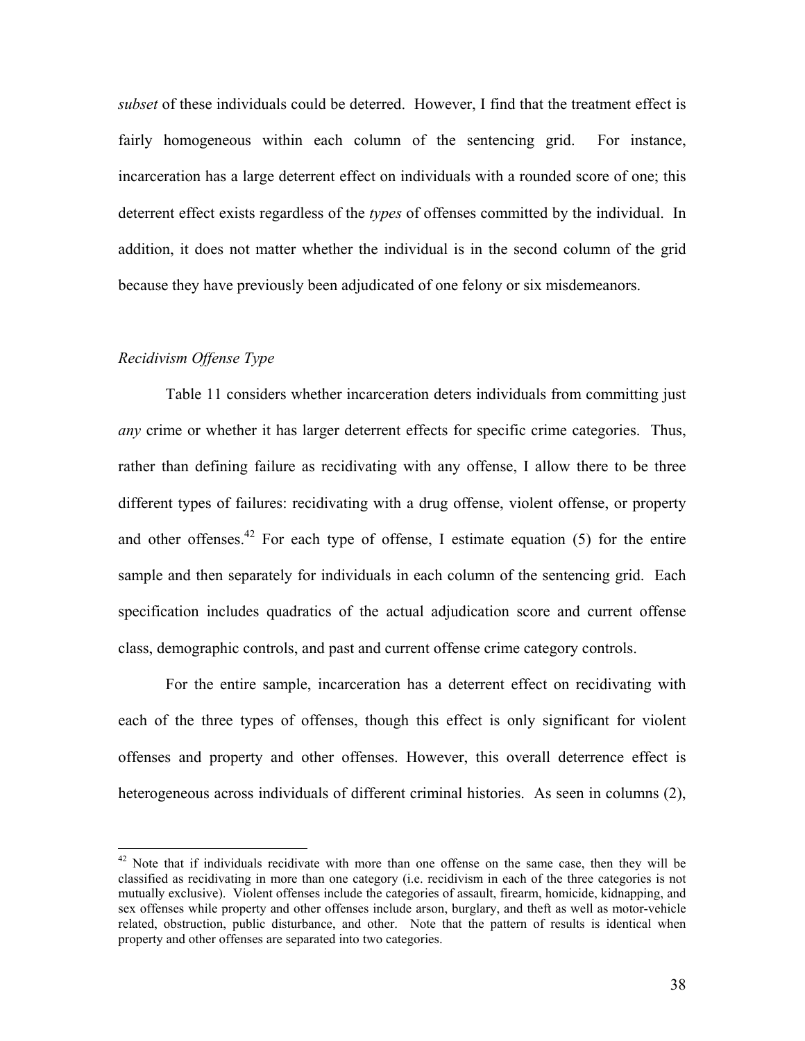*subset* of these individuals could be deterred. However, I find that the treatment effect is fairly homogeneous within each column of the sentencing grid. For instance, incarceration has a large deterrent effect on individuals with a rounded score of one; this deterrent effect exists regardless of the *types* of offenses committed by the individual. In addition, it does not matter whether the individual is in the second column of the grid because they have previously been adjudicated of one felony or six misdemeanors.

### *Recidivism Offense Type*

Table 11 considers whether incarceration deters individuals from committing just *any* crime or whether it has larger deterrent effects for specific crime categories. Thus, rather than defining failure as recidivating with any offense, I allow there to be three different types of failures: recidivating with a drug offense, violent offense, or property and other offenses.[42] For each type of offense, I estimate equation (5) for the entire sample and then separately for individuals in each column of the sentencing grid. Each specification includes quadratics of the actual adjudication score and current offense class, demographic controls, and past and current offense crime category controls.

For the entire sample, incarceration has a deterrent effect on recidivating with each of the three types of offenses, though this effect is only significant for violent offenses and property and other offenses. However, this overall deterrence effect is heterogeneous across individuals of different criminal histories. As seen in columns (2),

[42] Note that if individuals recidivate with more than one offense on the same case, then they will be classified as recidivating in more than one category (i.e. recidivism in each of the three categories is not mutually exclusive). Violent offenses include the categories of assault, firearm, homicide, kidnapping, and sex offenses while property and other offenses include arson, burglary, and theft as well as motor-vehicle related, obstruction, public disturbance, and other. Note that the pattern of results is identical when property and other offenses are separated into two categories.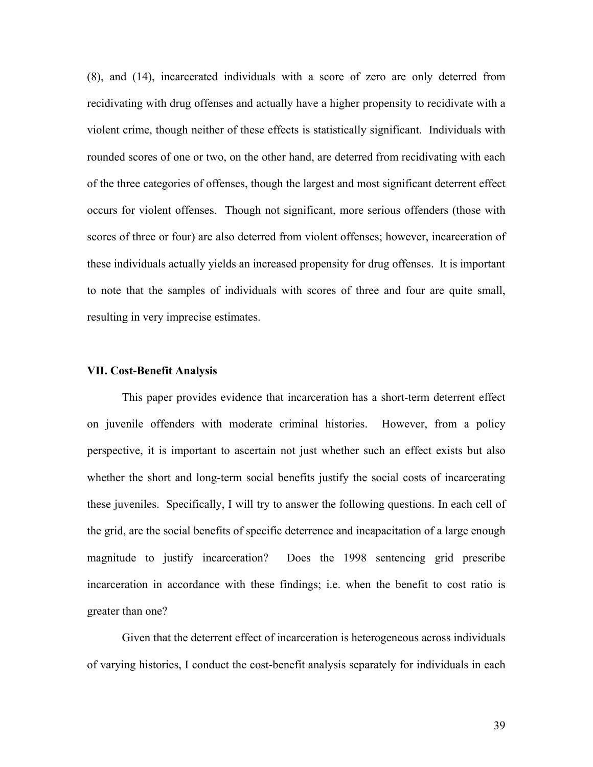(8), and (14), incarcerated individuals with a score of zero are only deterred from recidivating with drug offenses and actually have a higher propensity to recidivate with a violent crime, though neither of these effects is statistically significant. Individuals with rounded scores of one or two, on the other hand, are deterred from recidivating with each of the three categories of offenses, though the largest and most significant deterrent effect occurs for violent offenses. Though not significant, more serious offenders (those with scores of three or four) are also deterred from violent offenses; however, incarceration of these individuals actually yields an increased propensity for drug offenses. It is important to note that the samples of individuals with scores of three and four are quite small, resulting in very imprecise estimates.

## VII. Cost-Benefit Analysis

This paper provides evidence that incarceration has a short-term deterrent effect on juvenile offenders with moderate criminal histories. However, from a policy perspective, it is important to ascertain not just whether such an effect exists but also whether the short and long-term social benefits justify the social costs of incarcerating these juveniles. Specifically, I will try to answer the following questions. In each cell of the grid, are the social benefits of specific deterrence and incapacitation of a large enough magnitude to justify incarceration? Does the 1998 sentencing grid prescribe incarceration in accordance with these findings; i.e. when the benefit to cost ratio is greater than one?

Given that the deterrent effect of incarceration is heterogeneous across individuals of varying histories, I conduct the cost-benefit analysis separately for individuals in each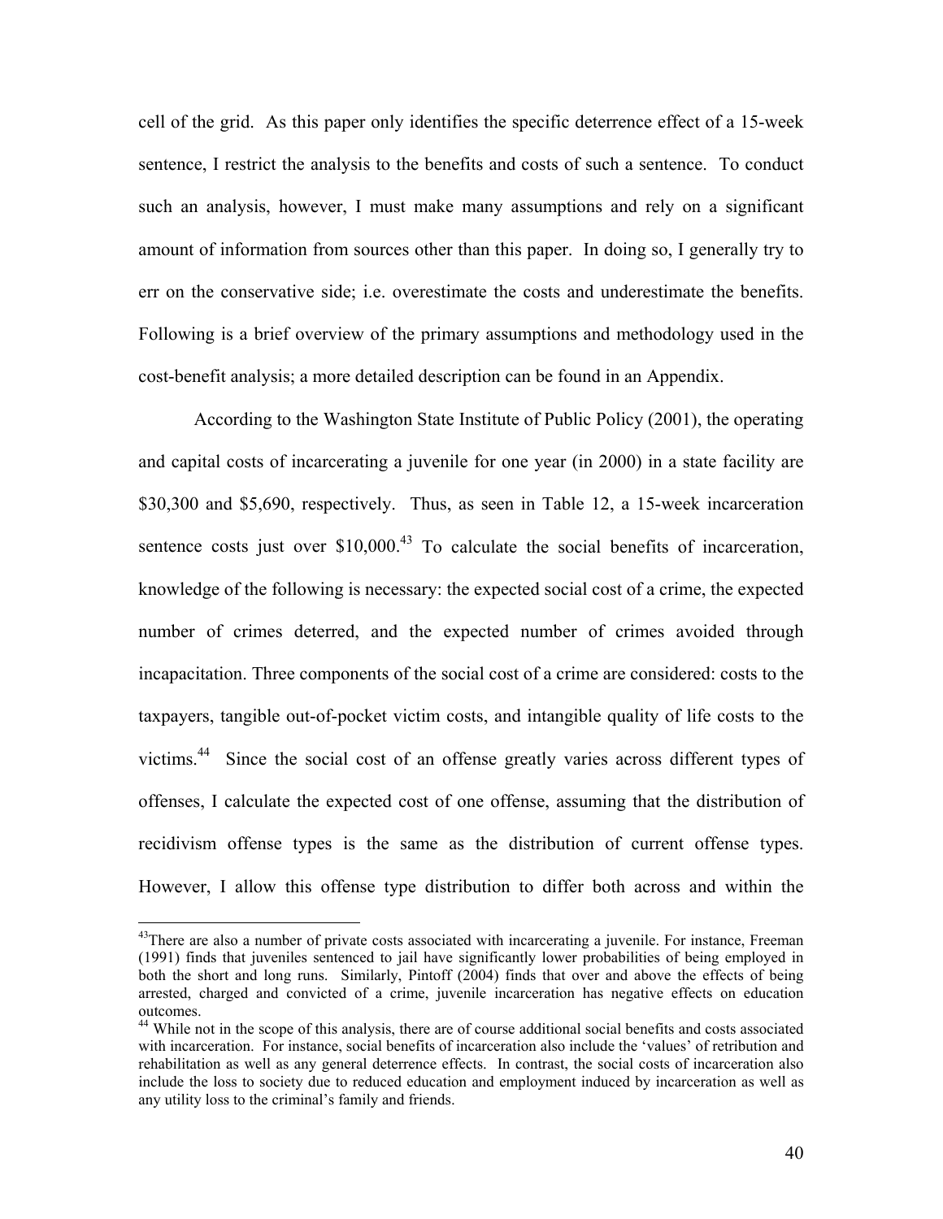cell of the grid. As this paper only identifies the specific deterrence effect of a 15-week sentence, I restrict the analysis to the benefits and costs of such a sentence. To conduct such an analysis, however, I must make many assumptions and rely on a significant amount of information from sources other than this paper. In doing so, I generally try to err on the conservative side; i.e. overestimate the costs and underestimate the benefits. Following is a brief overview of the primary assumptions and methodology used in the cost-benefit analysis; a more detailed description can be found in an Appendix.

According to the Washington State Institute of Public Policy (2001), the operating and capital costs of incarcerating a juvenile for one year (in 2000) in a state facility are \$30,300 and \$5,690, respectively. Thus, as seen in Table 12, a 15-week incarceration sentence costs just over \$10,000.[43] To calculate the social benefits of incarceration, knowledge of the following is necessary: the expected social cost of a crime, the expected number of crimes deterred, and the expected number of crimes avoided through incapacitation. Three components of the social cost of a crime are considered: costs to the taxpayers, tangible out-of-pocket victim costs, and intangible quality of life costs to the victims.[44] Since the social cost of an offense greatly varies across different types of offenses, I calculate the expected cost of one offense, assuming that the distribution of recidivism offense types is the same as the distribution of current offense types. However, I allow this offense type distribution to differ both across and within the

---

[43] There are also a number of private costs associated with incarcerating a juvenile. For instance, Freeman (1991) finds that juveniles sentenced to jail have significantly lower probabilities of being employed in both the short and long runs. Similarly, Pintoff (2004) finds that over and above the effects of being arrested, charged and convicted of a crime, juvenile incarceration has negative effects on education outcomes.

[44] While not in the scope of this analysis, there are of course additional social benefits and costs associated with incarceration. For instance, social benefits of incarceration also include the 'values' of retribution and rehabilitation as well as any general deterrence effects. In contrast, the social costs of incarceration also include the loss to society due to reduced education and employment induced by incarceration as well as any utility loss to the criminal's family and friends.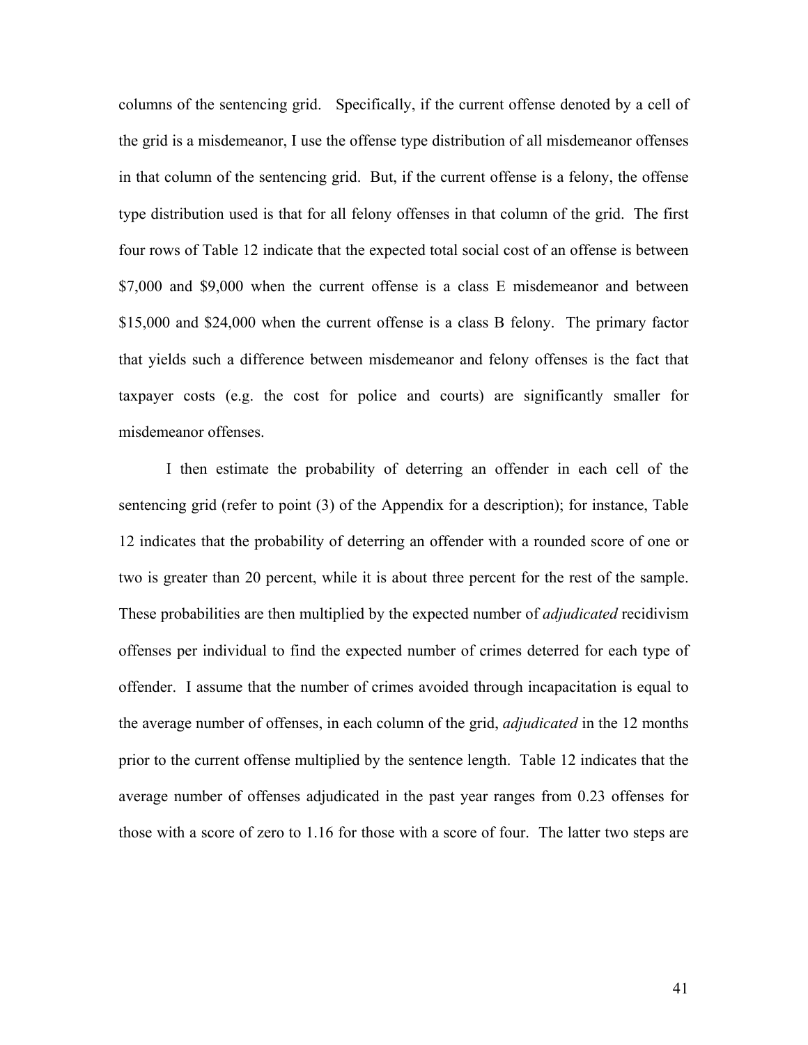columns of the sentencing grid. Specifically, if the current offense denoted by a cell of the grid is a misdemeanor, I use the offense type distribution of all misdemeanor offenses in that column of the sentencing grid. But, if the current offense is a felony, the offense type distribution used is that for all felony offenses in that column of the grid. The first four rows of Table 12 indicate that the expected total social cost of an offense is between \$7,000 and \$9,000 when the current offense is a class E misdemeanor and between \$15,000 and \$24,000 when the current offense is a class B felony. The primary factor that yields such a difference between misdemeanor and felony offenses is the fact that taxpayer costs (e.g. the cost for police and courts) are significantly smaller for misdemeanor offenses.

I then estimate the probability of deterring an offender in each cell of the sentencing grid (refer to point (3) of the Appendix for a description); for instance, Table 12 indicates that the probability of deterring an offender with a rounded score of one or two is greater than 20 percent, while it is about three percent for the rest of the sample. These probabilities are then multiplied by the expected number of *adjudicated* recidivism offenses per individual to find the expected number of crimes deterred for each type of offender. I assume that the number of crimes avoided through incapacitation is equal to the average number of offenses, in each column of the grid, *adjudicated* in the 12 months prior to the current offense multiplied by the sentence length. Table 12 indicates that the average number of offenses adjudicated in the past year ranges from 0.23 offenses for those with a score of zero to 1.16 for those with a score of four. The latter two steps are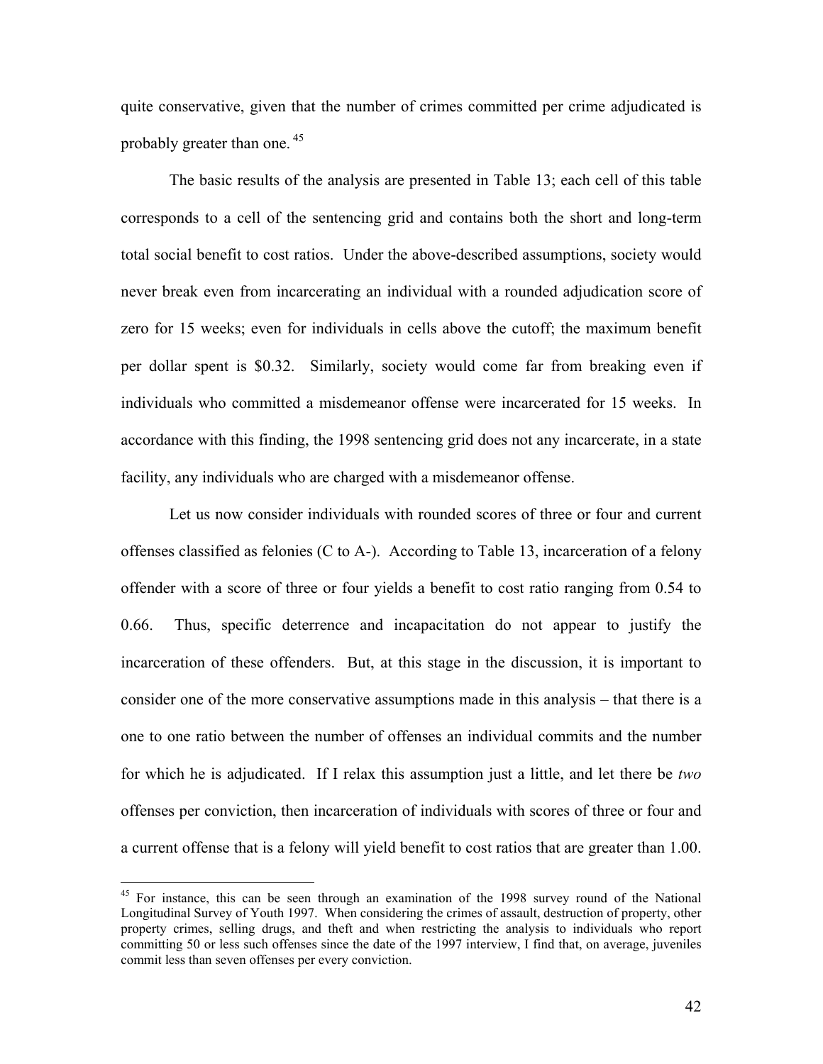quite conservative, given that the number of crimes committed per crime adjudicated is probably greater than one.[45]

The basic results of the analysis are presented in Table 13; each cell of this table corresponds to a cell of the sentencing grid and contains both the short and long-term total social benefit to cost ratios. Under the above-described assumptions, society would never break even from incarcerating an individual with a rounded adjudication score of zero for 15 weeks; even for individuals in cells above the cutoff; the maximum benefit per dollar spent is \$0.32. Similarly, society would come far from breaking even if individuals who committed a misdemeanor offense were incarcerated for 15 weeks. In accordance with this finding, the 1998 sentencing grid does not any incarcerate, in a state facility, any individuals who are charged with a misdemeanor offense.

Let us now consider individuals with rounded scores of three or four and current offenses classified as felonies (C to A-). According to Table 13, incarceration of a felony offender with a score of three or four yields a benefit to cost ratio ranging from 0.54 to 0.66. Thus, specific deterrence and incapacitation do not appear to justify the incarceration of these offenders. But, at this stage in the discussion, it is important to consider one of the more conservative assumptions made in this analysis – that there is a one to one ratio between the number of offenses an individual commits and the number for which he is adjudicated. If I relax this assumption just a little, and let there be *two* offenses per conviction, then incarceration of individuals with scores of three or four and a current offense that is a felony will yield benefit to cost ratios that are greater than 1.00.

---

[45] For instance, this can be seen through an examination of the 1998 survey round of the National Longitudinal Survey of Youth 1997. When considering the crimes of assault, destruction of property, other property crimes, selling drugs, and theft and when restricting the analysis to individuals who report committing 50 or less such offenses since the date of the 1997 interview, I find that, on average, juveniles commit less than seven offenses per every conviction.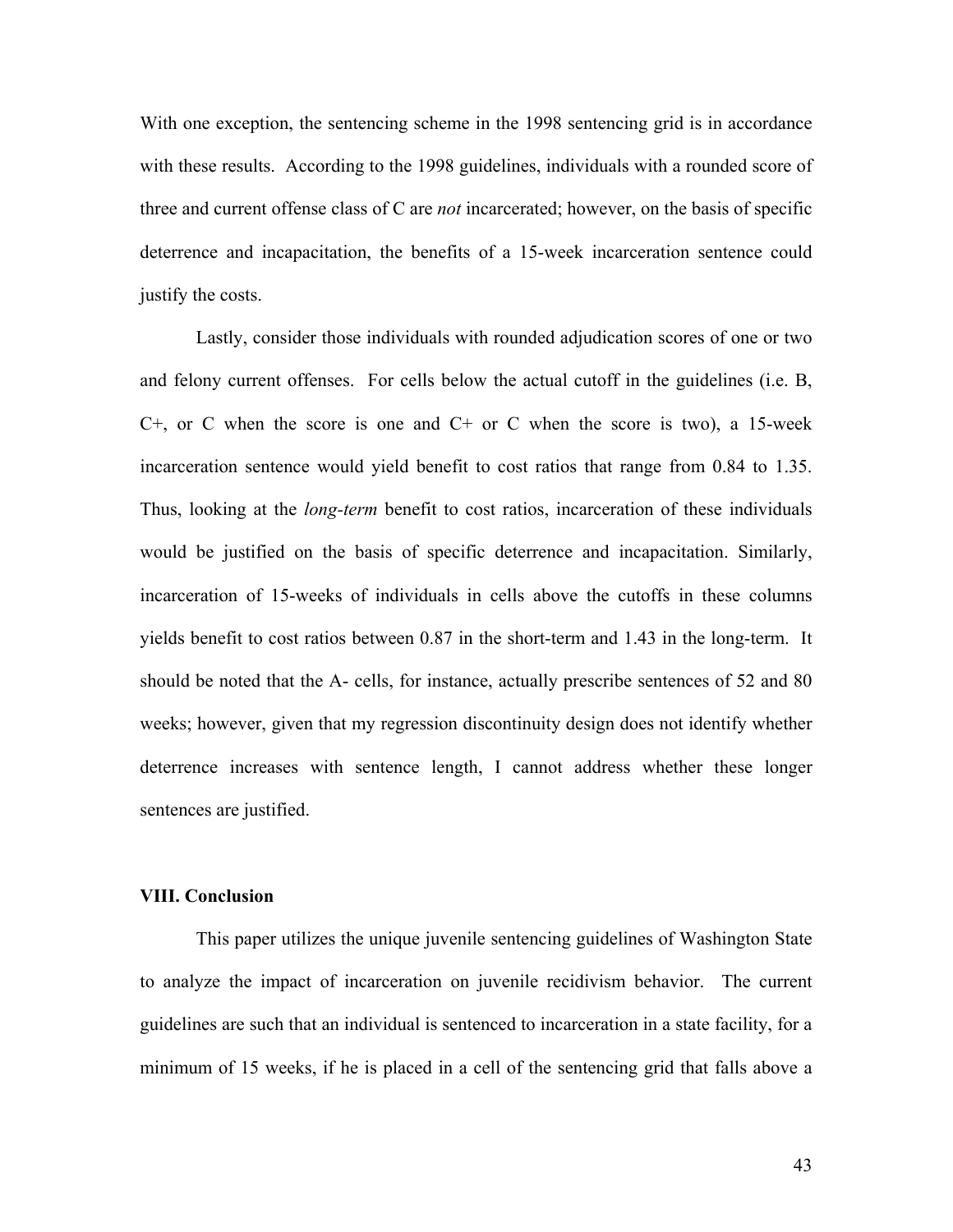With one exception, the sentencing scheme in the 1998 sentencing grid is in accordance with these results. According to the 1998 guidelines, individuals with a rounded score of three and current offense class of C are *not* incarcerated; however, on the basis of specific deterrence and incapacitation, the benefits of a 15-week incarceration sentence could justify the costs.

Lastly, consider those individuals with rounded adjudication scores of one or two and felony current offenses. For cells below the actual cutoff in the guidelines (i.e. B, C+, or C when the score is one and C+ or C when the score is two), a 15-week incarceration sentence would yield benefit to cost ratios that range from 0.84 to 1.35. Thus, looking at the *long-term* benefit to cost ratios, incarceration of these individuals would be justified on the basis of specific deterrence and incapacitation. Similarly, incarceration of 15-weeks of individuals in cells above the cutoffs in these columns yields benefit to cost ratios between 0.87 in the short-term and 1.43 in the long-term. It should be noted that the A- cells, for instance, actually prescribe sentences of 52 and 80 weeks; however, given that my regression discontinuity design does not identify whether deterrence increases with sentence length, I cannot address whether these longer sentences are justified.

### VIII. Conclusion

This paper utilizes the unique juvenile sentencing guidelines of Washington State to analyze the impact of incarceration on juvenile recidivism behavior. The current guidelines are such that an individual is sentenced to incarceration in a state facility, for a minimum of 15 weeks, if he is placed in a cell of the sentencing grid that falls above a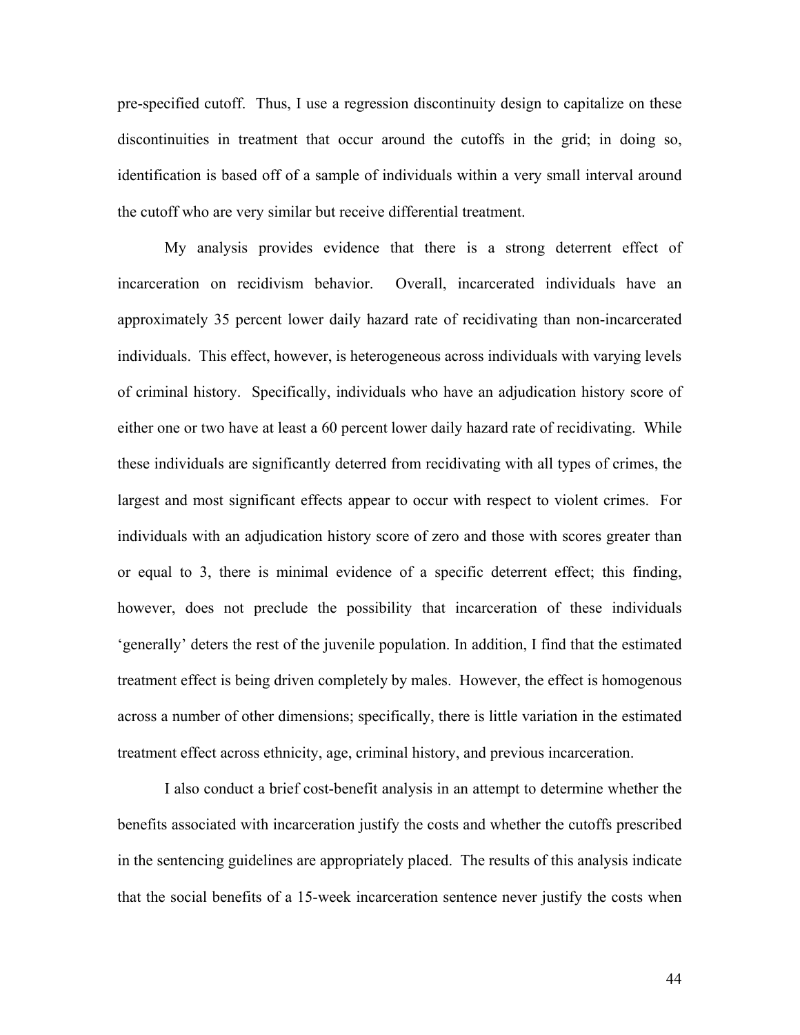pre-specified cutoff. Thus, I use a regression discontinuity design to capitalize on these discontinuities in treatment that occur around the cutoffs in the grid; in doing so, identification is based off of a sample of individuals within a very small interval around the cutoff who are very similar but receive differential treatment.

My analysis provides evidence that there is a strong deterrent effect of incarceration on recidivism behavior. Overall, incarcerated individuals have an approximately 35 percent lower daily hazard rate of recidivating than non-incarcerated individuals. This effect, however, is heterogeneous across individuals with varying levels of criminal history. Specifically, individuals who have an adjudication history score of either one or two have at least a 60 percent lower daily hazard rate of recidivating. While these individuals are significantly deterred from recidivating with all types of crimes, the largest and most significant effects appear to occur with respect to violent crimes. For individuals with an adjudication history score of zero and those with scores greater than or equal to 3, there is minimal evidence of a specific deterrent effect; this finding, however, does not preclude the possibility that incarceration of these individuals 'generally' deters the rest of the juvenile population. In addition, I find that the estimated treatment effect is being driven completely by males. However, the effect is homogenous across a number of other dimensions; specifically, there is little variation in the estimated treatment effect across ethnicity, age, criminal history, and previous incarceration.

I also conduct a brief cost-benefit analysis in an attempt to determine whether the benefits associated with incarceration justify the costs and whether the cutoffs prescribed in the sentencing guidelines are appropriately placed. The results of this analysis indicate that the social benefits of a 15-week incarceration sentence never justify the costs when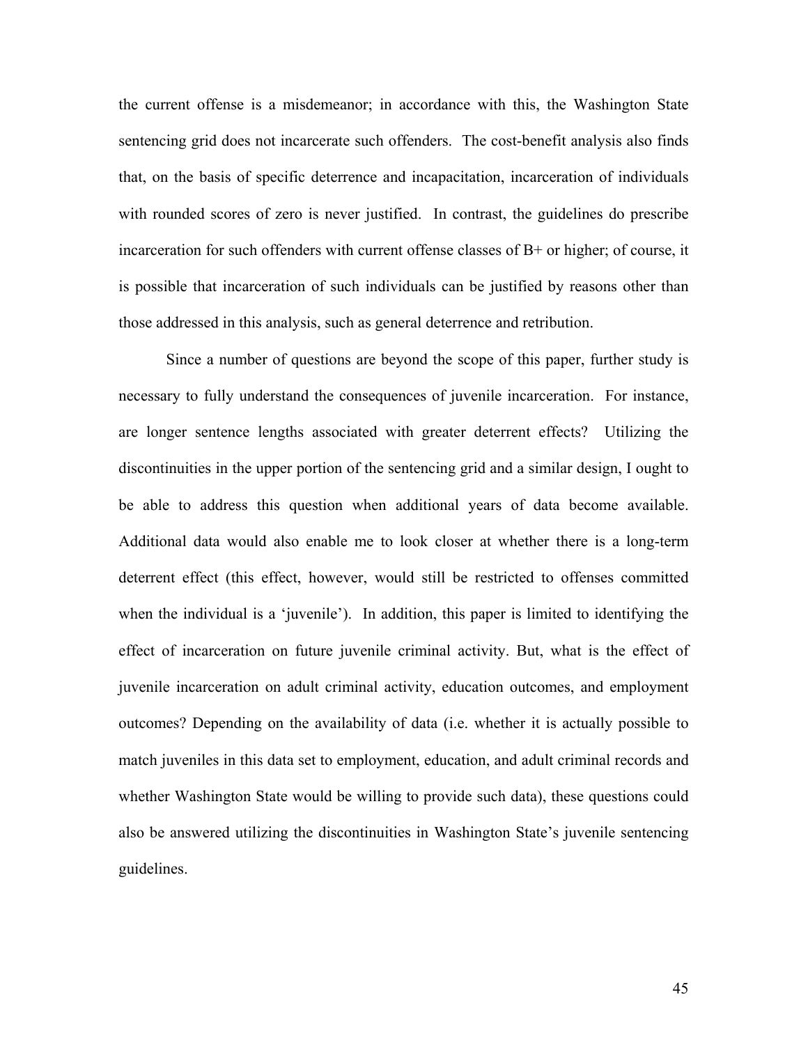the current offense is a misdemeanor; in accordance with this, the Washington State sentencing grid does not incarcerate such offenders. The cost-benefit analysis also finds that, on the basis of specific deterrence and incapacitation, incarceration of individuals with rounded scores of zero is never justified. In contrast, the guidelines do prescribe incarceration for such offenders with current offense classes of B+ or higher; of course, it is possible that incarceration of such individuals can be justified by reasons other than those addressed in this analysis, such as general deterrence and retribution.

Since a number of questions are beyond the scope of this paper, further study is necessary to fully understand the consequences of juvenile incarceration. For instance, are longer sentence lengths associated with greater deterrent effects? Utilizing the discontinuities in the upper portion of the sentencing grid and a similar design, I ought to be able to address this question when additional years of data become available. Additional data would also enable me to look closer at whether there is a long-term deterrent effect (this effect, however, would still be restricted to offenses committed when the individual is a 'juvenile'). In addition, this paper is limited to identifying the effect of incarceration on future juvenile criminal activity. But, what is the effect of juvenile incarceration on adult criminal activity, education outcomes, and employment outcomes? Depending on the availability of data (i.e. whether it is actually possible to match juveniles in this data set to employment, education, and adult criminal records and whether Washington State would be willing to provide such data), these questions could also be answered utilizing the discontinuities in Washington State's juvenile sentencing guidelines.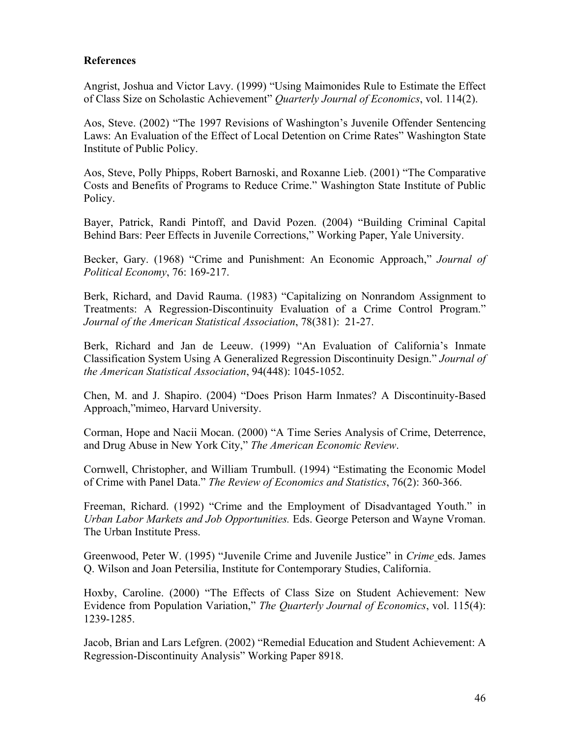**References**

Angrist, Joshua and Victor Lavy. (1999) "Using Maimonides Rule to Estimate the Effect of Class Size on Scholastic Achievement" *Quarterly Journal of Economics*, vol. 114(2).

Aos, Steve. (2002) "The 1997 Revisions of Washington's Juvenile Offender Sentencing Laws: An Evaluation of the Effect of Local Detention on Crime Rates" Washington State Institute of Public Policy.

Aos, Steve, Polly Phipps, Robert Barnoski, and Roxanne Lieb. (2001) "The Comparative Costs and Benefits of Programs to Reduce Crime." Washington State Institute of Public Policy.

Bayer, Patrick, Randi Pintoff, and David Pozen. (2004) "Building Criminal Capital Behind Bars: Peer Effects in Juvenile Corrections," Working Paper, Yale University.

Becker, Gary. (1968) "Crime and Punishment: An Economic Approach," *Journal of Political Economy*, 76: 169-217.

Berk, Richard, and David Rauma. (1983) "Capitalizing on Nonrandom Assignment to Treatments: A Regression-Discontinuity Evaluation of a Crime Control Program." *Journal of the American Statistical Association*, 78(381): 21-27.

Berk, Richard and Jan de Leeuw. (1999) "An Evaluation of California's Inmate Classification System Using A Generalized Regression Discontinuity Design." *Journal of the American Statistical Association*, 94(448): 1045-1052.

Chen, M. and J. Shapiro. (2004) "Does Prison Harm Inmates? A Discontinuity-Based Approach,"mimeo, Harvard University.

Corman, Hope and Nacii Mocan. (2000) "A Time Series Analysis of Crime, Deterrence, and Drug Abuse in New York City," *The American Economic Review*.

Cornwell, Christopher, and William Trumbull. (1994) "Estimating the Economic Model of Crime with Panel Data." *The Review of Economics and Statistics*, 76(2): 360-366.

Freeman, Richard. (1992) "Crime and the Employment of Disadvantaged Youth." in *Urban Labor Markets and Job Opportunities.* Eds. George Peterson and Wayne Vroman. The Urban Institute Press.

Greenwood, Peter W. (1995) "Juvenile Crime and Juvenile Justice" in *Crime* eds. James Q. Wilson and Joan Petersilia, Institute for Contemporary Studies, California.

Hoxby, Caroline. (2000) "The Effects of Class Size on Student Achievement: New Evidence from Population Variation," *The Quarterly Journal of Economics*, vol. 115(4): 1239-1285.

Jacob, Brian and Lars Lefgren. (2002) "Remedial Education and Student Achievement: A Regression-Discontinuity Analysis" Working Paper 8918.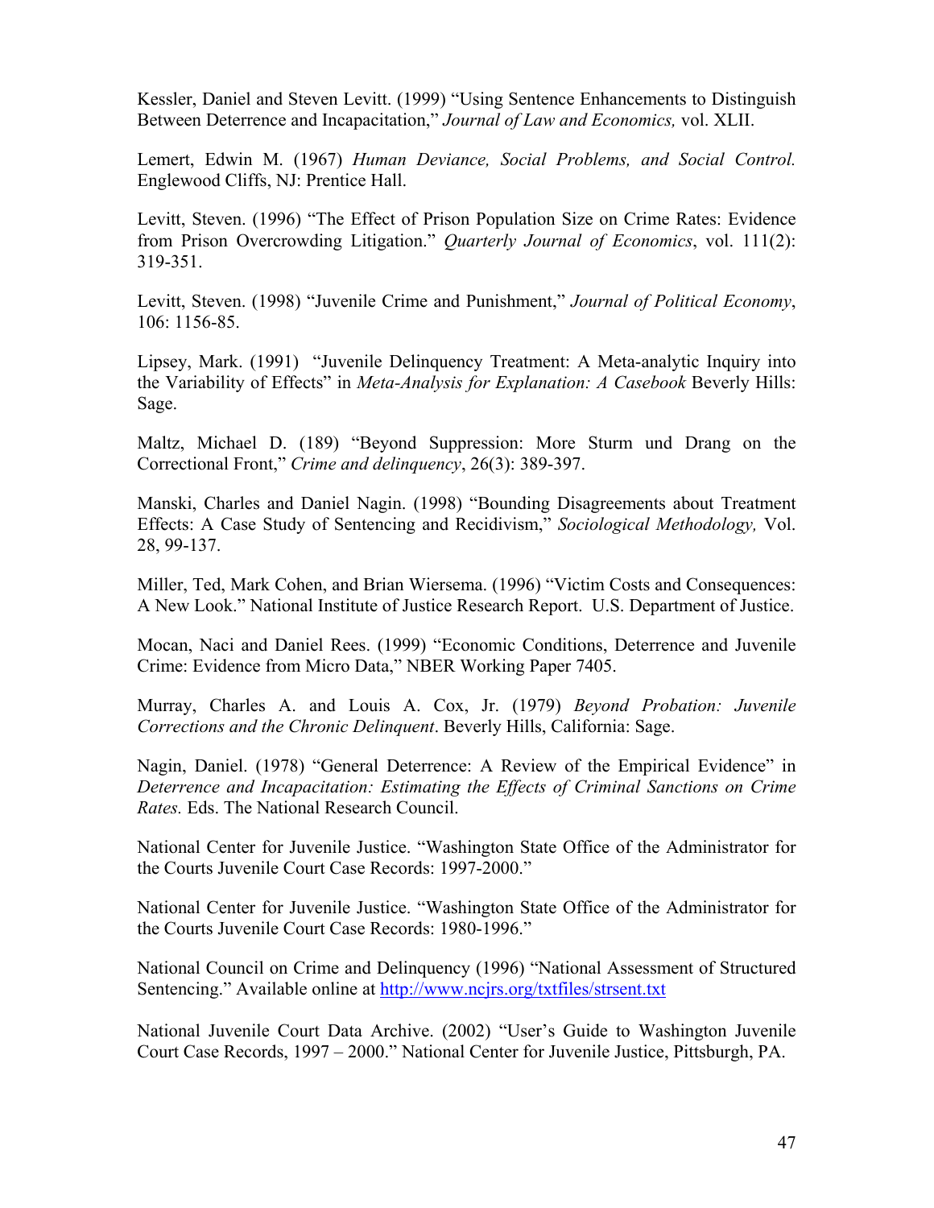Kessler, Daniel and Steven Levitt. (1999) "Using Sentence Enhancements to Distinguish Between Deterrence and Incapacitation," *Journal of Law and Economics,* vol. XLII.

Lemert, Edwin M. (1967) *Human Deviance, Social Problems, and Social Control.* Englewood Cliffs, NJ: Prentice Hall.

Levitt, Steven. (1996) "The Effect of Prison Population Size on Crime Rates: Evidence from Prison Overcrowding Litigation." *Quarterly Journal of Economics*, vol. 111(2): 319-351.

Levitt, Steven. (1998) "Juvenile Crime and Punishment," *Journal of Political Economy*, 106: 1156-85.

Lipsey, Mark. (1991) "Juvenile Delinquency Treatment: A Meta-analytic Inquiry into the Variability of Effects" in *Meta-Analysis for Explanation: A Casebook* Beverly Hills: Sage.

Maltz, Michael D. (189) "Beyond Suppression: More Sturm und Drang on the Correctional Front," *Crime and delinquency*, 26(3): 389-397.

Manski, Charles and Daniel Nagin. (1998) "Bounding Disagreements about Treatment Effects: A Case Study of Sentencing and Recidivism," *Sociological Methodology,* Vol. 28, 99-137.

Miller, Ted, Mark Cohen, and Brian Wiersema. (1996) "Victim Costs and Consequences: A New Look." National Institute of Justice Research Report. U.S. Department of Justice.

Mocan, Naci and Daniel Rees. (1999) "Economic Conditions, Deterrence and Juvenile Crime: Evidence from Micro Data," NBER Working Paper 7405.

Murray, Charles A. and Louis A. Cox, Jr. (1979) *Beyond Probation: Juvenile Corrections and the Chronic Delinquent*. Beverly Hills, California: Sage.

Nagin, Daniel. (1978) "General Deterrence: A Review of the Empirical Evidence" in *Deterrence and Incapacitation: Estimating the Effects of Criminal Sanctions on Crime Rates.* Eds. The National Research Council.

National Center for Juvenile Justice. "Washington State Office of the Administrator for the Courts Juvenile Court Case Records: 1997-2000."

National Center for Juvenile Justice. "Washington State Office of the Administrator for the Courts Juvenile Court Case Records: 1980-1996."

National Council on Crime and Delinquency (1996) "National Assessment of Structured Sentencing." Available online at http://www.ncjrs.org/txtfiles/strsent.txt

National Juvenile Court Data Archive. (2002) "User's Guide to Washington Juvenile Court Case Records, 1997 – 2000." National Center for Juvenile Justice, Pittsburgh, PA.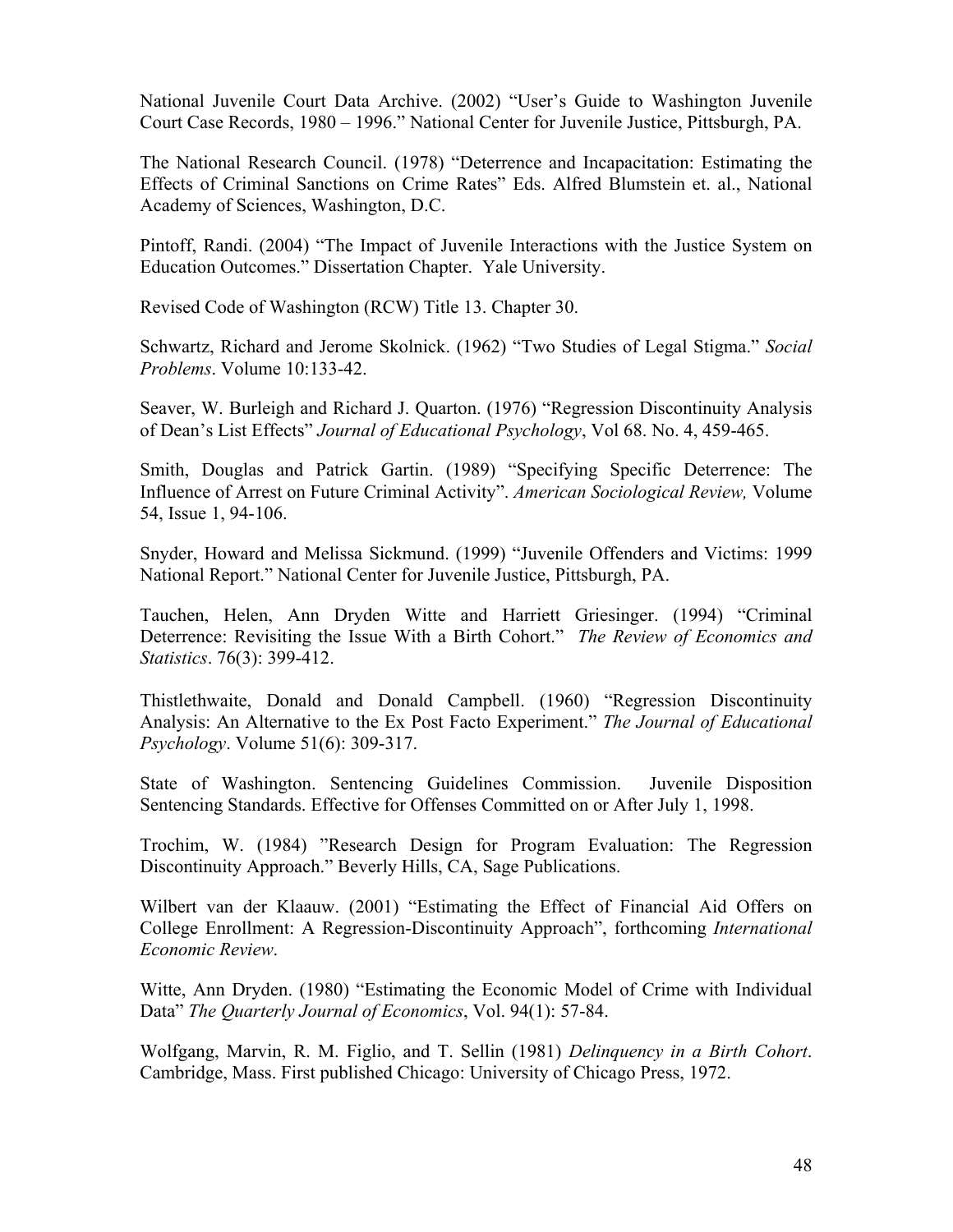National Juvenile Court Data Archive. (2002) "User's Guide to Washington Juvenile Court Case Records, 1980 – 1996." National Center for Juvenile Justice, Pittsburgh, PA.

The National Research Council. (1978) "Deterrence and Incapacitation: Estimating the Effects of Criminal Sanctions on Crime Rates" Eds. Alfred Blumstein et. al., National Academy of Sciences, Washington, D.C.

Pintoff, Randi. (2004) "The Impact of Juvenile Interactions with the Justice System on Education Outcomes." Dissertation Chapter. Yale University.

Revised Code of Washington (RCW) Title 13. Chapter 30.

Schwartz, Richard and Jerome Skolnick. (1962) "Two Studies of Legal Stigma." *Social Problems*. Volume 10:133-42.

Seaver, W. Burleigh and Richard J. Quarton. (1976) "Regression Discontinuity Analysis of Dean's List Effects" *Journal of Educational Psychology*, Vol 68. No. 4, 459-465.

Smith, Douglas and Patrick Gartin. (1989) "Specifying Specific Deterrence: The Influence of Arrest on Future Criminal Activity". *American Sociological Review,* Volume 54, Issue 1, 94-106.

Snyder, Howard and Melissa Sickmund. (1999) "Juvenile Offenders and Victims: 1999 National Report." National Center for Juvenile Justice, Pittsburgh, PA.

Tauchen, Helen, Ann Dryden Witte and Harriett Griesinger. (1994) "Criminal Deterrence: Revisiting the Issue With a Birth Cohort." *The Review of Economics and Statistics*. 76(3): 399-412.

Thistlethwaite, Donald and Donald Campbell. (1960) "Regression Discontinuity Analysis: An Alternative to the Ex Post Facto Experiment." *The Journal of Educational Psychology*. Volume 51(6): 309-317.

State of Washington. Sentencing Guidelines Commission. Juvenile Disposition Sentencing Standards. Effective for Offenses Committed on or After July 1, 1998.

Trochim, W. (1984) "Research Design for Program Evaluation: The Regression Discontinuity Approach." Beverly Hills, CA, Sage Publications.

Wilbert van der Klaauw. (2001) "Estimating the Effect of Financial Aid Offers on College Enrollment: A Regression-Discontinuity Approach", forthcoming *International Economic Review*.

Witte, Ann Dryden. (1980) "Estimating the Economic Model of Crime with Individual Data" *The Quarterly Journal of Economics*, Vol. 94(1): 57-84.

Wolfgang, Marvin, R. M. Figlio, and T. Sellin (1981) *Delinquency in a Birth Cohort*. Cambridge, Mass. First published Chicago: University of Chicago Press, 1972.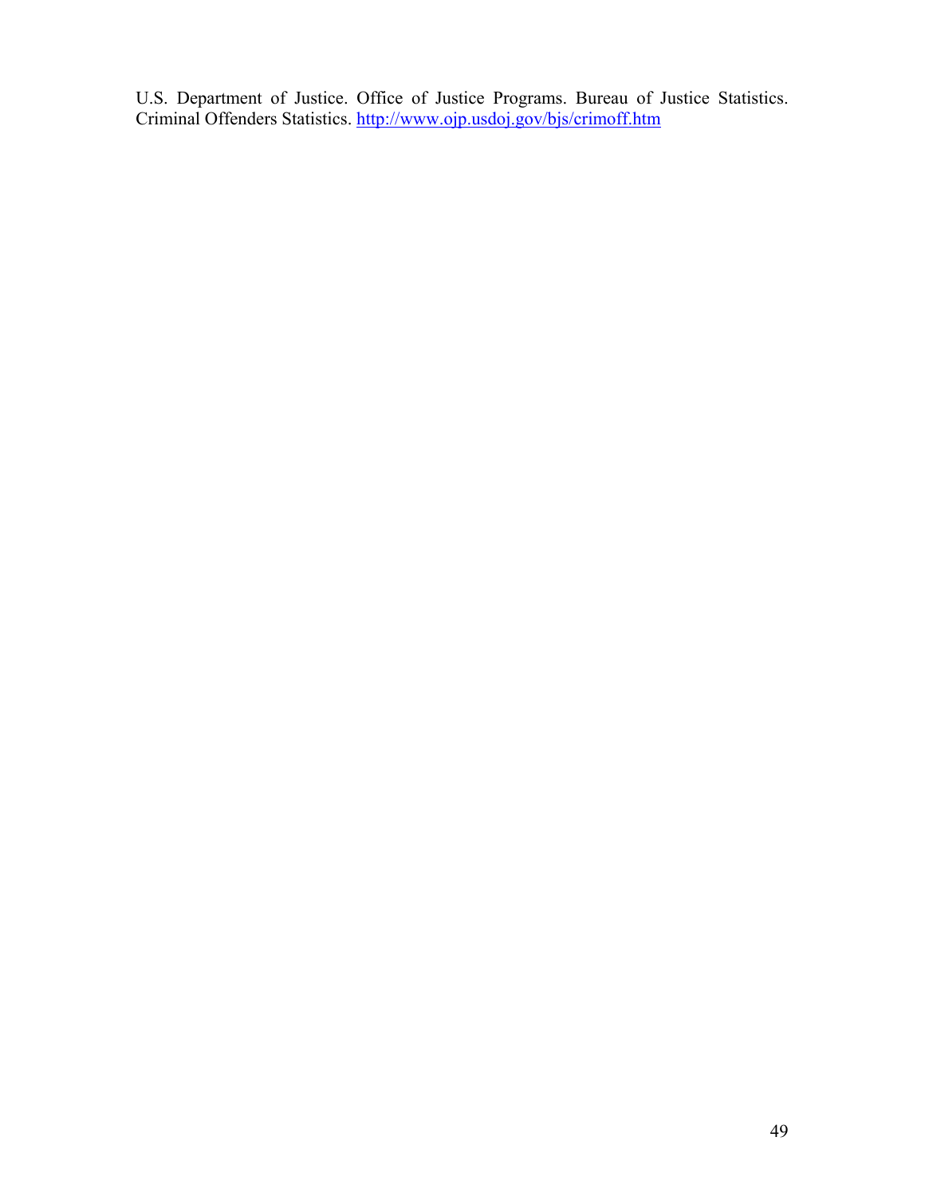U.S. Department of Justice. Office of Justice Programs. Bureau of Justice Statistics. Criminal Offenders Statistics. http://www.ojp.usdoj.gov/bjs/crimoff.htm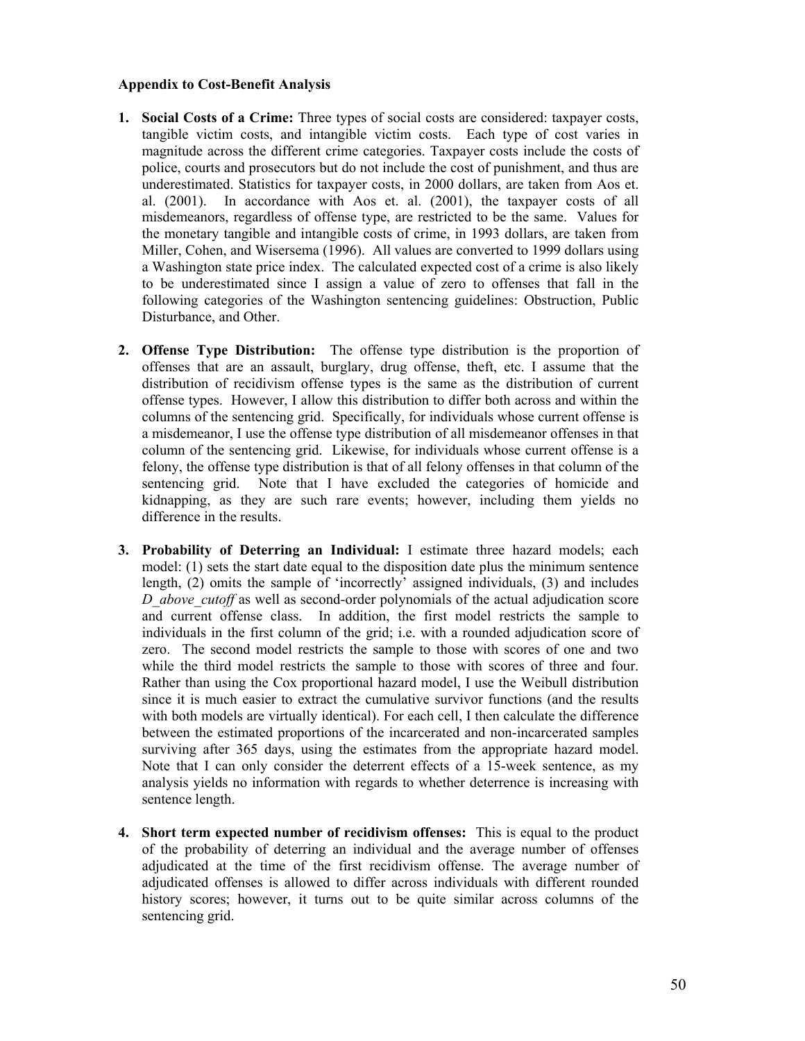**Appendix to Cost-Benefit Analysis**

1. **Social Costs of a Crime:** Three types of social costs are considered: taxpayer costs, tangible victim costs, and intangible victim costs. Each type of cost varies in magnitude across the different crime categories. Taxpayer costs include the costs of police, courts and prosecutors but do not include the cost of punishment, and thus are underestimated. Statistics for taxpayer costs, in 2000 dollars, are taken from Aos et. al. (2001). In accordance with Aos et. al. (2001), the taxpayer costs of all misdemeanors, regardless of offense type, are restricted to be the same. Values for the monetary tangible and intangible costs of crime, in 1993 dollars, are taken from Miller, Cohen, and Wisersema (1996). All values are converted to 1999 dollars using a Washington state price index. The calculated expected cost of a crime is also likely to be underestimated since I assign a value of zero to offenses that fall in the following categories of the Washington sentencing guidelines: Obstruction, Public Disturbance, and Other.

2. **Offense Type Distribution:** The offense type distribution is the proportion of offenses that are an assault, burglary, drug offense, theft, etc. I assume that the distribution of recidivism offense types is the same as the distribution of current offense types. However, I allow this distribution to differ both across and within the columns of the sentencing grid. Specifically, for individuals whose current offense is a misdemeanor, I use the offense type distribution of all misdemeanor offenses in that column of the sentencing grid. Likewise, for individuals whose current offense is a felony, the offense type distribution is that of all felony offenses in that column of the sentencing grid. Note that I have excluded the categories of homicide and kidnapping, as they are such rare events; however, including them yields no difference in the results.

3. **Probability of Deterring an Individual:** I estimate three hazard models; each model: (1) sets the start date equal to the disposition date plus the minimum sentence length, (2) omits the sample of 'incorrectly' assigned individuals, (3) and includes *D_above_cutoff* as well as second-order polynomials of the actual adjudication score and current offense class. In addition, the first model restricts the sample to individuals in the first column of the grid; i.e. with a rounded adjudication score of zero. The second model restricts the sample to those with scores of one and two while the third model restricts the sample to those with scores of three and four. Rather than using the Cox proportional hazard model, I use the Weibull distribution since it is much easier to extract the cumulative survivor functions (and the results with both models are virtually identical). For each cell, I then calculate the difference between the estimated proportions of the incarcerated and non-incarcerated samples surviving after 365 days, using the estimates from the appropriate hazard model. Note that I can only consider the deterrent effects of a 15-week sentence, as my analysis yields no information with regards to whether deterrence is increasing with sentence length.

4. **Short term expected number of recidivism offenses:** This is equal to the product of the probability of deterring an individual and the average number of offenses adjudicated at the time of the first recidivism offense. The average number of adjudicated offenses is allowed to differ across individuals with different rounded history scores; however, it turns out to be quite similar across columns of the sentencing grid.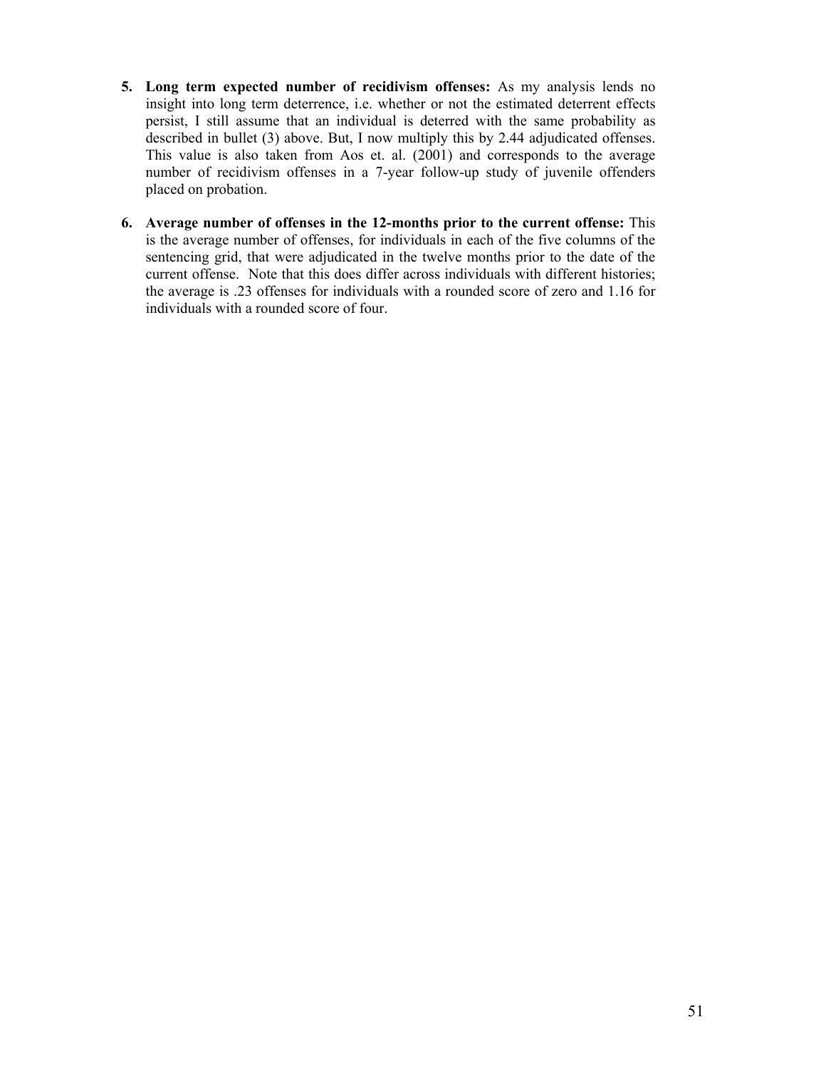5. **Long term expected number of recidivism offenses:** As my analysis lends no insight into long term deterrence, i.e. whether or not the estimated deterrent effects persist, I still assume that an individual is deterred with the same probability as described in bullet (3) above. But, I now multiply this by 2.44 adjudicated offenses. This value is also taken from Aos et. al. (2001) and corresponds to the average number of recidivism offenses in a 7-year follow-up study of juvenile offenders placed on probation.

6. **Average number of offenses in the 12-months prior to the current offense:** This is the average number of offenses, for individuals in each of the five columns of the sentencing grid, that were adjudicated in the twelve months prior to the date of the current offense. Note that this does differ across individuals with different histories; the average is .23 offenses for individuals with a rounded score of zero and 1.16 for individuals with a rounded score of four.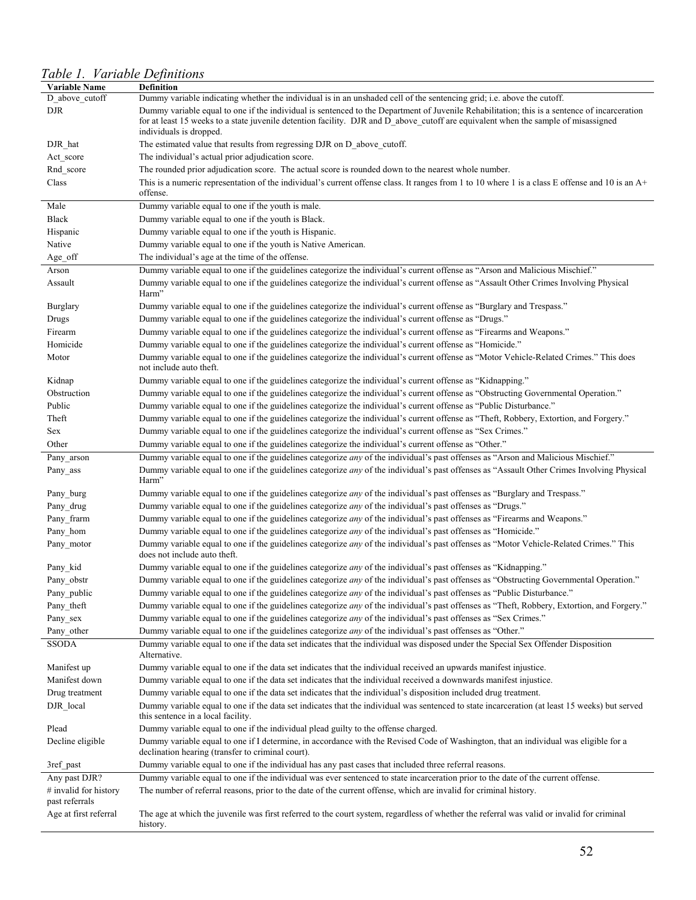*Table 1. Variable Definitions*

| Variable Name | Definition |
|---|---|
| D_above_cutoff | Dummy variable indicating whether the individual is in an unshaded cell of the sentencing grid; i.e. above the cutoff. |
| DJR | Dummy variable equal to one if the individual is sentenced to the Department of Juvenile Rehabilitation; this is a sentence of incarceration for at least 15 weeks to a state juvenile detention facility. DJR and D_above_cutoff are equivalent when the sample of misassigned individuals is dropped. |
| DJR_hat | The estimated value that results from regressing DJR on D_above_cutoff. |
| Act_score | The individual's actual prior adjudication score. |
| Rnd_score | The rounded prior adjudication score. The actual score is rounded down to the nearest whole number. |
| Class | This is a numeric representation of the individual's current offense class. It ranges from 1 to 10 where 1 is a class E offense and 10 is an A+ offense. |
| Male | Dummy variable equal to one if the youth is male. |
| Black | Dummy variable equal to one if the youth is Black. |
| Hispanic | Dummy variable equal to one if the youth is Hispanic. |
| Native | Dummy variable equal to one if the youth is Native American. |
| Age_off | The individual's age at the time of the offense. |
| Arson | Dummy variable equal to one if the guidelines categorize the individual's current offense as "Arson and Malicious Mischief." |
| Assault | Dummy variable equal to one if the guidelines categorize the individual's current offense as "Assault Other Crimes Involving Physical Harm" |
| Burglary | Dummy variable equal to one if the guidelines categorize the individual's current offense as "Burglary and Trespass." |
| Drugs | Dummy variable equal to one if the guidelines categorize the individual's current offense as "Drugs." |
| Firearm | Dummy variable equal to one if the guidelines categorize the individual's current offense as "Firearms and Weapons." |
| Homicide | Dummy variable equal to one if the guidelines categorize the individual's current offense as "Homicide." |
| Motor | Dummy variable equal to one if the guidelines categorize the individual's current offense as "Motor Vehicle-Related Crimes." This does not include auto theft. |
| Kidnap | Dummy variable equal to one if the guidelines categorize the individual's current offense as "Kidnapping." |
| Obstruction | Dummy variable equal to one if the guidelines categorize the individual's current offense as "Obstructing Governmental Operation." |
| Public | Dummy variable equal to one if the guidelines categorize the individual's current offense as "Public Disturbance." |
| Theft | Dummy variable equal to one if the guidelines categorize the individual's current offense as "Theft, Robbery, Extortion, and Forgery." |
| Sex | Dummy variable equal to one if the guidelines categorize the individual's current offense as "Sex Crimes." |
| Other | Dummy variable equal to one if the guidelines categorize the individual's current offense as "Other." |
| Pany_arson | Dummy variable equal to one if the guidelines categorize *any* of the individual's past offenses as "Arson and Malicious Mischief." |
| Pany_ass | Dummy variable equal to one if the guidelines categorize *any* of the individual's past offenses as "Assault Other Crimes Involving Physical Harm" |
| Pany_burg | Dummy variable equal to one if the guidelines categorize *any* of the individual's past offenses as "Burglary and Trespass." |
| Pany_drug | Dummy variable equal to one if the guidelines categorize *any* of the individual's past offenses as "Drugs." |
| Pany_frarm | Dummy variable equal to one if the guidelines categorize *any* of the individual's past offenses as "Firearms and Weapons." |
| Pany_hom | Dummy variable equal to one if the guidelines categorize *any* of the individual's past offenses as "Homicide." |
| Pany_motor | Dummy variable equal to one if the guidelines categorize *any* of the individual's past offenses as "Motor Vehicle-Related Crimes." This does not include auto theft. |
| Pany_kid | Dummy variable equal to one if the guidelines categorize *any* of the individual's past offenses as "Kidnapping." |
| Pany_obstr | Dummy variable equal to one if the guidelines categorize *any* of the individual's past offenses as "Obstructing Governmental Operation." |
| Pany_public | Dummy variable equal to one if the guidelines categorize *any* of the individual's past offenses as "Public Disturbance." |
| Pany_theft | Dummy variable equal to one if the guidelines categorize *any* of the individual's past offenses as "Theft, Robbery, Extortion, and Forgery." |
| Pany_sex | Dummy variable equal to one if the guidelines categorize *any* of the individual's past offenses as "Sex Crimes." |
| Pany_other | Dummy variable equal to one if the guidelines categorize *any* of the individual's past offenses as "Other." |
| SSODA | Dummy variable equal to one if the data set indicates that the individual was disposed under the Special Sex Offender Disposition Alternative. |
| Manifest up | Dummy variable equal to one if the data set indicates that the individual received an upwards manifest injustice. |
| Manifest down | Dummy variable equal to one if the data set indicates that the individual received a downwards manifest injustice. |
| Drug treatment | Dummy variable equal to one if the data set indicates that the individual's disposition included drug treatment. |
| DJR_local | Dummy variable equal to one if the data set indicates that the individual was sentenced to state incarceration (at least 15 weeks) but served this sentence in a local facility. |
| Plead | Dummy variable equal to one if the individual plead guilty to the offense charged. |
| Decline eligible | Dummy variable equal to one if I determine, in accordance with the Revised Code of Washington, that an individual was eligible for a declination hearing (transfer to criminal court). |
| 3ref_past | Dummy variable equal to one if the individual has any past cases that included three referral reasons. |
| Any past DJR? | Dummy variable equal to one if the individual was ever sentenced to state incarceration prior to the date of the current offense. |
| # invalid for history past referrals | The number of referral reasons, prior to the date of the current offense, which are invalid for criminal history. |
| Age at first referral | The age at which the juvenile was first referred to the court system, regardless of whether the referral was valid or invalid for criminal history. |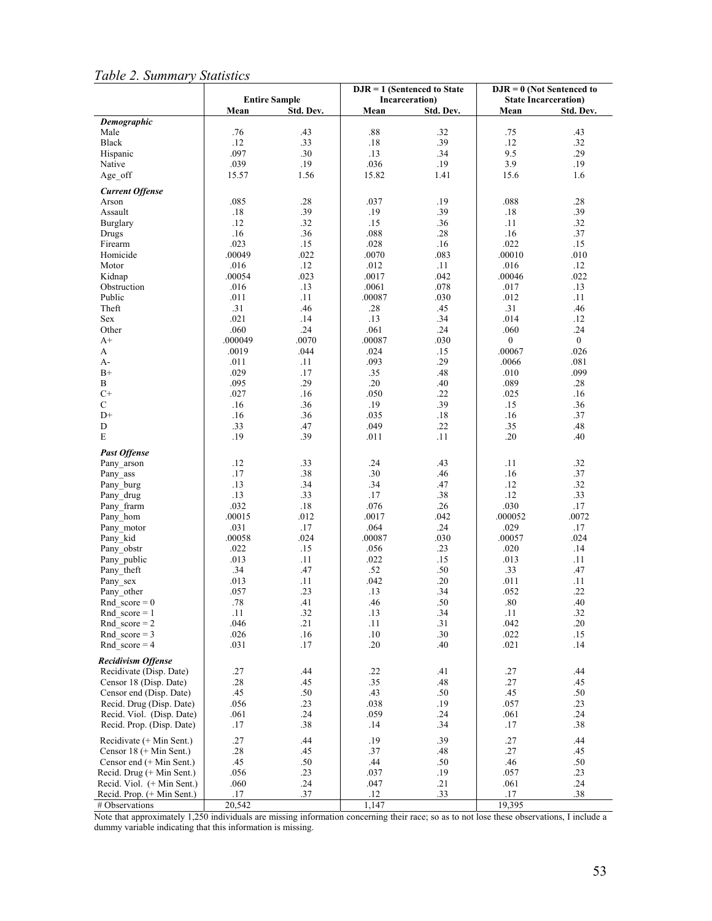*Table 2. Summary Statistics*

| | Entire Sample | | DJR = 1 (Sentenced to State Incarceration) | | DJR = 0 (Not Sentenced to State Incarceration) | |
|---|---|---|---|---|---|---|
| | Mean | Std. Dev. | Mean | Std. Dev. | Mean | Std. Dev. |
| ***Demographic*** | | | | | | |
| Male | .76 | .43 | .88 | .32 | .75 | .43 |
| Black | .12 | .33 | .18 | .39 | .12 | .32 |
| Hispanic | .097 | .30 | .13 | .34 | 9.5 | .29 |
| Native | .039 | .19 | .036 | .19 | 3.9 | .19 |
| Age_off | 15.57 | 1.56 | 15.82 | 1.41 | 15.6 | 1.6 |
| ***Current Offense*** | | | | | | |
| Arson | .085 | .28 | .037 | .19 | .088 | .28 |
| Assault | .18 | .39 | .19 | .39 | .18 | .39 |
| Burglary | .12 | .32 | .15 | .36 | .11 | .32 |
| Drugs | .16 | .36 | .088 | .28 | .16 | .37 |
| Firearm | .023 | .15 | .028 | .16 | .022 | .15 |
| Homicide | .00049 | .022 | .0070 | .083 | .00010 | .010 |
| Motor | .016 | .12 | .012 | .11 | .016 | .12 |
| Kidnap | .00054 | .023 | .0017 | .042 | .00046 | .022 |
| Obstruction | .016 | .13 | .0061 | .078 | .017 | .13 |
| Public | .011 | .11 | .00087 | .030 | .012 | .11 |
| Theft | .31 | .46 | .28 | .45 | .31 | .46 |
| Sex | .021 | .14 | .13 | .34 | .014 | .12 |
| Other | .060 | .24 | .061 | .24 | .060 | .24 |
| A+ | .000049 | .0070 | .00087 | .030 | 0 | 0 |
| A | .0019 | .044 | .024 | .15 | .00067 | .026 |
| A- | .011 | .11 | .093 | .29 | .0066 | .081 |
| B+ | .029 | .17 | .35 | .48 | .010 | .099 |
| B | .095 | .29 | .20 | .40 | .089 | .28 |
| C+ | .027 | .16 | .050 | .22 | .025 | .16 |
| C | .16 | .36 | .19 | .39 | .15 | .36 |
| D+ | .16 | .36 | .035 | .18 | .16 | .37 |
| D | .33 | .47 | .049 | .22 | .35 | .48 |
| E | .19 | .39 | .011 | .11 | .20 | .40 |
| ***Past Offense*** | | | | | | |
| Pany_arson | .12 | .33 | .24 | .43 | .11 | .32 |
| Pany_ass | .17 | .38 | .30 | .46 | .16 | .37 |
| Pany_burg | .13 | .34 | .34 | .47 | .12 | .32 |
| Pany_drug | .13 | .33 | .17 | .38 | .12 | .33 |
| Pany_frarm | .032 | .18 | .076 | .26 | .030 | .17 |
| Pany_hom | .00015 | .012 | .0017 | .042 | .000052 | .0072 |
| Pany_motor | .031 | .17 | .064 | .24 | .029 | .17 |
| Pany_kid | .00058 | .024 | .00087 | .030 | .00057 | .024 |
| Pany_obstr | .022 | .15 | .056 | .23 | .020 | .14 |
| Pany_public | .013 | .11 | .022 | .15 | .013 | .11 |
| Pany_theft | .34 | .47 | .52 | .50 | .33 | .47 |
| Pany_sex | .013 | .11 | .042 | .20 | .011 | .11 |
| Pany_other | .057 | .23 | .13 | .34 | .052 | .22 |
| Rnd_score = 0 | .78 | .41 | .46 | .50 | .80 | .40 |
| Rnd_score = 1 | .11 | .32 | .13 | .34 | .11 | .32 |
| Rnd_score = 2 | .046 | .21 | .11 | .31 | .042 | .20 |
| Rnd_score = 3 | .026 | .16 | .10 | .30 | .022 | .15 |
| Rnd_score = 4 | .031 | .17 | .20 | .40 | .021 | .14 |
| ***Recidivism Offense*** | | | | | | |
| Recidivate (Disp. Date) | .27 | .44 | .22 | .41 | .27 | .44 |
| Censor 18 (Disp. Date) | .28 | .45 | .35 | .48 | .27 | .45 |
| Censor end (Disp. Date) | .45 | .50 | .43 | .50 | .45 | .50 |
| Recid. Drug (Disp. Date) | .056 | .23 | .038 | .19 | .057 | .23 |
| Recid. Viol. (Disp. Date) | .061 | .24 | .059 | .24 | .061 | .24 |
| Recid. Prop. (Disp. Date) | .17 | .38 | .14 | .34 | .17 | .38 |
| Recidivate (+ Min Sent.) | .27 | .44 | .19 | .39 | .27 | .44 |
| Censor 18 (+ Min Sent.) | .28 | .45 | .37 | .48 | .27 | .45 |
| Censor end (+ Min Sent.) | .45 | .50 | .44 | .50 | .46 | .50 |
| Recid. Drug (+ Min Sent.) | .056 | .23 | .037 | .19 | .057 | .23 |
| Recid. Viol. (+ Min Sent.) | .060 | .24 | .047 | .21 | .061 | .24 |
| Recid. Prop. (+ Min Sent.) | .17 | .37 | .12 | .33 | .17 | .38 |
| # Observations | 20,542 | | 1,147 | | 19,395 | |

Note that approximately 1,250 individuals are missing information concerning their race; so as to not lose these observations, I include a dummy variable indicating that this information is missing.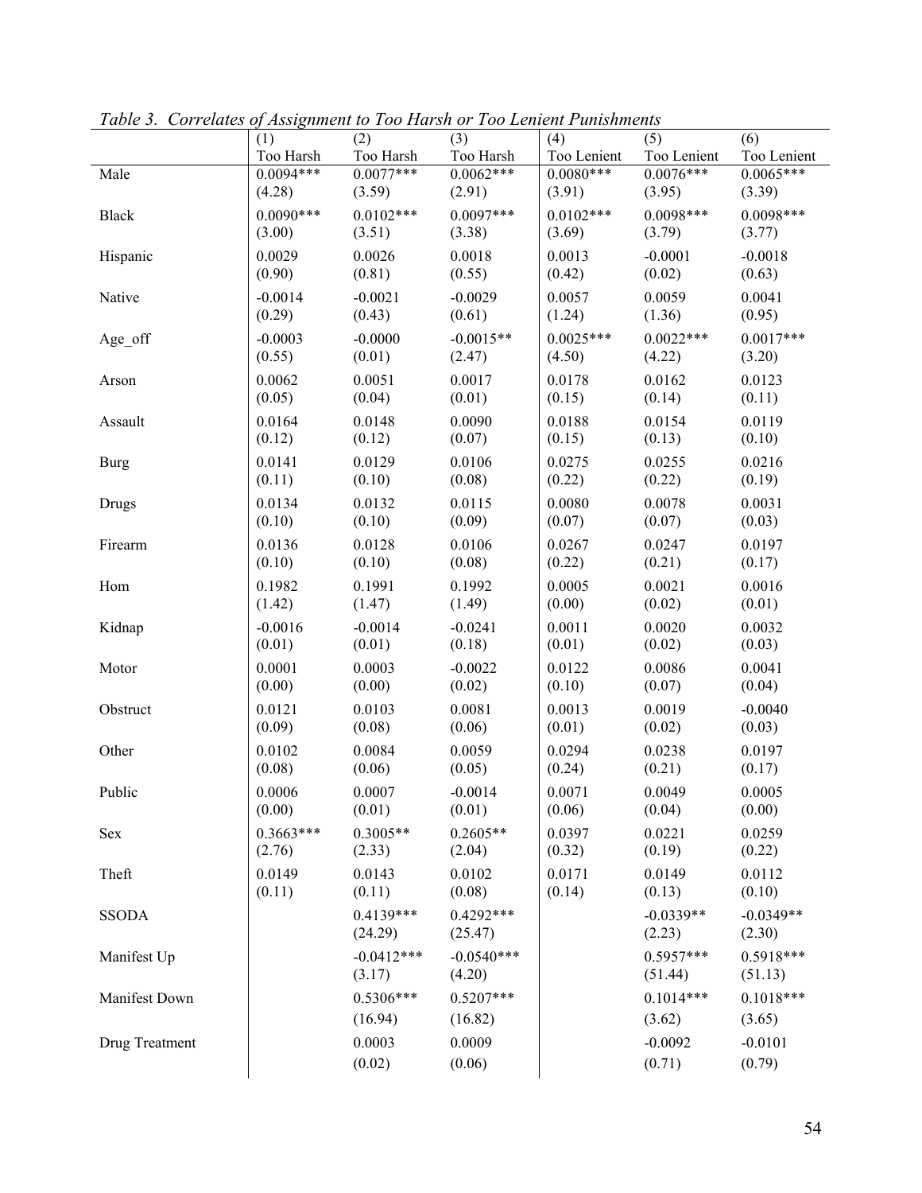*Table 3. Correlates of Assignment to Too Harsh or Too Lenient Punishments*

| | (1) Too Harsh | (2) Too Harsh | (3) Too Harsh | (4) Too Lenient | (5) Too Lenient | (6) Too Lenient |
|---|---|---|---|---|---|---|
| Male | 0.0094*** | 0.0077*** | 0.0062*** | 0.0080*** | 0.0076*** | 0.0065*** |
| | (4.28) | (3.59) | (2.91) | (3.91) | (3.95) | (3.39) |
| Black | 0.0090*** | 0.0102*** | 0.0097*** | 0.0102*** | 0.0098*** | 0.0098*** |
| | (3.00) | (3.51) | (3.38) | (3.69) | (3.79) | (3.77) |
| Hispanic | 0.0029 | 0.0026 | 0.0018 | 0.0013 | -0.0001 | -0.0018 |
| | (0.90) | (0.81) | (0.55) | (0.42) | (0.02) | (0.63) |
| Native | -0.0014 | -0.0021 | -0.0029 | 0.0057 | 0.0059 | 0.0041 |
| | (0.29) | (0.43) | (0.61) | (1.24) | (1.36) | (0.95) |
| Age_off | -0.0003 | -0.0000 | -0.0015** | 0.0025*** | 0.0022*** | 0.0017*** |
| | (0.55) | (0.01) | (2.47) | (4.50) | (4.22) | (3.20) |
| Arson | 0.0062 | 0.0051 | 0.0017 | 0.0178 | 0.0162 | 0.0123 |
| | (0.05) | (0.04) | (0.01) | (0.15) | (0.14) | (0.11) |
| Assault | 0.0164 | 0.0148 | 0.0090 | 0.0188 | 0.0154 | 0.0119 |
| | (0.12) | (0.12) | (0.07) | (0.15) | (0.13) | (0.10) |
| Burg | 0.0141 | 0.0129 | 0.0106 | 0.0275 | 0.0255 | 0.0216 |
| | (0.11) | (0.10) | (0.08) | (0.22) | (0.22) | (0.19) |
| Drugs | 0.0134 | 0.0132 | 0.0115 | 0.0080 | 0.0078 | 0.0031 |
| | (0.10) | (0.10) | (0.09) | (0.07) | (0.07) | (0.03) |
| Firearm | 0.0136 | 0.0128 | 0.0106 | 0.0267 | 0.0247 | 0.0197 |
| | (0.10) | (0.10) | (0.08) | (0.22) | (0.21) | (0.17) |
| Hom | 0.1982 | 0.1991 | 0.1992 | 0.0005 | 0.0021 | 0.0016 |
| | (1.42) | (1.47) | (1.49) | (0.00) | (0.02) | (0.01) |
| Kidnap | -0.0016 | -0.0014 | -0.0241 | 0.0011 | 0.0020 | 0.0032 |
| | (0.01) | (0.01) | (0.18) | (0.01) | (0.02) | (0.03) |
| Motor | 0.0001 | 0.0003 | -0.0022 | 0.0122 | 0.0086 | 0.0041 |
| | (0.00) | (0.00) | (0.02) | (0.10) | (0.07) | (0.04) |
| Obstruct | 0.0121 | 0.0103 | 0.0081 | 0.0013 | 0.0019 | -0.0040 |
| | (0.09) | (0.08) | (0.06) | (0.01) | (0.02) | (0.03) |
| Other | 0.0102 | 0.0084 | 0.0059 | 0.0294 | 0.0238 | 0.0197 |
| | (0.08) | (0.06) | (0.05) | (0.24) | (0.21) | (0.17) |
| Public | 0.0006 | 0.0007 | -0.0014 | 0.0071 | 0.0049 | 0.0005 |
| | (0.00) | (0.01) | (0.01) | (0.06) | (0.04) | (0.00) |
| Sex | 0.3663*** | 0.3005** | 0.2605** | 0.0397 | 0.0221 | 0.0259 |
| | (2.76) | (2.33) | (2.04) | (0.32) | (0.19) | (0.22) |
| Theft | 0.0149 | 0.0143 | 0.0102 | 0.0171 | 0.0149 | 0.0112 |
| | (0.11) | (0.11) | (0.08) | (0.14) | (0.13) | (0.10) |
| SSODA | | 0.4139*** | 0.4292*** | | -0.0339** | -0.0349** |
| | | (24.29) | (25.47) | | (2.23) | (2.30) |
| Manifest Up | | -0.0412*** | -0.0540*** | | 0.5957*** | 0.5918*** |
| | | (3.17) | (4.20) | | (51.44) | (51.13) |
| Manifest Down | | 0.5306*** | 0.5207*** | | 0.1014*** | 0.1018*** |
| | | (16.94) | (16.82) | | (3.62) | (3.65) |
| Drug Treatment | | 0.0003 | 0.0009 | | -0.0092 | -0.0101 |
| | | (0.02) | (0.06) | | (0.71) | (0.79) |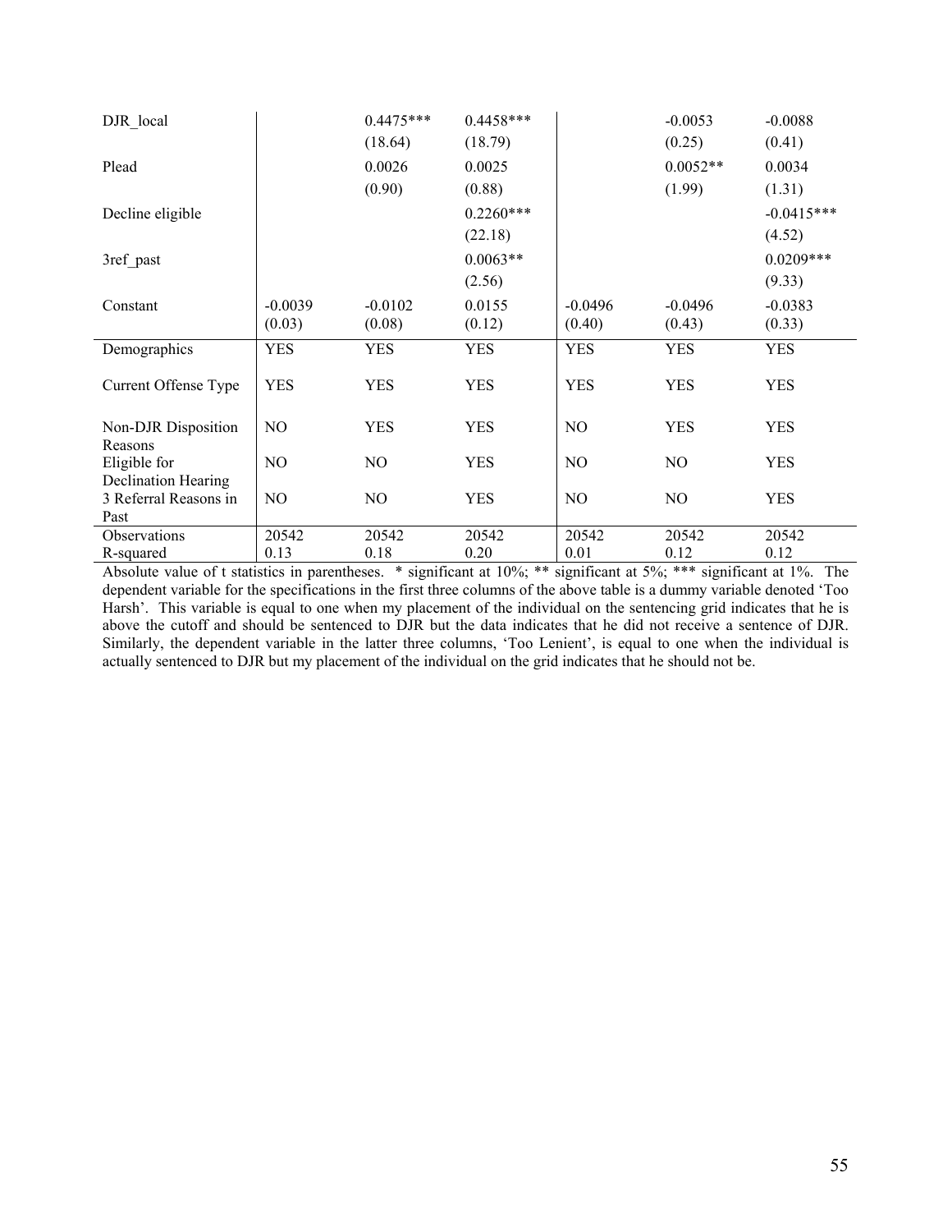| | (1) | (2) | (3) | (4) | (5) | (6) |
|---|---|---|---|---|---|---|
| DJR_local | | 0.4475*** | 0.4458*** | | -0.0053 | -0.0088 |
| | | (18.64) | (18.79) | | (0.25) | (0.41) |
| Plead | | 0.0026 | 0.0025 | | 0.0052** | 0.0034 |
| | | (0.90) | (0.88) | | (1.99) | (1.31) |
| Decline eligible | | | 0.2260*** | | | -0.0415*** |
| | | | (22.18) | | | (4.52) |
| 3ref_past | | | 0.0063** | | | 0.0209*** |
| | | | (2.56) | | | (9.33) |
| Constant | -0.0039 | -0.0102 | 0.0155 | -0.0496 | -0.0496 | -0.0383 |
| | (0.03) | (0.08) | (0.12) | (0.40) | (0.43) | (0.33) |
| Demographics | YES | YES | YES | YES | YES | YES |
| Current Offense Type | YES | YES | YES | YES | YES | YES |
| Non-DJR Disposition Reasons | NO | YES | YES | NO | YES | YES |
| Eligible for Declination Hearing | NO | NO | YES | NO | NO | YES |
| 3 Referral Reasons in Past | NO | NO | YES | NO | NO | YES |
| Observations | 20542 | 20542 | 20542 | 20542 | 20542 | 20542 |
| R-squared | 0.13 | 0.18 | 0.20 | 0.01 | 0.12 | 0.12 |

Absolute value of t statistics in parentheses. * significant at 10%; ** significant at 5%; *** significant at 1%. The dependent variable for the specifications in the first three columns of the above table is a dummy variable denoted 'Too Harsh'. This variable is equal to one when my placement of the individual on the sentencing grid indicates that he is above the cutoff and should be sentenced to DJR but the data indicates that he did not receive a sentence of DJR. Similarly, the dependent variable in the latter three columns, 'Too Lenient', is equal to one when the individual is actually sentenced to DJR but my placement of the individual on the grid indicates that he should not be.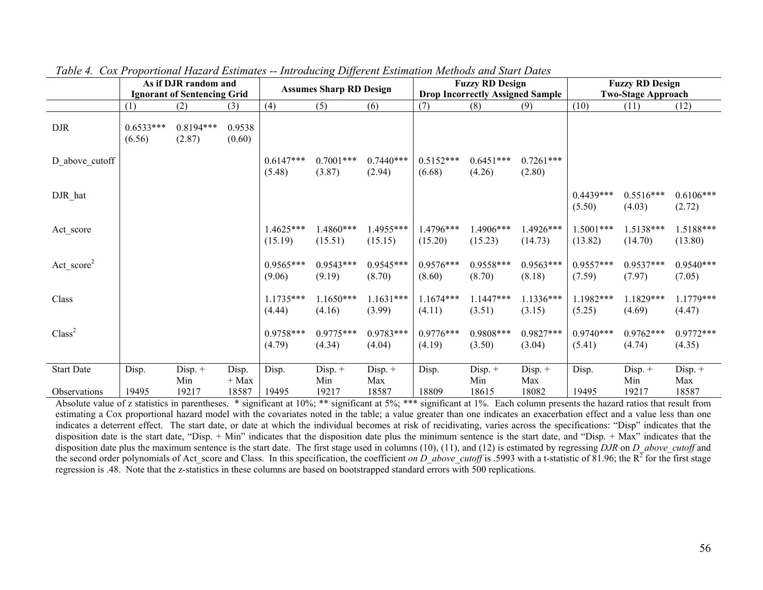*Table 4. Cox Proportional Hazard Estimates -- Introducing Different Estimation Methods and Start Dates*

| | As if DJR random and Ignorant of Sentencing Grid | | | Assumes Sharp RD Design | | | Fuzzy RD Design Drop Incorrectly Assigned Sample | | | Fuzzy RD Design Two-Stage Approach | | |
|---|---|---|---|---|---|---|---|---|---|---|---|---|
| | (1) | (2) | (3) | (4) | (5) | (6) | (7) | (8) | (9) | (10) | (11) | (12) |
| DJR | 0.6533*** (6.56) | 0.8194*** (2.87) | 0.9538 (0.60) | | | | | | | | | |
| D_above_cutoff | | | | 0.6147*** (5.48) | 0.7001*** (3.87) | 0.7440*** (2.94) | 0.5152*** (6.68) | 0.6451*** (4.26) | 0.7261*** (2.80) | | | |
| DJR_hat | | | | | | | | | | 0.4439*** (5.50) | 0.5516*** (4.03) | 0.6106*** (2.72) |
| Act_score | | | | 1.4625*** (15.19) | 1.4860*** (15.51) | 1.4955*** (15.15) | 1.4796*** (15.20) | 1.4906*** (15.23) | 1.4926*** (14.73) | 1.5001*** (13.82) | 1.5138*** (14.70) | 1.5188*** (13.80) |
| $\text{Act\_score}^2$ | | | | 0.9565*** (9.06) | 0.9543*** (9.19) | 0.9545*** (8.70) | 0.9576*** (8.60) | 0.9558*** (8.70) | 0.9563*** (8.18) | 0.9557*** (7.59) | 0.9537*** (7.97) | 0.9540*** (7.05) |
| Class | | | | 1.1735*** (4.44) | 1.1650*** (4.16) | 1.1631*** (3.99) | 1.1674*** (4.11) | 1.1447*** (3.51) | 1.1336*** (3.15) | 1.1982*** (5.25) | 1.1829*** (4.69) | 1.1779*** (4.47) |
| $\text{Class}^2$ | | | | 0.9758*** (4.79) | 0.9775*** (4.34) | 0.9783*** (4.04) | 0.9776*** (4.19) | 0.9808*** (3.50) | 0.9827*** (3.04) | 0.9740*** (5.41) | 0.9762*** (4.74) | 0.9772*** (4.35) |
| Start Date | Disp. | Disp. + Min | Disp. + Max | Disp. | Disp. + Min | Disp. + Max | Disp. | Disp. + Min | Disp. + Max | Disp. | Disp. + Min | Disp. + Max |
| Observations | 19495 | 19217 | 18587 | 19495 | 19217 | 18587 | 18809 | 18615 | 18082 | 19495 | 19217 | 18587 |

Absolute value of z statistics in parentheses. * significant at 10%; ** significant at 5%; *** significant at 1%. Each column presents the hazard ratios that result from estimating a Cox proportional hazard model with the covariates noted in the table; a value greater than one indicates an exacerbation effect and a value less than one indicates a deterrent effect. The start date, or date at which the individual becomes at risk of recidivating, varies across the specifications: "Disp" indicates that the disposition date is the start date, "Disp. + Min" indicates that the disposition date plus the minimum sentence is the start date, and "Disp. + Max" indicates that the disposition date plus the maximum sentence is the start date. The first stage used in columns (10), (11), and (12) is estimated by regressing *DJR* on *D_above_cutoff* and the second order polynomials of Act_score and Class. In this specification, the coefficient *on D_above_cutoff* is .5993 with a t-statistic of 81.96; the $R^2$ for the first stage regression is .48. Note that the z-statistics in these columns are based on bootstrapped standard errors with 500 replications.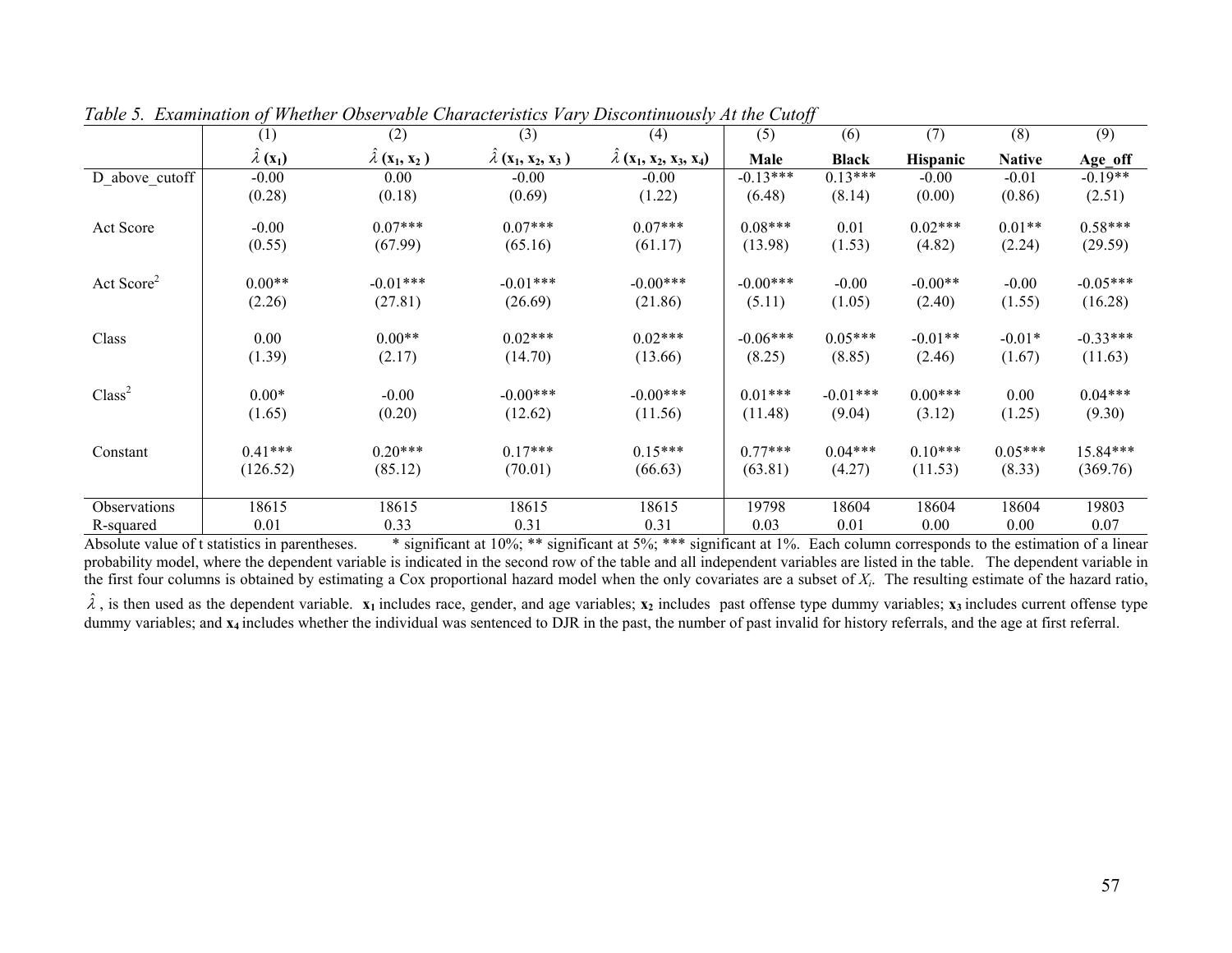*Table 5. Examination of Whether Observable Characteristics Vary Discontinuously At the Cutoff*

| | (1) | (2) | (3) | (4) | (5) | (6) | (7) | (8) | (9) |
|---|---|---|---|---|---|---|---|---|---|
| | $\hat{\lambda}$ (**x₁**) | $\hat{\lambda}$ (**x₁, x₂** ) | $\hat{\lambda}$ (**x₁, x₂, x₃** ) | $\hat{\lambda}$ (**x₁, x₂, x₃, x₄**) | **Male** | **Black** | **Hispanic** | **Native** | **Age_off** |
| D_above_cutoff | -0.00 | 0.00 | -0.00 | -0.00 | -0.13*** | 0.13*** | -0.00 | -0.01 | -0.19** |
| | (0.28) | (0.18) | (0.69) | (1.22) | (6.48) | (8.14) | (0.00) | (0.86) | (2.51) |
| Act Score | -0.00 | 0.07*** | 0.07*** | 0.07*** | 0.08*** | 0.01 | 0.02*** | 0.01** | 0.58*** |
| | (0.55) | (67.99) | (65.16) | (61.17) | (13.98) | (1.53) | (4.82) | (2.24) | (29.59) |
| Act Score$^2$ | 0.00** | -0.01*** | -0.01*** | -0.00*** | -0.00*** | -0.00 | -0.00** | -0.00 | -0.05*** |
| | (2.26) | (27.81) | (26.69) | (21.86) | (5.11) | (1.05) | (2.40) | (1.55) | (16.28) |
| Class | 0.00 | 0.00** | 0.02*** | 0.02*** | -0.06*** | 0.05*** | -0.01** | -0.01* | -0.33*** |
| | (1.39) | (2.17) | (14.70) | (13.66) | (8.25) | (8.85) | (2.46) | (1.67) | (11.63) |
| Class$^2$ | 0.00* | -0.00 | -0.00*** | -0.00*** | 0.01*** | -0.01*** | 0.00*** | 0.00 | 0.04*** |
| | (1.65) | (0.20) | (12.62) | (11.56) | (11.48) | (9.04) | (3.12) | (1.25) | (9.30) |
| Constant | 0.41*** | 0.20*** | 0.17*** | 0.15*** | 0.77*** | 0.04*** | 0.10*** | 0.05*** | 15.84*** |
| | (126.52) | (85.12) | (70.01) | (66.63) | (63.81) | (4.27) | (11.53) | (8.33) | (369.76) |
| Observations | 18615 | 18615 | 18615 | 18615 | 19798 | 18604 | 18604 | 18604 | 19803 |
| R-squared | 0.01 | 0.33 | 0.31 | 0.31 | 0.03 | 0.01 | 0.00 | 0.00 | 0.07 |

Absolute value of t statistics in parentheses. * significant at 10%; ** significant at 5%; *** significant at 1%. Each column corresponds to the estimation of a linear probability model, where the dependent variable is indicated in the second row of the table and all independent variables are listed in the table. The dependent variable in the first four columns is obtained by estimating a Cox proportional hazard model when the only covariates are a subset of $X_i$. The resulting estimate of the hazard ratio, $\hat{\lambda}$, is then used as the dependent variable. $\mathbf{x_1}$ includes race, gender, and age variables; $\mathbf{x_2}$ includes past offense type dummy variables; $\mathbf{x_3}$ includes current offense type dummy variables; and $\mathbf{x_4}$ includes whether the individual was sentenced to DJR in the past, the number of past invalid for history referrals, and the age at first referral.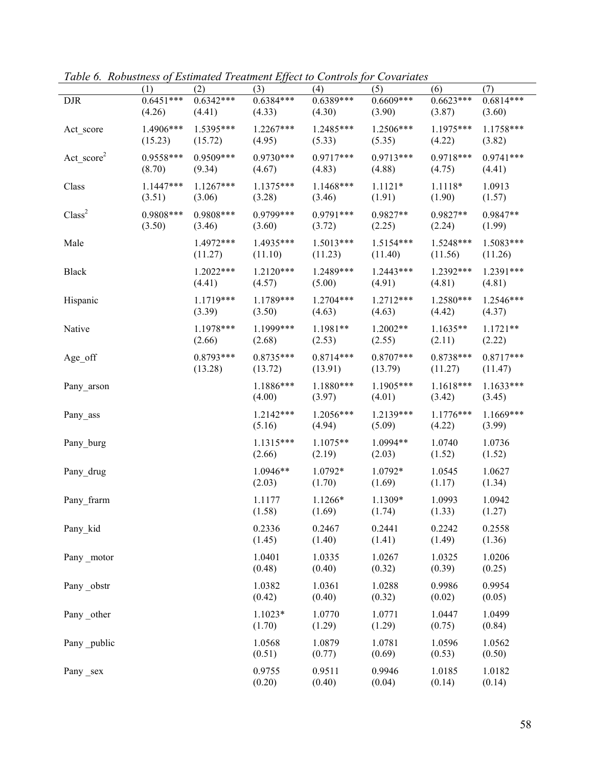*Table 6. Robustness of Estimated Treatment Effect to Controls for Covariates*

| | (1) | (2) | (3) | (4) | (5) | (6) | (7) |
|---|---|---|---|---|---|---|---|
| DJR | 0.6451*** | 0.6342*** | 0.6384*** | 0.6389*** | 0.6609*** | 0.6623*** | 0.6814*** |
| | (4.26) | (4.41) | (4.33) | (4.30) | (3.90) | (3.87) | (3.60) |
| Act_score | 1.4906*** | 1.5395*** | 1.2267*** | 1.2485*** | 1.2506*** | 1.1975*** | 1.1758*** |
| | (15.23) | (15.72) | (4.95) | (5.33) | (5.35) | (4.22) | (3.82) |
| $\text{Act\_score}^2$ | 0.9558*** | 0.9509*** | 0.9730*** | 0.9717*** | 0.9713*** | 0.9718*** | 0.9741*** |
| | (8.70) | (9.34) | (4.67) | (4.83) | (4.88) | (4.75) | (4.41) |
| Class | 1.1447*** | 1.1267*** | 1.1375*** | 1.1468*** | 1.1121* | 1.1118* | 1.0913 |
| | (3.51) | (3.06) | (3.28) | (3.46) | (1.91) | (1.90) | (1.57) |
| $\text{Class}^2$ | 0.9808*** | 0.9808*** | 0.9799*** | 0.9791*** | 0.9827** | 0.9827** | 0.9847** |
| | (3.50) | (3.46) | (3.60) | (3.72) | (2.25) | (2.24) | (1.99) |
| Male | | 1.4972*** | 1.4935*** | 1.5013*** | 1.5154*** | 1.5248*** | 1.5083*** |
| | | (11.27) | (11.10) | (11.23) | (11.40) | (11.56) | (11.26) |
| Black | | 1.2022*** | 1.2120*** | 1.2489*** | 1.2443*** | 1.2392*** | 1.2391*** |
| | | (4.41) | (4.57) | (5.00) | (4.91) | (4.81) | (4.81) |
| Hispanic | | 1.1719*** | 1.1789*** | 1.2704*** | 1.2712*** | 1.2580*** | 1.2546*** |
| | | (3.39) | (3.50) | (4.63) | (4.63) | (4.42) | (4.37) |
| Native | | 1.1978*** | 1.1999*** | 1.1981** | 1.2002** | 1.1635** | 1.1721** |
| | | (2.66) | (2.68) | (2.53) | (2.55) | (2.11) | (2.22) |
| Age_off | | 0.8793*** | 0.8735*** | 0.8714*** | 0.8707*** | 0.8738*** | 0.8717*** |
| | | (13.28) | (13.72) | (13.91) | (13.79) | (11.27) | (11.47) |
| Pany_arson | | | 1.1886*** | 1.1880*** | 1.1905*** | 1.1618*** | 1.1633*** |
| | | | (4.00) | (3.97) | (4.01) | (3.42) | (3.45) |
| Pany_ass | | | 1.2142*** | 1.2056*** | 1.2139*** | 1.1776*** | 1.1669*** |
| | | | (5.16) | (4.94) | (5.09) | (4.22) | (3.99) |
| Pany_burg | | | 1.1315*** | 1.1075** | 1.0994** | 1.0740 | 1.0736 |
| | | | (2.66) | (2.19) | (2.03) | (1.52) | (1.52) |
| Pany_drug | | | 1.0946** | 1.0792* | 1.0792* | 1.0545 | 1.0627 |
| | | | (2.03) | (1.70) | (1.69) | (1.17) | (1.34) |
| Pany_frarm | | | 1.1177 | 1.1266* | 1.1309* | 1.0993 | 1.0942 |
| | | | (1.58) | (1.69) | (1.74) | (1.33) | (1.27) |
| Pany_kid | | | 0.2336 | 0.2467 | 0.2441 | 0.2242 | 0.2558 |
| | | | (1.45) | (1.40) | (1.41) | (1.49) | (1.36) |
| Pany _motor | | | 1.0401 | 1.0335 | 1.0267 | 1.0325 | 1.0206 |
| | | | (0.48) | (0.40) | (0.32) | (0.39) | (0.25) |
| Pany _obstr | | | 1.0382 | 1.0361 | 1.0288 | 0.9986 | 0.9954 |
| | | | (0.42) | (0.40) | (0.32) | (0.02) | (0.05) |
| Pany _other | | | 1.1023* | 1.0770 | 1.0771 | 1.0447 | 1.0499 |
| | | | (1.70) | (1.29) | (1.29) | (0.75) | (0.84) |
| Pany _public | | | 1.0568 | 1.0879 | 1.0781 | 1.0596 | 1.0562 |
| | | | (0.51) | (0.77) | (0.69) | (0.53) | (0.50) |
| Pany _sex | | | 0.9755 | 0.9511 | 0.9946 | 1.0185 | 1.0182 |
| | | | (0.20) | (0.40) | (0.04) | (0.14) | (0.14) |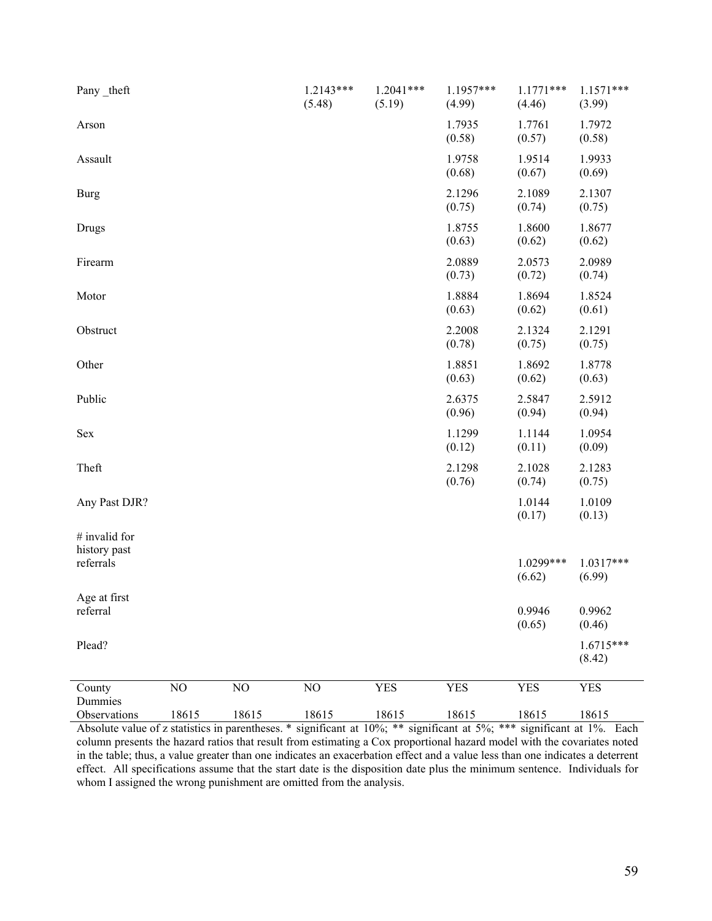| | (1) | (2) | (3) | (4) | (5) | (6) | (7) |
|---|---|---|---|---|---|---|---|
| Pany _theft | | | 1.2143*** | 1.2041*** | 1.1957*** | 1.1771*** | 1.1571*** |
| | | | (5.48) | (5.19) | (4.99) | (4.46) | (3.99) |
| Arson | | | | | 1.7935 | 1.7761 | 1.7972 |
| | | | | | (0.58) | (0.57) | (0.58) |
| Assault | | | | | 1.9758 | 1.9514 | 1.9933 |
| | | | | | (0.68) | (0.67) | (0.69) |
| Burg | | | | | 2.1296 | 2.1089 | 2.1307 |
| | | | | | (0.75) | (0.74) | (0.75) |
| Drugs | | | | | 1.8755 | 1.8600 | 1.8677 |
| | | | | | (0.63) | (0.62) | (0.62) |
| Firearm | | | | | 2.0889 | 2.0573 | 2.0989 |
| | | | | | (0.73) | (0.72) | (0.74) |
| Motor | | | | | 1.8884 | 1.8694 | 1.8524 |
| | | | | | (0.63) | (0.62) | (0.61) |
| Obstruct | | | | | 2.2008 | 2.1324 | 2.1291 |
| | | | | | (0.78) | (0.75) | (0.75) |
| Other | | | | | 1.8851 | 1.8692 | 1.8778 |
| | | | | | (0.63) | (0.62) | (0.63) |
| Public | | | | | 2.6375 | 2.5847 | 2.5912 |
| | | | | | (0.96) | (0.94) | (0.94) |
| Sex | | | | | 1.1299 | 1.1144 | 1.0954 |
| | | | | | (0.12) | (0.11) | (0.09) |
| Theft | | | | | 2.1298 | 2.1028 | 2.1283 |
| | | | | | (0.76) | (0.74) | (0.75) |
| Any Past DJR? | | | | | | 1.0144 | 1.0109 |
| | | | | | | (0.17) | (0.13) |
| # invalid for history past referrals | | | | | | 1.0299*** | 1.0317*** |
| | | | | | | (6.62) | (6.99) |
| Age at first referral | | | | | | 0.9946 | 0.9962 |
| | | | | | | (0.65) | (0.46) |
| Plead? | | | | | | | 1.6715*** |
| | | | | | | | (8.42) |
| County Dummies | NO | NO | NO | YES | YES | YES | YES |
| Observations | 18615 | 18615 | 18615 | 18615 | 18615 | 18615 | 18615 |

Absolute value of z statistics in parentheses. * significant at 10%; ** significant at 5%; *** significant at 1%. Each column presents the hazard ratios that result from estimating a Cox proportional hazard model with the covariates noted in the table; thus, a value greater than one indicates an exacerbation effect and a value less than one indicates a deterrent effect. All specifications assume that the start date is the disposition date plus the minimum sentence. Individuals for whom I assigned the wrong punishment are omitted from the analysis.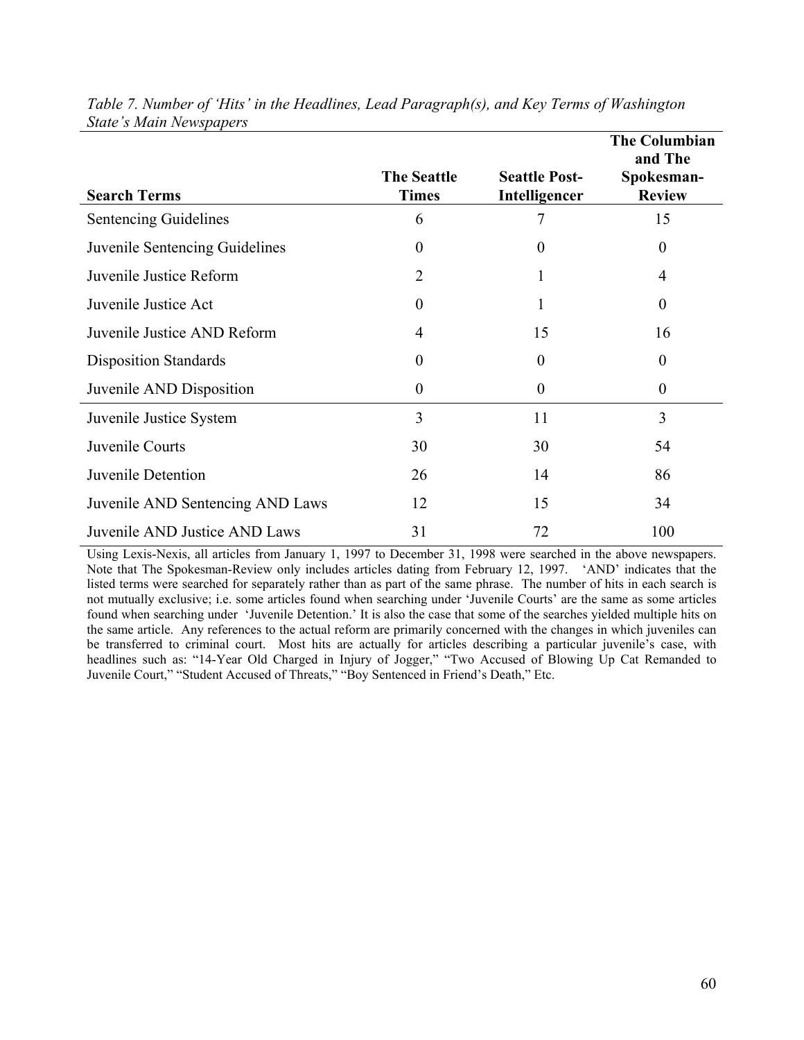*Table 7. Number of 'Hits' in the Headlines, Lead Paragraph(s), and Key Terms of Washington State's Main Newspapers*

| Search Terms | The Seattle Times | Seattle Post-Intelligencer | The Columbian and The Spokesman-Review |
|---|---|---|---|
| Sentencing Guidelines | 6 | 7 | 15 |
| Juvenile Sentencing Guidelines | 0 | 0 | 0 |
| Juvenile Justice Reform | 2 | 1 | 4 |
| Juvenile Justice Act | 0 | 1 | 0 |
| Juvenile Justice AND Reform | 4 | 15 | 16 |
| Disposition Standards | 0 | 0 | 0 |
| Juvenile AND Disposition | 0 | 0 | 0 |
| Juvenile Justice System | 3 | 11 | 3 |
| Juvenile Courts | 30 | 30 | 54 |
| Juvenile Detention | 26 | 14 | 86 |
| Juvenile AND Sentencing AND Laws | 12 | 15 | 34 |
| Juvenile AND Justice AND Laws | 31 | 72 | 100 |

Using Lexis-Nexis, all articles from January 1, 1997 to December 31, 1998 were searched in the above newspapers. Note that The Spokesman-Review only includes articles dating from February 12, 1997. 'AND' indicates that the listed terms were searched for separately rather than as part of the same phrase. The number of hits in each search is not mutually exclusive; i.e. some articles found when searching under 'Juvenile Courts' are the same as some articles found when searching under 'Juvenile Detention.' It is also the case that some of the searches yielded multiple hits on the same article. Any references to the actual reform are primarily concerned with the changes in which juveniles can be transferred to criminal court. Most hits are actually for articles describing a particular juvenile's case, with headlines such as: "14-Year Old Charged in Injury of Jogger," "Two Accused of Blowing Up Cat Remanded to Juvenile Court," "Student Accused of Threats," "Boy Sentenced in Friend's Death," Etc.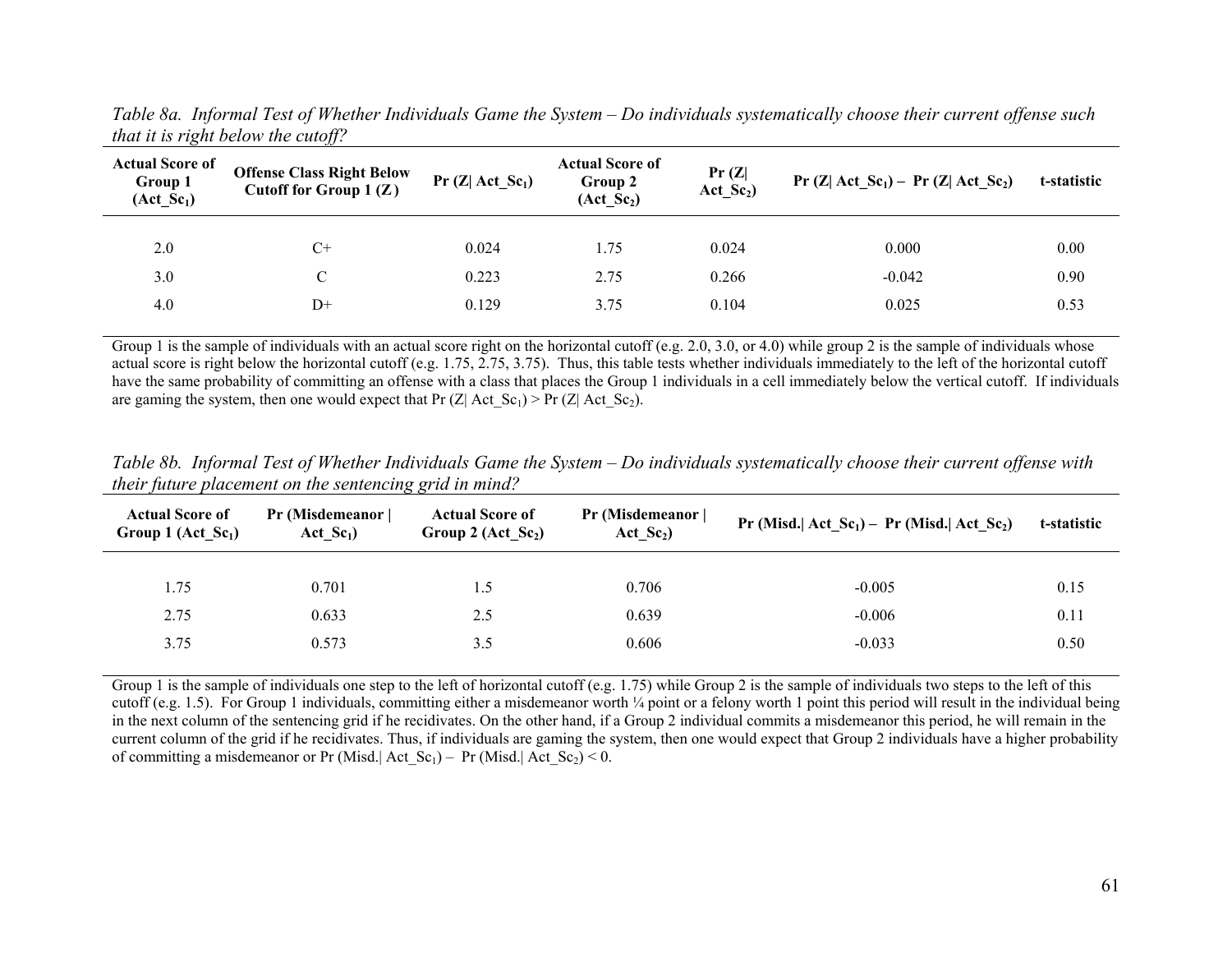*Table 8a. Informal Test of Whether Individuals Game the System – Do individuals systematically choose their current offense such that it is right below the cutoff?*

| Actual Score of Group 1 ($Act\_Sc_1$) | Offense Class Right Below Cutoff for Group 1 (Z) | Pr (Z\| $Act\_Sc_1$) | Actual Score of Group 2 ($Act\_Sc_2$) | Pr (Z\| $Act\_Sc_2$) | Pr (Z\| $Act\_Sc_1$) – Pr (Z\| $Act\_Sc_2$) | t-statistic |
|---|---|---|---|---|---|---|
| 2.0 | C+ | 0.024 | 1.75 | 0.024 | 0.000 | 0.00 |
| 3.0 | C | 0.223 | 2.75 | 0.266 | -0.042 | 0.90 |
| 4.0 | D+ | 0.129 | 3.75 | 0.104 | 0.025 | 0.53 |

Group 1 is the sample of individuals with an actual score right on the horizontal cutoff (e.g. 2.0, 3.0, or 4.0) while group 2 is the sample of individuals whose actual score is right below the horizontal cutoff (e.g. 1.75, 2.75, 3.75). Thus, this table tests whether individuals immediately to the left of the horizontal cutoff have the same probability of committing an offense with a class that places the Group 1 individuals in a cell immediately below the vertical cutoff. If individuals are gaming the system, then one would expect that Pr (Z| $Act\_Sc_1$) > Pr (Z| $Act\_Sc_2$).

*Table 8b. Informal Test of Whether Individuals Game the System – Do individuals systematically choose their current offense with their future placement on the sentencing grid in mind?*

| Actual Score of Group 1 ($Act\_Sc_1$) | Pr (Misdemeanor \| $Act\_Sc_1$) | Actual Score of Group 2 ($Act\_Sc_2$) | Pr (Misdemeanor \| $Act\_Sc_2$) | Pr (Misd.\| $Act\_Sc_1$) – Pr (Misd.\| $Act\_Sc_2$) | t-statistic |
|---|---|---|---|---|---|
| 1.75 | 0.701 | 1.5 | 0.706 | -0.005 | 0.15 |
| 2.75 | 0.633 | 2.5 | 0.639 | -0.006 | 0.11 |
| 3.75 | 0.573 | 3.5 | 0.606 | -0.033 | 0.50 |

Group 1 is the sample of individuals one step to the left of horizontal cutoff (e.g. 1.75) while Group 2 is the sample of individuals two steps to the left of this cutoff (e.g. 1.5). For Group 1 individuals, committing either a misdemeanor worth ¼ point or a felony worth 1 point this period will result in the individual being in the next column of the sentencing grid if he recidivates. On the other hand, if a Group 2 individual commits a misdemeanor this period, he will remain in the current column of the grid if he recidivates. Thus, if individuals are gaming the system, then one would expect that Group 2 individuals have a higher probability of committing a misdemeanor or Pr (Misd.| $Act\_Sc_1$) – Pr (Misd.| $Act\_Sc_2$) < 0.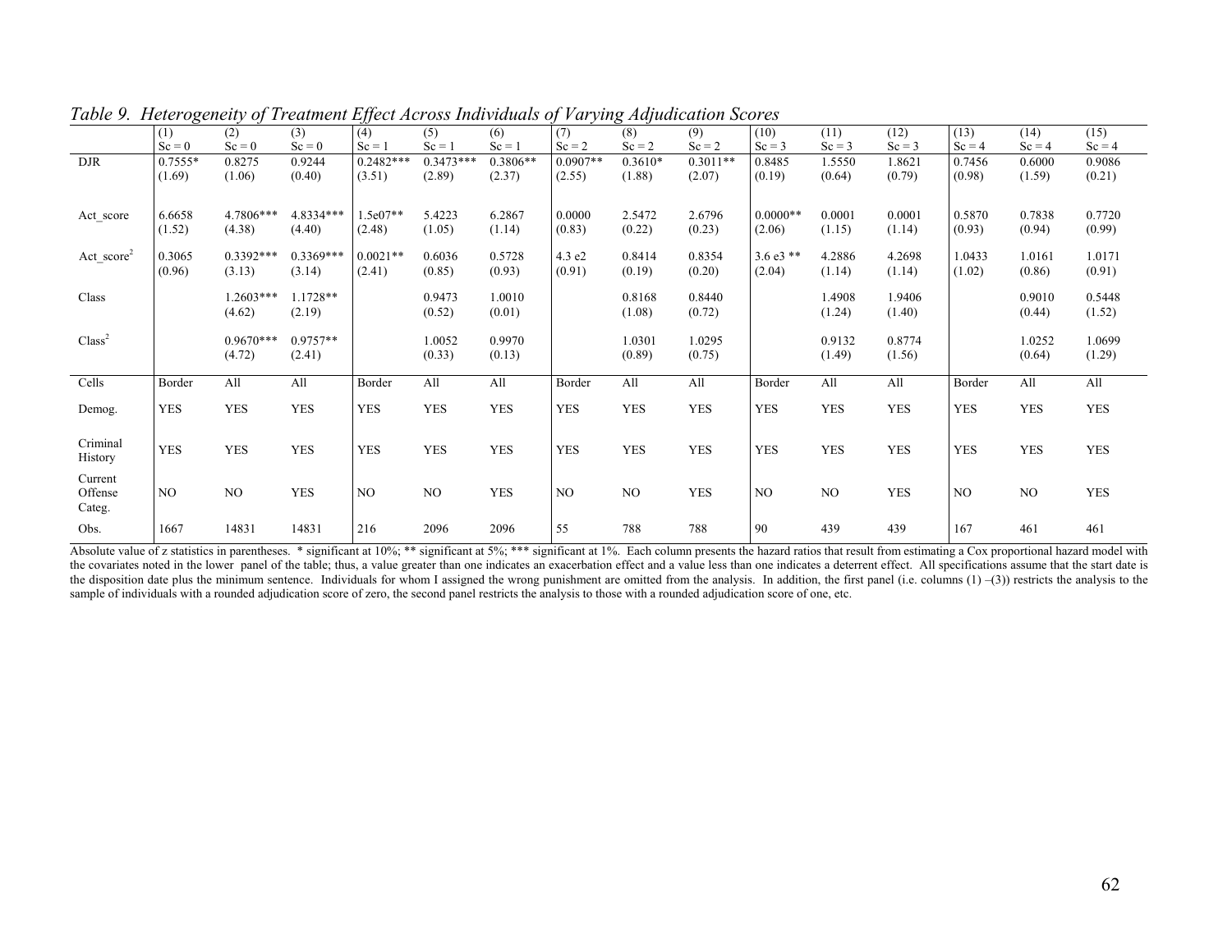*Table 9. Heterogeneity of Treatment Effect Across Individuals of Varying Adjudication Scores*

| | (1) Sc = 0 | (2) Sc = 0 | (3) Sc = 0 | (4) Sc = 1 | (5) Sc = 1 | (6) Sc = 1 | (7) Sc = 2 | (8) Sc = 2 | (9) Sc = 2 | (10) Sc = 3 | (11) Sc = 3 | (12) Sc = 3 | (13) Sc = 4 | (14) Sc = 4 | (15) Sc = 4 |
|---|---|---|---|---|---|---|---|---|---|---|---|---|---|---|---|
| DJR | 0.7555* (1.69) | 0.8275 (1.06) | 0.9244 (0.40) | 0.2482*** (3.51) | 0.3473*** (2.89) | 0.3806** (2.37) | 0.0907** (2.55) | 0.3610* (1.88) | 0.3011** (2.07) | 0.8485 (0.19) | 1.5550 (0.64) | 1.8621 (0.79) | 0.7456 (0.98) | 0.6000 (1.59) | 0.9086 (0.21) |
| Act_score | 6.6658 (1.52) | 4.7806*** (4.38) | 4.8334*** (4.40) | 1.5e07** (2.48) | 5.4223 (1.05) | 6.2867 (1.14) | 0.0000 (0.83) | 2.5472 (0.22) | 2.6796 (0.23) | 0.0000** (2.06) | 0.0001 (1.15) | 0.0001 (1.14) | 0.5870 (0.93) | 0.7838 (0.94) | 0.7720 (0.99) |
| $\text{Act\_score}^2$ | 0.3065 (0.96) | 0.3392*** (3.13) | 0.3369*** (3.14) | 0.0021** (2.41) | 0.6036 (0.85) | 0.5728 (0.93) | 4.3 e2 (0.91) | 0.8414 (0.19) | 0.8354 (0.20) | 3.6 e3 ** (2.04) | 4.2886 (1.14) | 4.2698 (1.14) | 1.0433 (1.02) | 1.0161 (0.86) | 1.0171 (0.91) |
| Class | | 1.2603*** (4.62) | 1.1728** (2.19) | | 0.9473 (0.52) | 1.0010 (0.01) | | 0.8168 (1.08) | 0.8440 (0.72) | | 1.4908 (1.24) | 1.9406 (1.40) | | 0.9010 (0.44) | 0.5448 (1.52) |
| $\text{Class}^2$ | | 0.9670*** (4.72) | 0.9757** (2.41) | | 1.0052 (0.33) | 0.9970 (0.13) | | 1.0301 (0.89) | 1.0295 (0.75) | | 0.9132 (1.49) | 0.8774 (1.56) | | 1.0252 (0.64) | 1.0699 (1.29) |
| Cells | Border | All | All | Border | All | All | Border | All | All | Border | All | All | Border | All | All |
| Demog. | YES | YES | YES | YES | YES | YES | YES | YES | YES | YES | YES | YES | YES | YES | YES |
| Criminal History | YES | YES | YES | YES | YES | YES | YES | YES | YES | YES | YES | YES | YES | YES | YES |
| Current Offense Categ. | NO | NO | YES | NO | NO | YES | NO | NO | YES | NO | NO | YES | NO | NO | YES |
| Obs. | 1667 | 14831 | 14831 | 216 | 2096 | 2096 | 55 | 788 | 788 | 90 | 439 | 439 | 167 | 461 | 461 |

Absolute value of z statistics in parentheses. * significant at 10%; ** significant at 5%; *** significant at 1%. Each column presents the hazard ratios that result from estimating a Cox proportional hazard model with the covariates noted in the lower panel of the table; thus, a value greater than one indicates an exacerbation effect and a value less than one indicates a deterrent effect. All specifications assume that the start date is the disposition date plus the minimum sentence. Individuals for whom I assigned the wrong punishment are omitted from the analysis. In addition, the first panel (i.e. columns (1) –(3)) restricts the analysis to the sample of individuals with a rounded adjudication score of zero, the second panel restricts the analysis to those with a rounded adjudication score of one, etc.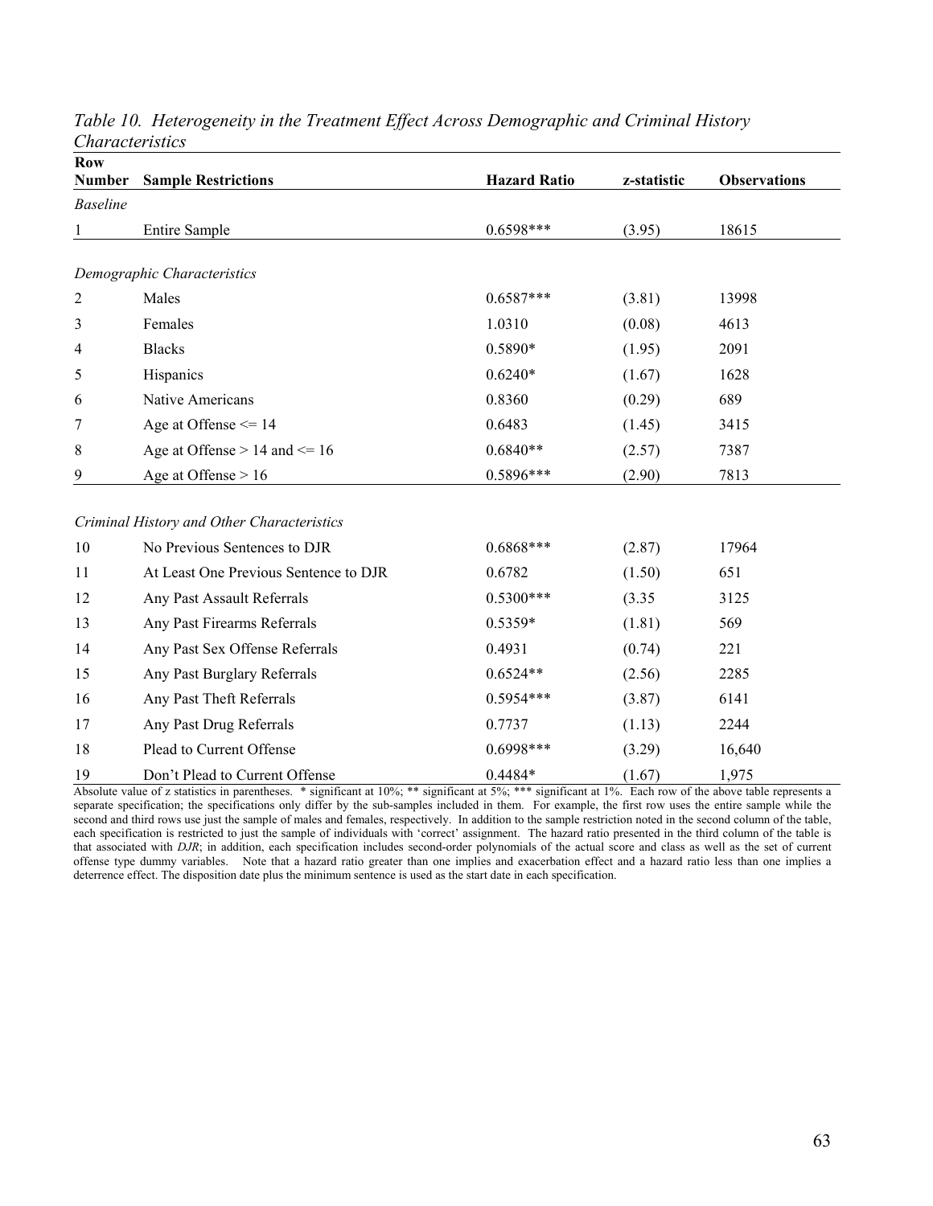*Table 10. Heterogeneity in the Treatment Effect Across Demographic and Criminal History Characteristics*

| Row Number | Sample Restrictions | Hazard Ratio | z-statistic | Observations |
|---|---|---|---|---|
| *Baseline* | | | | |
| 1 | Entire Sample | 0.6598*** | (3.95) | 18615 |
| *Demographic Characteristics* | | | | |
| 2 | Males | 0.6587*** | (3.81) | 13998 |
| 3 | Females | 1.0310 | (0.08) | 4613 |
| 4 | Blacks | 0.5890* | (1.95) | 2091 |
| 5 | Hispanics | 0.6240* | (1.67) | 1628 |
| 6 | Native Americans | 0.8360 | (0.29) | 689 |
| 7 | Age at Offense <= 14 | 0.6483 | (1.45) | 3415 |
| 8 | Age at Offense > 14 and <= 16 | 0.6840** | (2.57) | 7387 |
| 9 | Age at Offense > 16 | 0.5896*** | (2.90) | 7813 |
| *Criminal History and Other Characteristics* | | | | |
| 10 | No Previous Sentences to DJR | 0.6868*** | (2.87) | 17964 |
| 11 | At Least One Previous Sentence to DJR | 0.6782 | (1.50) | 651 |
| 12 | Any Past Assault Referrals | 0.5300*** | (3.35 | 3125 |
| 13 | Any Past Firearms Referrals | 0.5359* | (1.81) | 569 |
| 14 | Any Past Sex Offense Referrals | 0.4931 | (0.74) | 221 |
| 15 | Any Past Burglary Referrals | 0.6524** | (2.56) | 2285 |
| 16 | Any Past Theft Referrals | 0.5954*** | (3.87) | 6141 |
| 17 | Any Past Drug Referrals | 0.7737 | (1.13) | 2244 |
| 18 | Plead to Current Offense | 0.6998*** | (3.29) | 16,640 |
| 19 | Don't Plead to Current Offense | 0.4484* | (1.67) | 1,975 |

Absolute value of z statistics in parentheses. * significant at 10%; ** significant at 5%; *** significant at 1%. Each row of the above table represents a separate specification; the specifications only differ by the sub-samples included in them. For example, the first row uses the entire sample while the second and third rows use just the sample of males and females, respectively. In addition to the sample restriction noted in the second column of the table, each specification is restricted to just the sample of individuals with 'correct' assignment. The hazard ratio presented in the third column of the table is that associated with *DJR*; in addition, each specification includes second-order polynomials of the actual score and class as well as the set of current offense type dummy variables. Note that a hazard ratio greater than one implies and exacerbation effect and a hazard ratio less than one implies a deterrence effect. The disposition date plus the minimum sentence is used as the start date in each specification.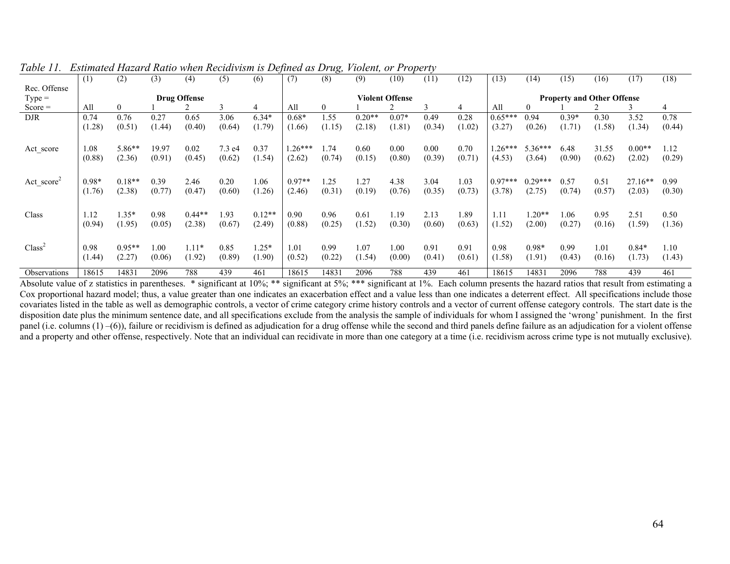*Table 11. Estimated Hazard Ratio when Recidivism is Defined as Drug, Violent, or Property*

| | (1) | (2) | (3) | (4) | (5) | (6) | (7) | (8) | (9) | (10) | (11) | (12) | (13) | (14) | (15) | (16) | (17) | (18) |
|---|---|---|---|---|---|---|---|---|---|---|---|---|---|---|---|---|---|---|
| Rec. Offense Type = | **Drug Offense** | | | | | | **Violent Offense** | | | | | | **Property and Other Offense** | | | | | |
| Score = | All | 0 | 1 | 2 | 3 | 4 | All | 0 | 1 | 2 | 3 | 4 | All | 0 | 1 | 2 | 3 | 4 |
| DJR | 0.74 | 0.76 | 0.27 | 0.65 | 3.06 | 6.34* | 0.68* | 1.55 | 0.20** | 0.07* | 0.49 | 0.28 | 0.65*** | 0.94 | 0.39* | 0.30 | 3.52 | 0.78 |
| | (1.28) | (0.51) | (1.44) | (0.40) | (0.64) | (1.79) | (1.66) | (1.15) | (2.18) | (1.81) | (0.34) | (1.02) | (3.27) | (0.26) | (1.71) | (1.58) | (1.34) | (0.44) |
| Act_score | 1.08 | 5.86** | 19.97 | 0.02 | 7.3 e4 | 0.37 | 1.26*** | 1.74 | 0.60 | 0.00 | 0.00 | 0.70 | 1.26*** | 5.36*** | 6.48 | 31.55 | 0.00** | 1.12 |
| | (0.88) | (2.36) | (0.91) | (0.45) | (0.62) | (1.54) | (2.62) | (0.74) | (0.15) | (0.80) | (0.39) | (0.71) | (4.53) | (3.64) | (0.90) | (0.62) | (2.02) | (0.29) |
| $\text{Act\_score}^2$ | 0.98* | 0.18** | 0.39 | 2.46 | 0.20 | 1.06 | 0.97** | 1.25 | 1.27 | 4.38 | 3.04 | 1.03 | 0.97*** | 0.29*** | 0.57 | 0.51 | 27.16** | 0.99 |
| | (1.76) | (2.38) | (0.77) | (0.47) | (0.60) | (1.26) | (2.46) | (0.31) | (0.19) | (0.76) | (0.35) | (0.73) | (3.78) | (2.75) | (0.74) | (0.57) | (2.03) | (0.30) |
| Class | 1.12 | 1.35* | 0.98 | 0.44** | 1.93 | 0.12** | 0.90 | 0.96 | 0.61 | 1.19 | 2.13 | 1.89 | 1.11 | 1.20** | 1.06 | 0.95 | 2.51 | 0.50 |
| | (0.94) | (1.95) | (0.05) | (2.38) | (0.67) | (2.49) | (0.88) | (0.25) | (1.52) | (0.30) | (0.60) | (0.63) | (1.52) | (2.00) | (0.27) | (0.16) | (1.59) | (1.36) |
| $\text{Class}^2$ | 0.98 | 0.95** | 1.00 | 1.11* | 0.85 | 1.25* | 1.01 | 0.99 | 1.07 | 1.00 | 0.91 | 0.91 | 0.98 | 0.98* | 0.99 | 1.01 | 0.84* | 1.10 |
| | (1.44) | (2.27) | (0.06) | (1.92) | (0.89) | (1.90) | (0.52) | (0.22) | (1.54) | (0.00) | (0.41) | (0.61) | (1.58) | (1.91) | (0.43) | (0.16) | (1.73) | (1.43) |
| Observations | 18615 | 14831 | 2096 | 788 | 439 | 461 | 18615 | 14831 | 2096 | 788 | 439 | 461 | 18615 | 14831 | 2096 | 788 | 439 | 461 |

Absolute value of z statistics in parentheses. * significant at 10%; ** significant at 5%; *** significant at 1%. Each column presents the hazard ratios that result from estimating a Cox proportional hazard model; thus, a value greater than one indicates an exacerbation effect and a value less than one indicates a deterrent effect. All specifications include those covariates listed in the table as well as demographic controls, a vector of crime category crime history controls and a vector of current offense category controls. The start date is the disposition date plus the minimum sentence date, and all specifications exclude from the analysis the sample of individuals for whom I assigned the 'wrong' punishment. In the first panel (i.e. columns (1) –(6)), failure or recidivism is defined as adjudication for a drug offense while the second and third panels define failure as an adjudication for a violent offense and a property and other offense, respectively. Note that an individual can recidivate in more than one category at a time (i.e. recidivism across crime type is not mutually exclusive).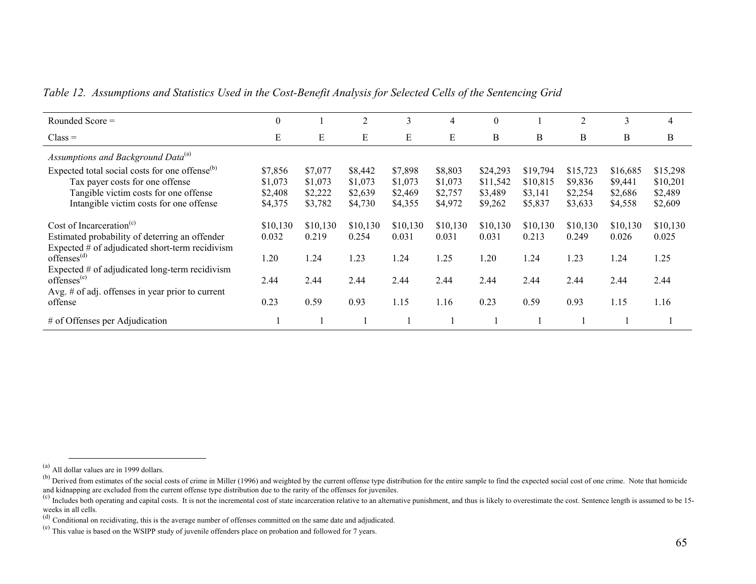*Table 12. Assumptions and Statistics Used in the Cost-Benefit Analysis for Selected Cells of the Sentencing Grid*

| Rounded Score = | 0 | 1 | 2 | 3 | 4 | 0 | 1 | 2 | 3 | 4 |
|---|---|---|---|---|---|---|---|---|---|---|
| Class = | E | E | E | E | E | B | B | B | B | B |
| *Assumptions and Background Data*[(a)] | | | | | | | | | | |
| Expected total social costs for one offense[(b)] | $7,856 | $7,077 | $8,442 | $7,898 | $8,803 | $24,293 | $19,794 | $15,723 | $16,685 | $15,298 |
| Tax payer costs for one offense | $1,073 | $1,073 | $1,073 | $1,073 | $1,073 | $11,542 | $10,815 | $9,836 | $9,441 | $10,201 |
| Tangible victim costs for one offense | $2,408 | $2,222 | $2,639 | $2,469 | $2,757 | $3,489 | $3,141 | $2,254 | $2,686 | $2,489 |
| Intangible victim costs for one offense | $4,375 | $3,782 | $4,730 | $4,355 | $4,972 | $9,262 | $5,837 | $3,633 | $4,558 | $2,609 |
| Cost of Incarceration[(c)] | $10,130 | $10,130 | $10,130 | $10,130 | $10,130 | $10,130 | $10,130 | $10,130 | $10,130 | $10,130 |
| Estimated probability of deterring an offender | 0.032 | 0.219 | 0.254 | 0.031 | 0.031 | 0.031 | 0.213 | 0.249 | 0.026 | 0.025 |
| Expected # of adjudicated short-term recidivism offenses[(d)] | 1.20 | 1.24 | 1.23 | 1.24 | 1.25 | 1.20 | 1.24 | 1.23 | 1.24 | 1.25 |
| Expected # of adjudicated long-term recidivism offenses[(e)] | 2.44 | 2.44 | 2.44 | 2.44 | 2.44 | 2.44 | 2.44 | 2.44 | 2.44 | 2.44 |
| Avg. # of adj. offenses in year prior to current offense | 0.23 | 0.59 | 0.93 | 1.15 | 1.16 | 0.23 | 0.59 | 0.93 | 1.15 | 1.16 |
| # of Offenses per Adjudication | 1 | 1 | 1 | 1 | 1 | 1 | 1 | 1 | 1 | 1 |

---

(a) All dollar values are in 1999 dollars.

(b) Derived from estimates of the social costs of crime in Miller (1996) and weighted by the current offense type distribution for the entire sample to find the expected social cost of one crime. Note that homicide and kidnapping are excluded from the current offense type distribution due to the rarity of the offenses for juveniles.

(c) Includes both operating and capital costs. It is not the incremental cost of state incarceration relative to an alternative punishment, and thus is likely to overestimate the cost. Sentence length is assumed to be 15-weeks in all cells.

(d) Conditional on recidivating, this is the average number of offenses committed on the same date and adjudicated.

(e) This value is based on the WSIPP study of juvenile offenders place on probation and followed for 7 years.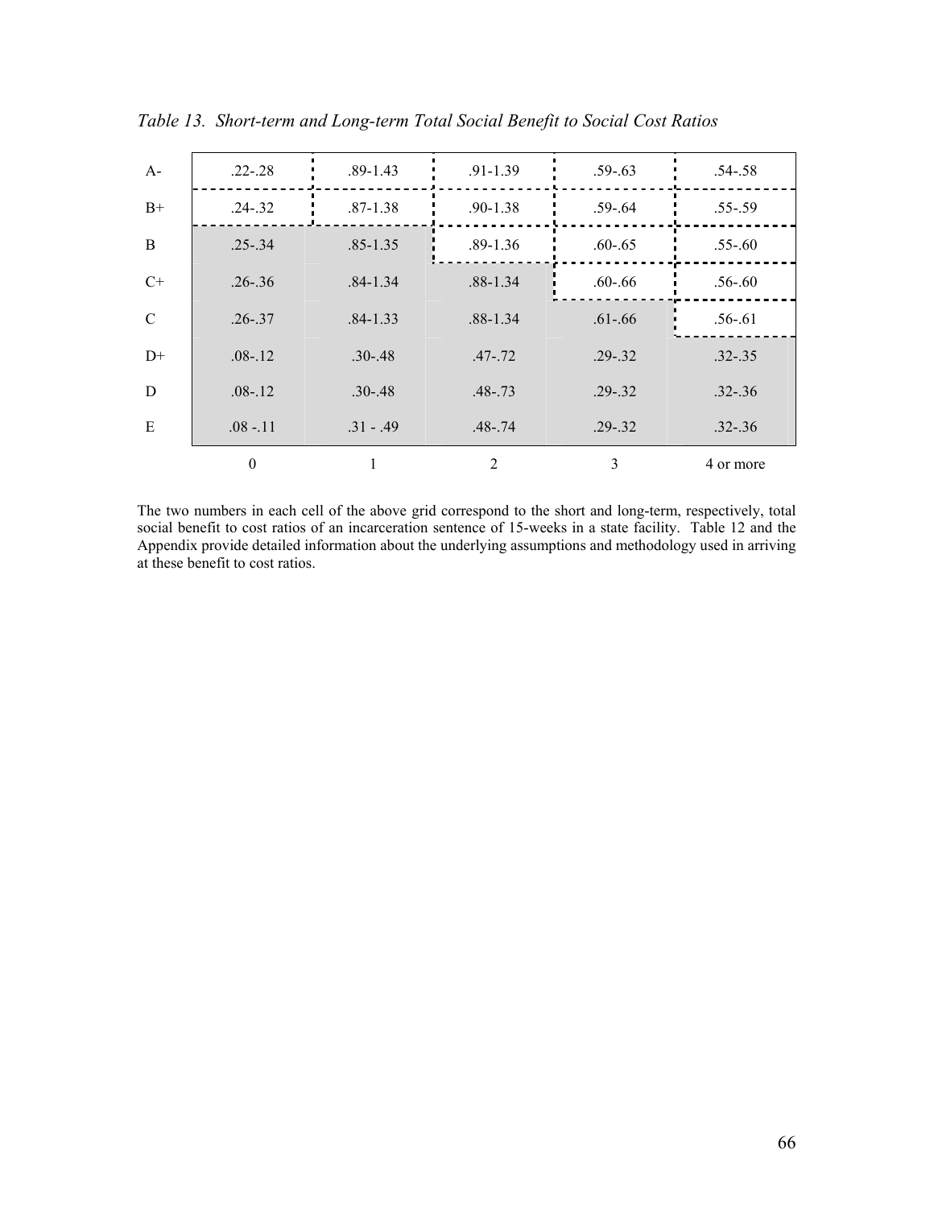*Table 13. Short-term and Long-term Total Social Benefit to Social Cost Ratios*

| | 0 | 1 | 2 | 3 | 4 or more |
|---|---|---|---|---|---|
| A- | .22-.28 | .89-1.43 | .91-1.39 | .59-.63 | .54-.58 |
| B+ | .24-.32 | .87-1.38 | .90-1.38 | .59-.64 | .55-.59 |
| B | .25-.34 | .85-1.35 | .89-1.36 | .60-.65 | .55-.60 |
| C+ | .26-.36 | .84-1.34 | .88-1.34 | .60-.66 | .56-.60 |
| C | .26-.37 | .84-1.33 | .88-1.34 | .61-.66 | .56-.61 |
| D+ | .08-.12 | .30-.48 | .47-.72 | .29-.32 | .32-.35 |
| D | .08-.12 | .30-.48 | .48-.73 | .29-.32 | .32-.36 |
| E | .08 -.11 | .31 - .49 | .48-.74 | .29-.32 | .32-.36 |

The two numbers in each cell of the above grid correspond to the short and long-term, respectively, total social benefit to cost ratios of an incarceration sentence of 15-weeks in a state facility. Table 12 and the Appendix provide detailed information about the underlying assumptions and methodology used in arriving at these benefit to cost ratios.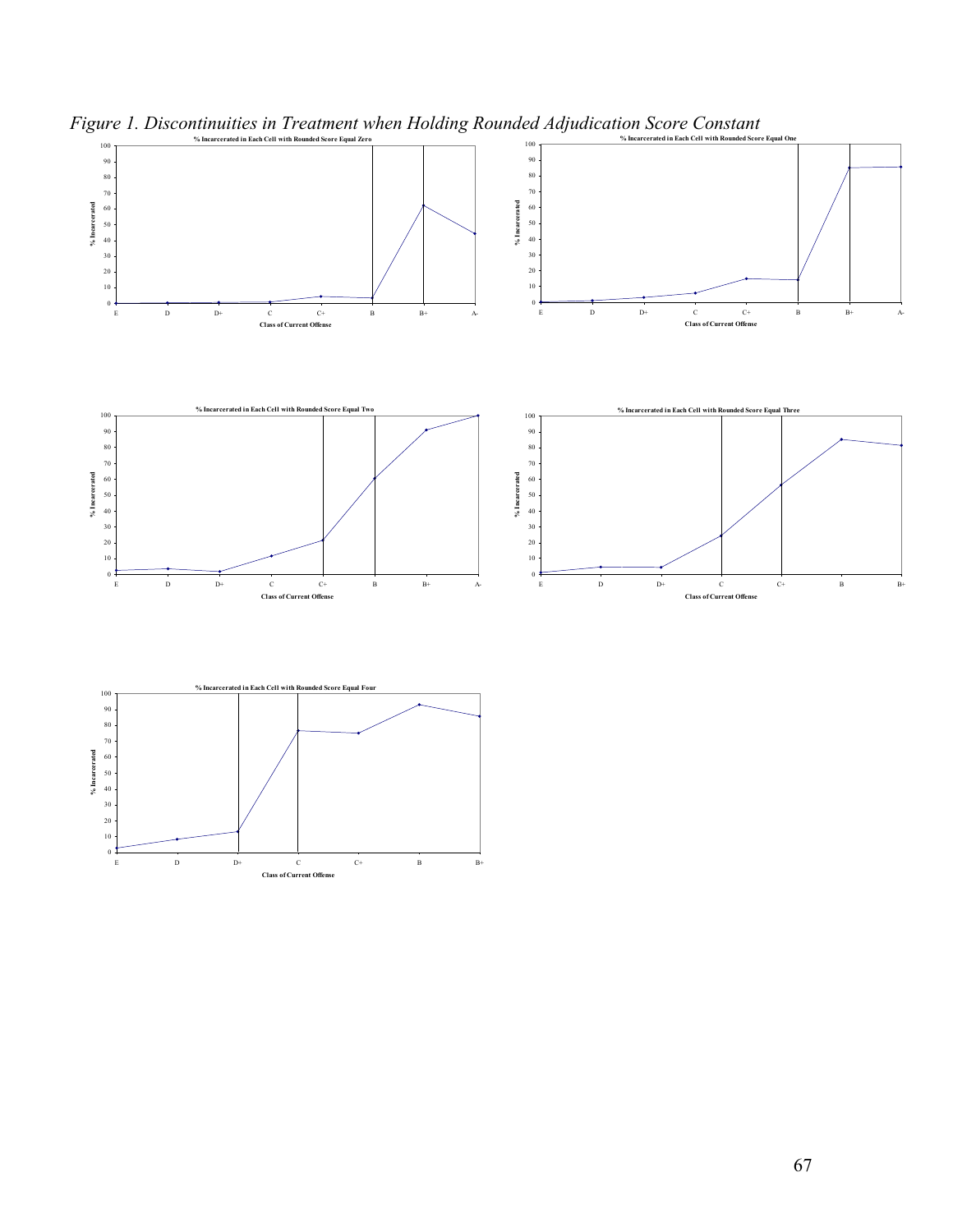*Figure 1. Discontinuities in Treatment when Holding Rounded Adjudication Score Constant*

% Incarcerated in Each Cell with Rounded Score Equal Zero

% Incarcerated in Each Cell with Rounded Score Equal One

% Incarcerated in Each Cell with Rounded Score Equal Two

% Incarcerated in Each Cell with Rounded Score Equal Three

% Incarcerated in Each Cell with Rounded Score Equal Four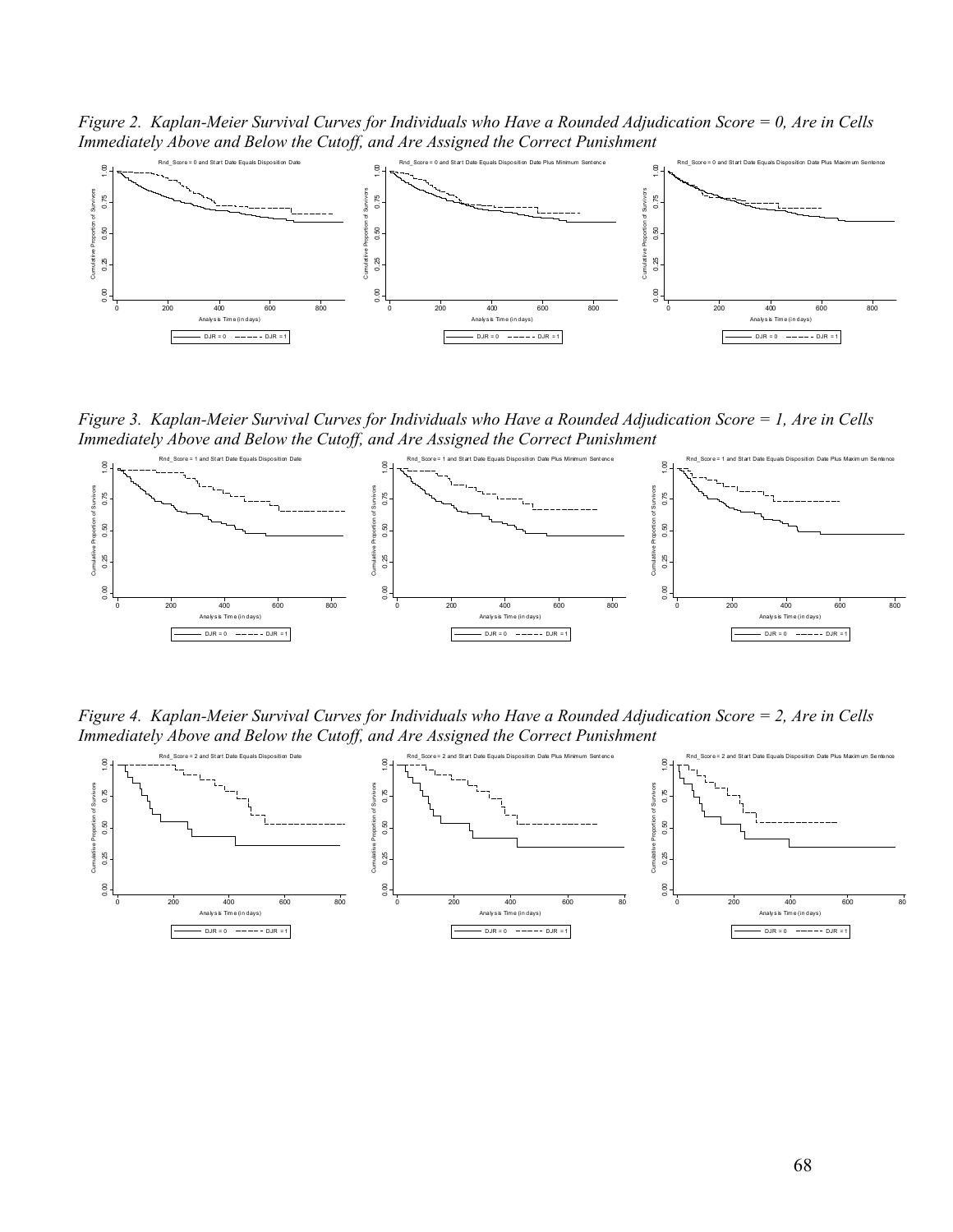*Figure 2. Kaplan-Meier Survival Curves for Individuals who Have a Rounded Adjudication Score = 0, Are in Cells Immediately Above and Below the Cutoff, and Are Assigned the Correct Punishment*

*Figure 3. Kaplan-Meier Survival Curves for Individuals who Have a Rounded Adjudication Score = 1, Are in Cells Immediately Above and Below the Cutoff, and Are Assigned the Correct Punishment*

*Figure 4. Kaplan-Meier Survival Curves for Individuals who Have a Rounded Adjudication Score = 2, Are in Cells Immediately Above and Below the Cutoff, and Are Assigned the Correct Punishment*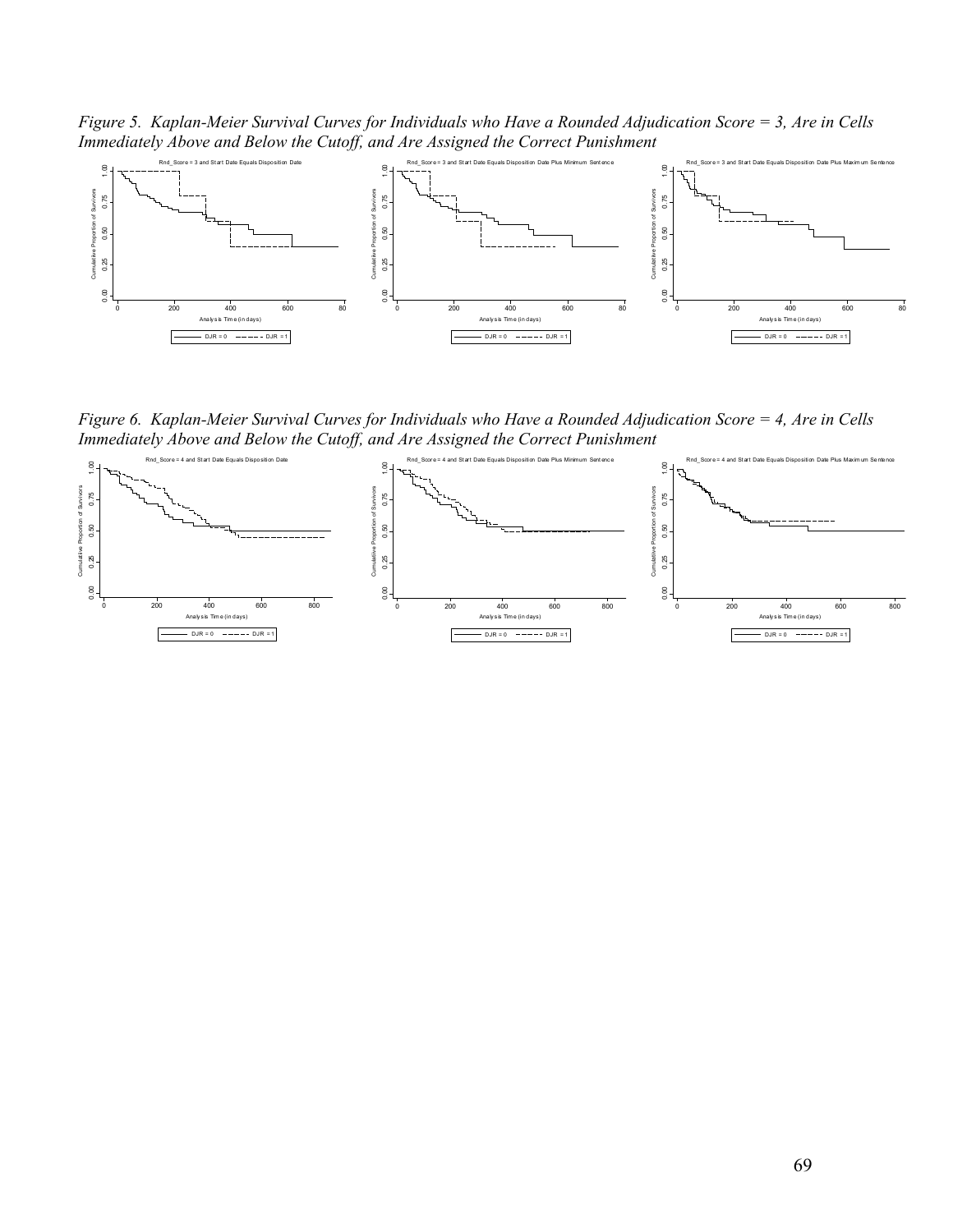*Figure 5. Kaplan-Meier Survival Curves for Individuals who Have a Rounded Adjudication Score = 3, Are in Cells Immediately Above and Below the Cutoff, and Are Assigned the Correct Punishment*

*Figure 6. Kaplan-Meier Survival Curves for Individuals who Have a Rounded Adjudication Score = 4, Are in Cells Immediately Above and Below the Cutoff, and Are Assigned the Correct Punishment*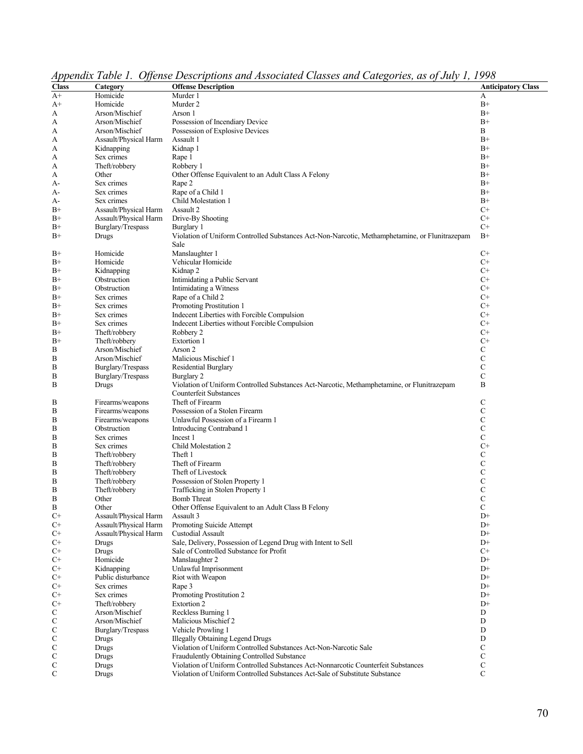*Appendix Table 1. Offense Descriptions and Associated Classes and Categories, as of July 1, 1998*

| Class | Category | Offense Description | Anticipatory Class |
|---|---|---|---|
| A+ | Homicide | Murder 1 | A |
| A+ | Homicide | Murder 2 | B+ |
| A | Arson/Mischief | Arson 1 | B+ |
| A | Arson/Mischief | Possession of Incendiary Device | B+ |
| A | Arson/Mischief | Possession of Explosive Devices | B |
| A | Assault/Physical Harm | Assault 1 | B+ |
| A | Kidnapping | Kidnap 1 | B+ |
| A | Sex crimes | Rape 1 | B+ |
| A | Theft/robbery | Robbery 1 | B+ |
| A | Other | Other Offense Equivalent to an Adult Class A Felony | B+ |
| A- | Sex crimes | Rape 2 | B+ |
| A- | Sex crimes | Rape of a Child 1 | B+ |
| A- | Sex crimes | Child Molestation 1 | B+ |
| B+ | Assault/Physical Harm | Assault 2 | C+ |
| B+ | Assault/Physical Harm | Drive-By Shooting | C+ |
| B+ | Burglary/Trespass | Burglary 1 | C+ |
| B+ | Drugs | Violation of Uniform Controlled Substances Act-Non-Narcotic, Methamphetamine, or Flunitrazepam Sale | B+ |
| B+ | Homicide | Manslaughter 1 | C+ |
| B+ | Homicide | Vehicular Homicide | C+ |
| B+ | Kidnapping | Kidnap 2 | C+ |
| B+ | Obstruction | Intimidating a Public Servant | C+ |
| B+ | Obstruction | Intimidating a Witness | C+ |
| B+ | Sex crimes | Rape of a Child 2 | C+ |
| B+ | Sex crimes | Promoting Prostitution 1 | C+ |
| B+ | Sex crimes | Indecent Liberties with Forcible Compulsion | C+ |
| B+ | Sex crimes | Indecent Liberties without Forcible Compulsion | C+ |
| B+ | Theft/robbery | Robbery 2 | C+ |
| B+ | Theft/robbery | Extortion 1 | C+ |
| B | Arson/Mischief | Arson 2 | C |
| B | Arson/Mischief | Malicious Mischief 1 | C |
| B | Burglary/Trespass | Residential Burglary | C |
| B | Burglary/Trespass | Burglary 2 | C |
| B | Drugs | Violation of Uniform Controlled Substances Act-Narcotic, Methamphetamine, or Flunitrazepam Counterfeit Substances | B |
| B | Firearms/weapons | Theft of Firearm | C |
| B | Firearms/weapons | Possession of a Stolen Firearm | C |
| B | Firearms/weapons | Unlawful Possession of a Firearm 1 | C |
| B | Obstruction | Introducing Contraband 1 | C |
| B | Sex crimes | Incest 1 | C |
| B | Sex crimes | Child Molestation 2 | C+ |
| B | Theft/robbery | Theft 1 | C |
| B | Theft/robbery | Theft of Firearm | C |
| B | Theft/robbery | Theft of Livestock | C |
| B | Theft/robbery | Possession of Stolen Property 1 | C |
| B | Theft/robbery | Trafficking in Stolen Property 1 | C |
| B | Other | Bomb Threat | C |
| B | Other | Other Offense Equivalent to an Adult Class B Felony | C |
| C+ | Assault/Physical Harm | Assault 3 | D+ |
| C+ | Assault/Physical Harm | Promoting Suicide Attempt | D+ |
| C+ | Assault/Physical Harm | Custodial Assault | D+ |
| C+ | Drugs | Sale, Delivery, Possession of Legend Drug with Intent to Sell | D+ |
| C+ | Drugs | Sale of Controlled Substance for Profit | C+ |
| C+ | Homicide | Manslaughter 2 | D+ |
| C+ | Kidnapping | Unlawful Imprisonment | D+ |
| C+ | Public disturbance | Riot with Weapon | D+ |
| C+ | Sex crimes | Rape 3 | D+ |
| C+ | Sex crimes | Promoting Prostitution 2 | D+ |
| C+ | Theft/robbery | Extortion 2 | D+ |
| C | Arson/Mischief | Reckless Burning 1 | D |
| C | Arson/Mischief | Malicious Mischief 2 | D |
| C | Burglary/Trespass | Vehicle Prowling 1 | D |
| C | Drugs | Illegally Obtaining Legend Drugs | D |
| C | Drugs | Violation of Uniform Controlled Substances Act-Non-Narcotic Sale | C |
| C | Drugs | Fraudulently Obtaining Controlled Substance | C |
| C | Drugs | Violation of Uniform Controlled Substances Act-Nonnarcotic Counterfeit Substances | C |
| C | Drugs | Violation of Uniform Controlled Substances Act-Sale of Substitute Substance | C |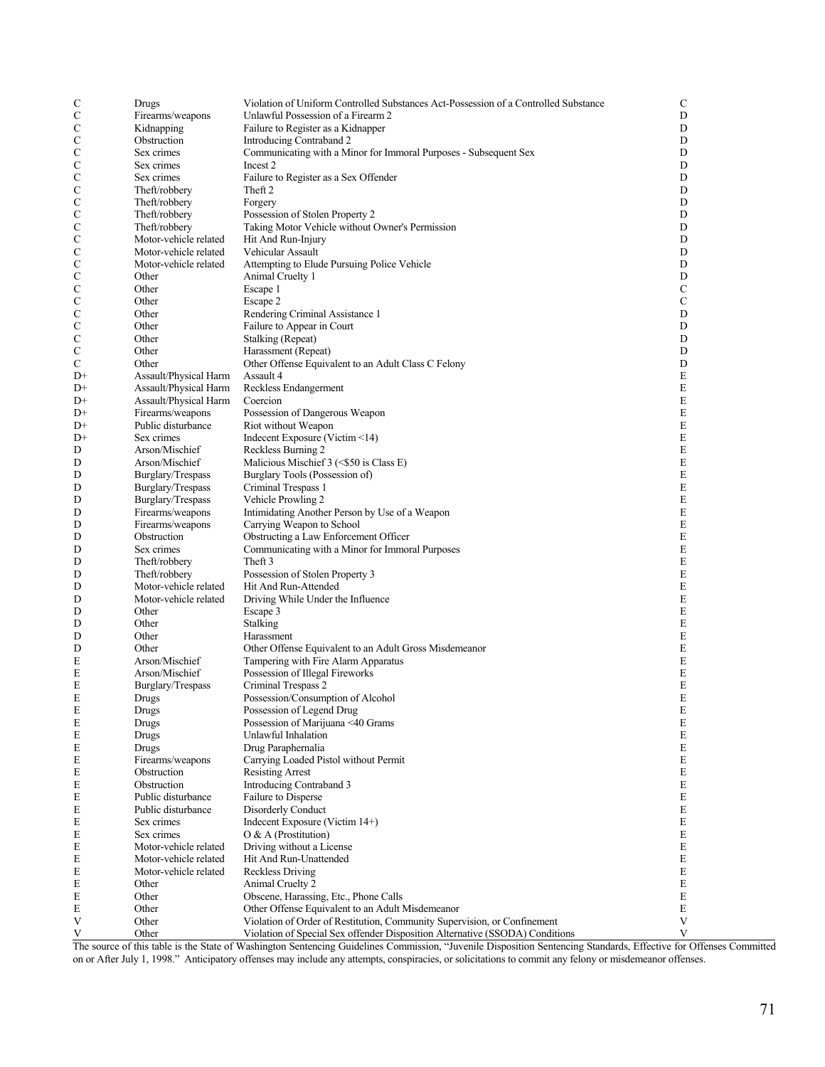| | | | |
|---|---|---|---|
| C | Drugs | Violation of Uniform Controlled Substances Act-Possession of a Controlled Substance | C |
| C | Firearms/weapons | Unlawful Possession of a Firearm 2 | D |
| C | Kidnapping | Failure to Register as a Kidnapper | D |
| C | Obstruction | Introducing Contraband 2 | D |
| C | Sex crimes | Communicating with a Minor for Immoral Purposes - Subsequent Sex | D |
| C | Sex crimes | Incest 2 | D |
| C | Sex crimes | Failure to Register as a Sex Offender | D |
| C | Theft/robbery | Theft 2 | D |
| C | Theft/robbery | Forgery | D |
| C | Theft/robbery | Possession of Stolen Property 2 | D |
| C | Theft/robbery | Taking Motor Vehicle without Owner's Permission | D |
| C | Motor-vehicle related | Hit And Run-Injury | D |
| C | Motor-vehicle related | Vehicular Assault | D |
| C | Motor-vehicle related | Attempting to Elude Pursuing Police Vehicle | D |
| C | Other | Animal Cruelty 1 | D |
| C | Other | Escape 1 | C |
| C | Other | Escape 2 | C |
| C | Other | Rendering Criminal Assistance 1 | D |
| C | Other | Failure to Appear in Court | D |
| C | Other | Stalking (Repeat) | D |
| C | Other | Harassment (Repeat) | D |
| C | Other | Other Offense Equivalent to an Adult Class C Felony | D |
| D+ | Assault/Physical Harm | Assault 4 | E |
| D+ | Assault/Physical Harm | Reckless Endangerment | E |
| D+ | Assault/Physical Harm | Coercion | E |
| D+ | Firearms/weapons | Possession of Dangerous Weapon | E |
| D+ | Public disturbance | Riot without Weapon | E |
| D+ | Sex crimes | Indecent Exposure (Victim <14) | E |
| D | Arson/Mischief | Reckless Burning 2 | E |
| D | Arson/Mischief | Malicious Mischief 3 (<$50 is Class E) | E |
| D | Burglary/Trespass | Burglary Tools (Possession of) | E |
| D | Burglary/Trespass | Criminal Trespass 1 | E |
| D | Burglary/Trespass | Vehicle Prowling 2 | E |
| D | Firearms/weapons | Intimidating Another Person by Use of a Weapon | E |
| D | Firearms/weapons | Carrying Weapon to School | E |
| D | Obstruction | Obstructing a Law Enforcement Officer | E |
| D | Sex crimes | Communicating with a Minor for Immoral Purposes | E |
| D | Theft/robbery | Theft 3 | E |
| D | Theft/robbery | Possession of Stolen Property 3 | E |
| D | Motor-vehicle related | Hit And Run-Attended | E |
| D | Motor-vehicle related | Driving While Under the Influence | E |
| D | Other | Escape 3 | E |
| D | Other | Stalking | E |
| D | Other | Harassment | E |
| D | Other | Other Offense Equivalent to an Adult Gross Misdemeanor | E |
| E | Arson/Mischief | Tampering with Fire Alarm Apparatus | E |
| E | Arson/Mischief | Possession of Illegal Fireworks | E |
| E | Burglary/Trespass | Criminal Trespass 2 | E |
| E | Drugs | Possession/Consumption of Alcohol | E |
| E | Drugs | Possession of Legend Drug | E |
| E | Drugs | Possession of Marijuana <40 Grams | E |
| E | Drugs | Unlawful Inhalation | E |
| E | Drugs | Drug Paraphernalia | E |
| E | Firearms/weapons | Carrying Loaded Pistol without Permit | E |
| E | Obstruction | Resisting Arrest | E |
| E | Obstruction | Introducing Contraband 3 | E |
| E | Public disturbance | Failure to Disperse | E |
| E | Public disturbance | Disorderly Conduct | E |
| E | Sex crimes | Indecent Exposure (Victim 14+) | E |
| E | Sex crimes | O & A (Prostitution) | E |
| E | Motor-vehicle related | Driving without a License | E |
| E | Motor-vehicle related | Hit And Run-Unattended | E |
| E | Motor-vehicle related | Reckless Driving | E |
| E | Other | Animal Cruelty 2 | E |
| E | Other | Obscene, Harassing, Etc., Phone Calls | E |
| E | Other | Other Offense Equivalent to an Adult Misdemeanor | E |
| V | Other | Violation of Order of Restitution, Community Supervision, or Confinement | V |
| V | Other | Violation of Special Sex offender Disposition Alternative (SSODA) Conditions | V |

The source of this table is the State of Washington Sentencing Guidelines Commission, "Juvenile Disposition Sentencing Standards, Effective for Offenses Committed on or After July 1, 1998." Anticipatory offenses may include any attempts, conspiracies, or solicitations to commit any felony or misdemeanor offenses.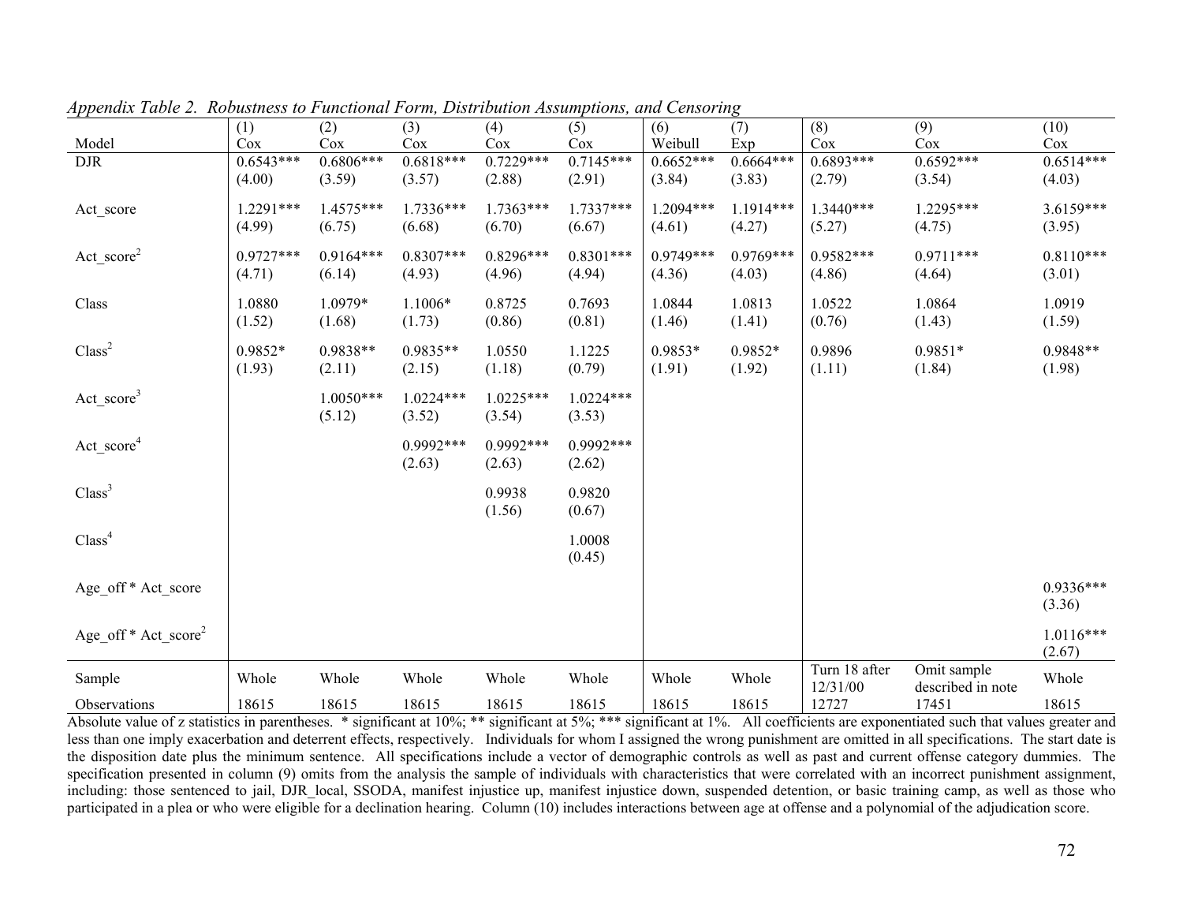*Appendix Table 2. Robustness to Functional Form, Distribution Assumptions, and Censoring*

| Model | (1) Cox | (2) Cox | (3) Cox | (4) Cox | (5) Cox | (6) Weibull | (7) Exp | (8) Cox | (9) Cox | (10) Cox |
|---|---|---|---|---|---|---|---|---|---|---|
| DJR | 0.6543*** | 0.6806*** | 0.6818*** | 0.7229*** | 0.7145*** | 0.6652*** | 0.6664*** | 0.6893*** | 0.6592*** | 0.6514*** |
| | (4.00) | (3.59) | (3.57) | (2.88) | (2.91) | (3.84) | (3.83) | (2.79) | (3.54) | (4.03) |
| Act_score | 1.2291*** | 1.4575*** | 1.7336*** | 1.7363*** | 1.7337*** | 1.2094*** | 1.1914*** | 1.3440*** | 1.2295*** | 3.6159*** |
| | (4.99) | (6.75) | (6.68) | (6.70) | (6.67) | (4.61) | (4.27) | (5.27) | (4.75) | (3.95) |
| Act_score$^2$ | 0.9727*** | 0.9164*** | 0.8307*** | 0.8296*** | 0.8301*** | 0.9749*** | 0.9769*** | 0.9582*** | 0.9711*** | 0.8110*** |
| | (4.71) | (6.14) | (4.93) | (4.96) | (4.94) | (4.36) | (4.03) | (4.86) | (4.64) | (3.01) |
| Class | 1.0880 | 1.0979* | 1.1006* | 0.8725 | 0.7693 | 1.0844 | 1.0813 | 1.0522 | 1.0864 | 1.0919 |
| | (1.52) | (1.68) | (1.73) | (0.86) | (0.81) | (1.46) | (1.41) | (0.76) | (1.43) | (1.59) |
| Class$^2$ | 0.9852* | 0.9838** | 0.9835** | 1.0550 | 1.1225 | 0.9853* | 0.9852* | 0.9896 | 0.9851* | 0.9848** |
| | (1.93) | (2.11) | (2.15) | (1.18) | (0.79) | (1.91) | (1.92) | (1.11) | (1.84) | (1.98) |
| Act_score$^3$ | | 1.0050*** | 1.0224*** | 1.0225*** | 1.0224*** | | | | | |
| | | (5.12) | (3.52) | (3.54) | (3.53) | | | | | |
| Act_score$^4$ | | | 0.9992*** | 0.9992*** | 0.9992*** | | | | | |
| | | | (2.63) | (2.63) | (2.62) | | | | | |
| Class$^3$ | | | | 0.9938 | 0.9820 | | | | | |
| | | | | (1.56) | (0.67) | | | | | |
| Class$^4$ | | | | | 1.0008 | | | | | |
| | | | | | (0.45) | | | | | |
| Age_off * Act_score | | | | | | | | | | 0.9336*** |
| | | | | | | | | | | (3.36) |
| Age_off * Act_score$^2$ | | | | | | | | | | 1.0116*** |
| | | | | | | | | | | (2.67) |
| Sample | Whole | Whole | Whole | Whole | Whole | Whole | Whole | Turn 18 after 12/31/00 | Omit sample described in note | Whole |
| Observations | 18615 | 18615 | 18615 | 18615 | 18615 | 18615 | 18615 | 12727 | 17451 | 18615 |

Absolute value of z statistics in parentheses. * significant at 10%; ** significant at 5%; *** significant at 1%. All coefficients are exponentiated such that values greater and less than one imply exacerbation and deterrent effects, respectively. Individuals for whom I assigned the wrong punishment are omitted in all specifications. The start date is the disposition date plus the minimum sentence. All specifications include a vector of demographic controls as well as past and current offense category dummies. The specification presented in column (9) omits from the analysis the sample of individuals with characteristics that were correlated with an incorrect punishment assignment, including: those sentenced to jail, DJR_local, SSODA, manifest injustice up, manifest injustice down, suspended detention, or basic training camp, as well as those who participated in a plea or who were eligible for a declination hearing. Column (10) includes interactions between age at offense and a polynomial of the adjudication score.